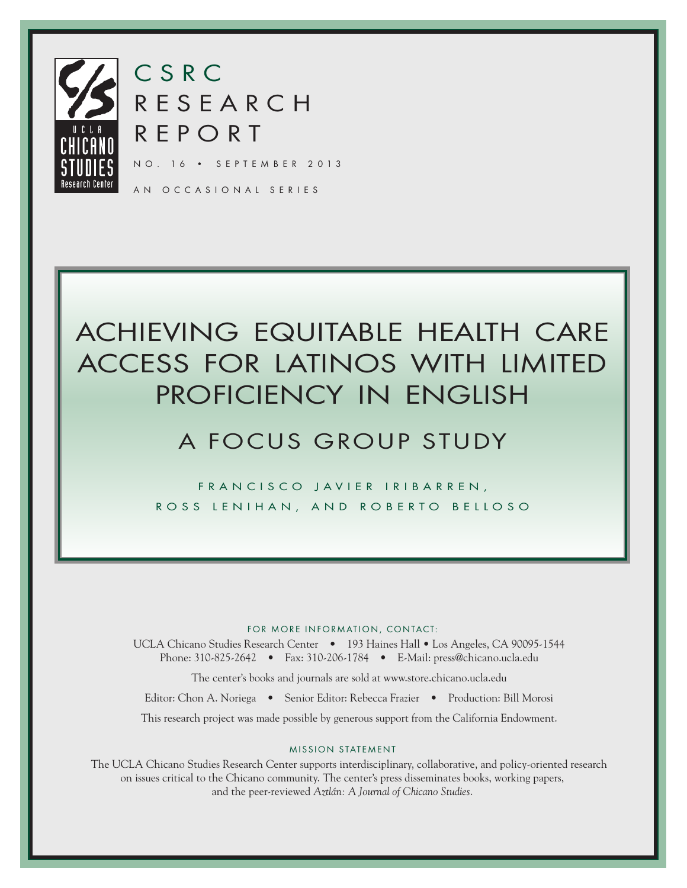UCLA CHICANO STUDIES Research Center

# CSRC RESEARCH REPORT

NO. 16 • SEPTEMBER 2013

AN OCCASIONAL SERIES

# ACHIEVING EQUITABLE HEALTH CARE ACCESS FOR LATINOS WITH LIMITED PROFICIENCY IN ENGLISH

## A FOCUS GROUP STUDY

FRANCISCO JAVIER IRIBARREN, ROSS LENIHAN, AND ROBERTO BELLOSO

FOR MORE INFORMATION, CONTACT:

UCLA Chicano Studies Research Center • 193 Haines Hall • Los Angeles, CA 90095-1544
Phone: 310-825-2642 • Fax: 310-206-1784 • E-Mail: press@chicano.ucla.edu

The center's books and journals are sold at www.store.chicano.ucla.edu

Editor: Chon A. Noriega • Senior Editor: Rebecca Frazier • Production: Bill Morosi

This research project was made possible by generous support from the California Endowment.

MISSION STATEMENT

The UCLA Chicano Studies Research Center supports interdisciplinary, collaborative, and policy-oriented research on issues critical to the Chicano community. The center's press disseminates books, working papers, and the peer-reviewed *Aztlán: A Journal of Chicano Studies*.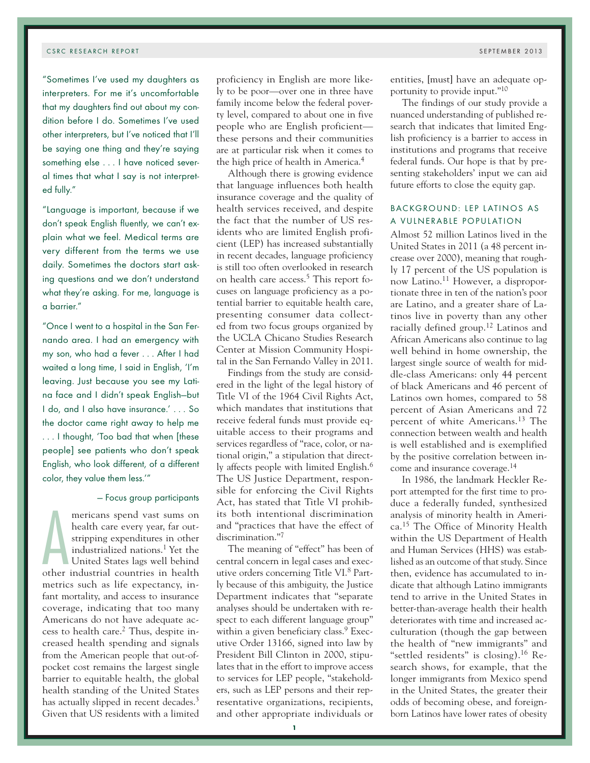"Sometimes I've used my daughters as interpreters. For me it's uncomfortable that my daughters find out about my condition before I do. Sometimes I've used other interpreters, but I've noticed that I'll be saying one thing and they're saying something else . . . I have noticed several times that what I say is not interpreted fully."

"Language is important, because if we don't speak English fluently, we can't explain what we feel. Medical terms are very different from the terms we use daily. Sometimes the doctors start asking questions and we don't understand what they're asking. For me, language is a barrier."

"Once I went to a hospital in the San Fernando area. I had an emergency with my son, who had a fever . . . After I had waited a long time, I said in English, 'I'm leaving. Just because you see my Latina face and I didn't speak English—but I do, and I also have insurance.' . . . So the doctor came right away to help me . . . I thought, 'Too bad that when [these people] see patients who don't speak English, who look different, of a different color, they value them less.'"

— Focus group participants

Americans spend vast sums on health care every year, far outstripping expenditures in other industrialized nations.[1] Yet the United States lags well behind other industrial countries in health metrics such as life expectancy, infant mortality, and access to insurance coverage, indicating that too many Americans do not have adequate access to health care.[2] Thus, despite increased health spending and signals from the American people that out-of-pocket cost remains the largest single barrier to equitable health, the global health standing of the United States has actually slipped in recent decades.[3] Given that US residents with a limited proficiency in English are more likely to be poor—over one in three have family income below the federal poverty level, compared to about one in five people who are English proficient—these persons and their communities are at particular risk when it comes to the high price of health in America.[4]

Although there is growing evidence that language influences both health insurance coverage and the quality of health services received, and despite the fact that the number of US residents who are limited English proficient (LEP) has increased substantially in recent decades, language proficiency is still too often overlooked in research on health care access.[5] This report focuses on language proficiency as a potential barrier to equitable health care, presenting consumer data collected from two focus groups organized by the UCLA Chicano Studies Research Center at Mission Community Hospital in the San Fernando Valley in 2011.

Findings from the study are considered in the light of the legal history of Title VI of the 1964 Civil Rights Act, which mandates that institutions that receive federal funds must provide equitable access to their programs and services regardless of "race, color, or national origin," a stipulation that directly affects people with limited English.[6] The US Justice Department, responsible for enforcing the Civil Rights Act, has stated that Title VI prohibits both intentional discrimination and "practices that have the effect of discrimination."[7]

The meaning of "effect" has been of central concern in legal cases and executive orders concerning Title VI.[8] Partly because of this ambiguity, the Justice Department indicates that "separate analyses should be undertaken with respect to each different language group" within a given beneficiary class.[9] Executive Order 13166, signed into law by President Bill Clinton in 2000, stipulates that in the effort to improve access to services for LEP people, "stakeholders, such as LEP persons and their representative organizations, recipients, and other appropriate individuals or entities, [must] have an adequate opportunity to provide input."[10]

The findings of our study provide a nuanced understanding of published research that indicates that limited English proficiency is a barrier to access in institutions and programs that receive federal funds. Our hope is that by presenting stakeholders' input we can aid future efforts to close the equity gap.

## BACKGROUND: LEP LATINOS AS A VULNERABLE POPULATION

Almost 52 million Latinos lived in the United States in 2011 (a 48 percent increase over 2000), meaning that roughly 17 percent of the US population is now Latino.[11] However, a disproportionate three in ten of the nation's poor are Latino, and a greater share of Latinos live in poverty than any other racially defined group.[12] Latinos and African Americans also continue to lag well behind in home ownership, the largest single source of wealth for middle-class Americans: only 44 percent of black Americans and 46 percent of Latinos own homes, compared to 58 percent of Asian Americans and 72 percent of white Americans.[13] The connection between wealth and health is well established and is exemplified by the positive correlation between income and insurance coverage.[14]

In 1986, the landmark Heckler Report attempted for the first time to produce a federally funded, synthesized analysis of minority health in America.[15] The Office of Minority Health within the US Department of Health and Human Services (HHS) was established as an outcome of that study. Since then, evidence has accumulated to indicate that although Latino immigrants tend to arrive in the United States in better-than-average health their health deteriorates with time and increased acculturation (though the gap between the health of "new immigrants" and "settled residents" is closing).[16] Research shows, for example, that the longer immigrants from Mexico spend in the United States, the greater their odds of becoming obese, and foreign-born Latinos have lower rates of obesity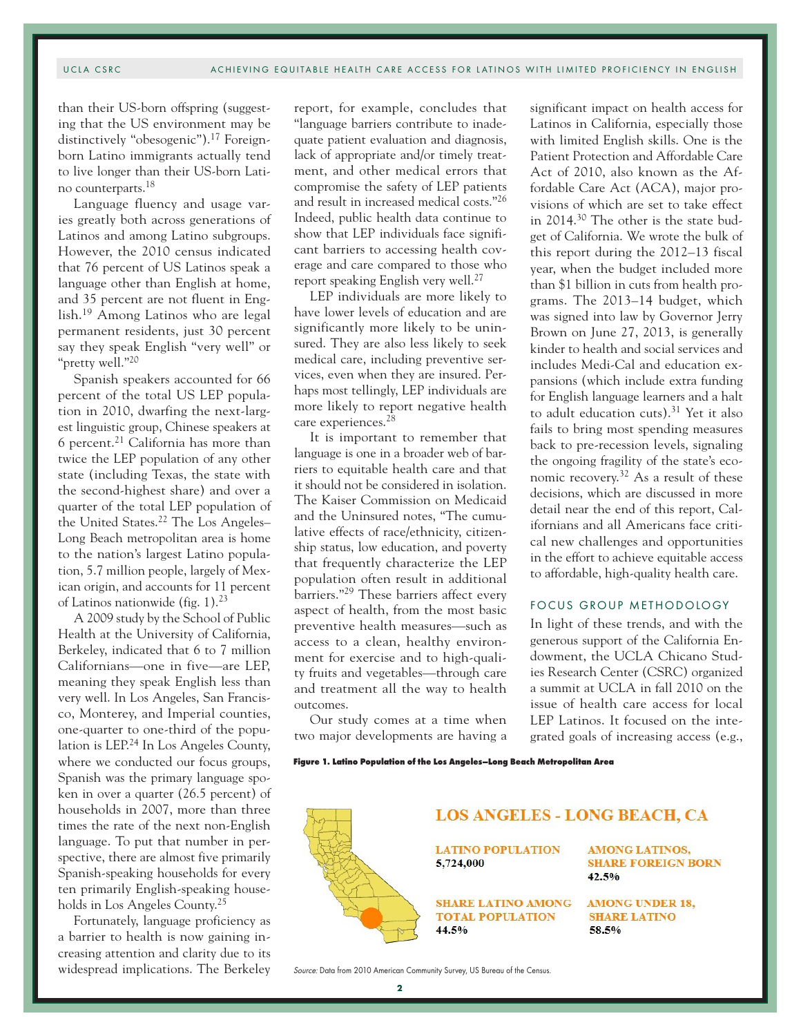than their US-born offspring (suggesting that the US environment may be distinctively "obesogenic").[17] Foreign-born Latino immigrants actually tend to live longer than their US-born Latino counterparts.[18]

Language fluency and usage varies greatly both across generations of Latinos and among Latino subgroups. However, the 2010 census indicated that 76 percent of US Latinos speak a language other than English at home, and 35 percent are not fluent in English.[19] Among Latinos who are legal permanent residents, just 30 percent say they speak English "very well" or "pretty well."[20]

Spanish speakers accounted for 66 percent of the total US LEP population in 2010, dwarfing the next-largest linguistic group, Chinese speakers at 6 percent.[21] California has more than twice the LEP population of any other state (including Texas, the state with the second-highest share) and over a quarter of the total LEP population of the United States.[22] The Los Angeles–Long Beach metropolitan area is home to the nation's largest Latino population, 5.7 million people, largely of Mexican origin, and accounts for 11 percent of Latinos nationwide (fig. 1).[23]

A 2009 study by the School of Public Health at the University of California, Berkeley, indicated that 6 to 7 million Californians—one in five—are LEP, meaning they speak English less than very well. In Los Angeles, San Francisco, Monterey, and Imperial counties, one-quarter to one-third of the population is LEP.[24] In Los Angeles County, where we conducted our focus groups, Spanish was the primary language spoken in over a quarter (26.5 percent) of households in 2007, more than three times the rate of the next non-English language. To put that number in perspective, there are almost five primarily Spanish-speaking households for every ten primarily English-speaking households in Los Angeles County.[25]

Fortunately, language proficiency as a barrier to health is now gaining increasing attention and clarity due to its widespread implications. The Berkeley report, for example, concludes that "language barriers contribute to inadequate patient evaluation and diagnosis, lack of appropriate and/or timely treatment, and other medical errors that compromise the safety of LEP patients and result in increased medical costs."[26] Indeed, public health data continue to show that LEP individuals face significant barriers to accessing health coverage and care compared to those who report speaking English very well.[27]

LEP individuals are more likely to have lower levels of education and are significantly more likely to be uninsured. They are also less likely to seek medical care, including preventive services, even when they are insured. Perhaps most tellingly, LEP individuals are more likely to report negative health care experiences.[28]

It is important to remember that language is one in a broader web of barriers to equitable health care and that it should not be considered in isolation. The Kaiser Commission on Medicaid and the Uninsured notes, "The cumulative effects of race/ethnicity, citizenship status, low education, and poverty that frequently characterize the LEP population often result in additional barriers."[29] These barriers affect every aspect of health, from the most basic preventive health measures—such as access to a clean, healthy environment for exercise and to high-quality fruits and vegetables—through care and treatment all the way to health outcomes.

Our study comes at a time when two major developments are having a significant impact on health access for Latinos in California, especially those with limited English skills. One is the Patient Protection and Affordable Care Act of 2010, also known as the Affordable Care Act (ACA), major provisions of which are set to take effect in 2014.[30] The other is the state budget of California. We wrote the bulk of this report during the 2012–13 fiscal year, when the budget included more than $1 billion in cuts from health programs. The 2013–14 budget, which was signed into law by Governor Jerry Brown on June 27, 2013, is generally kinder to health and social services and includes Medi-Cal and education expansions (which include extra funding for English language learners and a halt to adult education cuts).[31] Yet it also fails to bring most spending measures back to pre-recession levels, signaling the ongoing fragility of the state's economic recovery.[32] As a result of these decisions, which are discussed in more detail near the end of this report, Californians and all Americans face critical new challenges and opportunities in the effort to achieve equitable access to affordable, high-quality health care.

## FOCUS GROUP METHODOLOGY

In light of these trends, and with the generous support of the California Endowment, the UCLA Chicano Studies Research Center (CSRC) organized a summit at UCLA in fall 2010 on the issue of health care access for local LEP Latinos. It focused on the integrated goals of increasing access (e.g.,

**Figure 1. Latino Population of the Los Angeles–Long Beach Metropolitan Area**

**LOS ANGELES - LONG BEACH, CA**

| | |
|---|---|
| **LATINO POPULATION** 5,724,000 | **AMONG LATINOS, SHARE FOREIGN BORN** 42.5% |
| **SHARE LATINO AMONG TOTAL POPULATION** 44.5% | **AMONG UNDER 18, SHARE LATINO** 58.5% |

*Source:* Data from 2010 American Community Survey, US Bureau of the Census.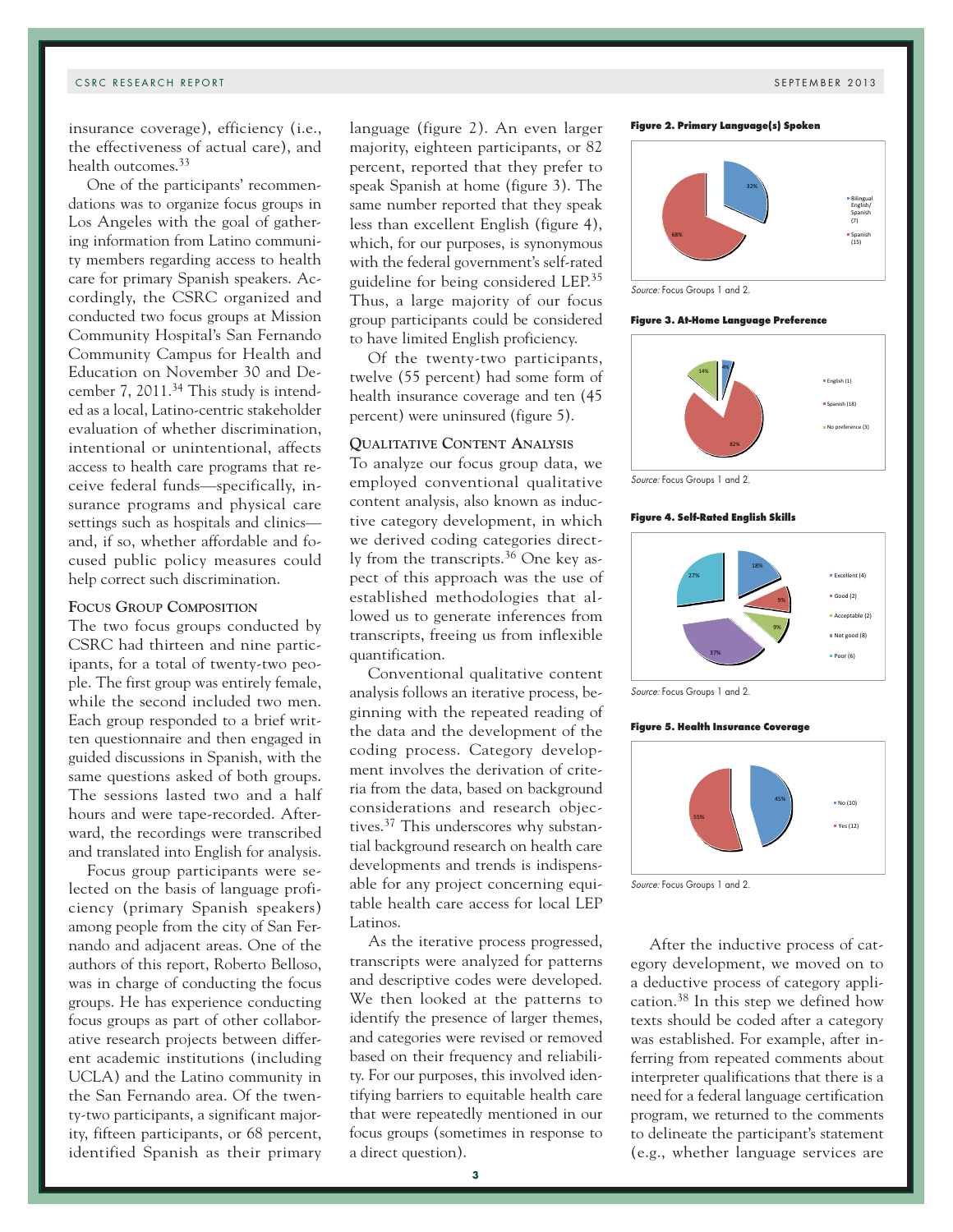insurance coverage), efficiency (i.e., the effectiveness of actual care), and health outcomes.[33]

One of the participants' recommendations was to organize focus groups in Los Angeles with the goal of gathering information from Latino community members regarding access to health care for primary Spanish speakers. Accordingly, the CSRC organized and conducted two focus groups at Mission Community Hospital's San Fernando Community Campus for Health and Education on November 30 and December 7, 2011.[34] This study is intended as a local, Latino-centric stakeholder evaluation of whether discrimination, intentional or unintentional, affects access to health care programs that receive federal funds—specifically, insurance programs and physical care settings such as hospitals and clinics—and, if so, whether affordable and focused public policy measures could help correct such discrimination.

### Focus Group Composition

The two focus groups conducted by CSRC had thirteen and nine participants, for a total of twenty-two people. The first group was entirely female, while the second included two men. Each group responded to a brief written questionnaire and then engaged in guided discussions in Spanish, with the same questions asked of both groups. The sessions lasted two and a half hours and were tape-recorded. Afterward, the recordings were transcribed and translated into English for analysis.

Focus group participants were selected on the basis of language proficiency (primary Spanish speakers) among people from the city of San Fernando and adjacent areas. One of the authors of this report, Roberto Belloso, was in charge of conducting the focus groups. He has experience conducting focus groups as part of other collaborative research projects between different academic institutions (including UCLA) and the Latino community in the San Fernando area. Of the twenty-two participants, a significant majority, fifteen participants, or 68 percent, identified Spanish as their primary language (figure 2). An even larger majority, eighteen participants, or 82 percent, reported that they prefer to speak Spanish at home (figure 3). The same number reported that they speak less than excellent English (figure 4), which, for our purposes, is synonymous with the federal government's self-rated guideline for being considered LEP.[35] Thus, a large majority of our focus group participants could be considered to have limited English proficiency.

Of the twenty-two participants, twelve (55 percent) had some form of health insurance coverage and ten (45 percent) were uninsured (figure 5).

### Qualitative Content Analysis

To analyze our focus group data, we employed conventional qualitative content analysis, also known as inductive category development, in which we derived coding categories directly from the transcripts.[36] One key aspect of this approach was the use of established methodologies that allowed us to generate inferences from transcripts, freeing us from inflexible quantification.

Conventional qualitative content analysis follows an iterative process, beginning with the repeated reading of the data and the development of the coding process. Category development involves the derivation of criteria from the data, based on background considerations and research objectives.[37] This underscores why substantial background research on health care developments and trends is indispensable for any project concerning equitable health care access for local LEP Latinos.

As the iterative process progressed, transcripts were analyzed for patterns and descriptive codes were developed. We then looked at the patterns to identify the presence of larger themes, and categories were revised or removed based on their frequency and reliability. For our purposes, this involved identifying barriers to equitable health care that were repeatedly mentioned in our focus groups (sometimes in response to a direct question).

**Figure 2. Primary Language(s) Spoken**

| Language | Share |
|---|---|
| Bilingual English/Spanish (7) | 32% |
| Spanish (15) | 68% |

*Source:* Focus Groups 1 and 2.

**Figure 3. At-Home Language Preference**

| Preference | Share |
|---|---|
| English (1) | 4% |
| Spanish (18) | 82% |
| No preference (3) | 14% |

*Source:* Focus Groups 1 and 2.

**Figure 4. Self-Rated English Skills**

| Rating | Share |
|---|---|
| Excellent (4) | 18% |
| Good (2) | 9% |
| Acceptable (2) | 9% |
| Not good (8) | 37% |
| Poor (6) | 27% |

*Source:* Focus Groups 1 and 2.

**Figure 5. Health Insurance Coverage**

| Coverage | Share |
|---|---|
| No (10) | 45% |
| Yes (12) | 55% |

*Source:* Focus Groups 1 and 2.

After the inductive process of category development, we moved on to a deductive process of category application.[38] In this step we defined how texts should be coded after a category was established. For example, after inferring from repeated comments about interpreter qualifications that there is a need for a federal language certification program, we returned to the comments to delineate the participant's statement (e.g., whether language services are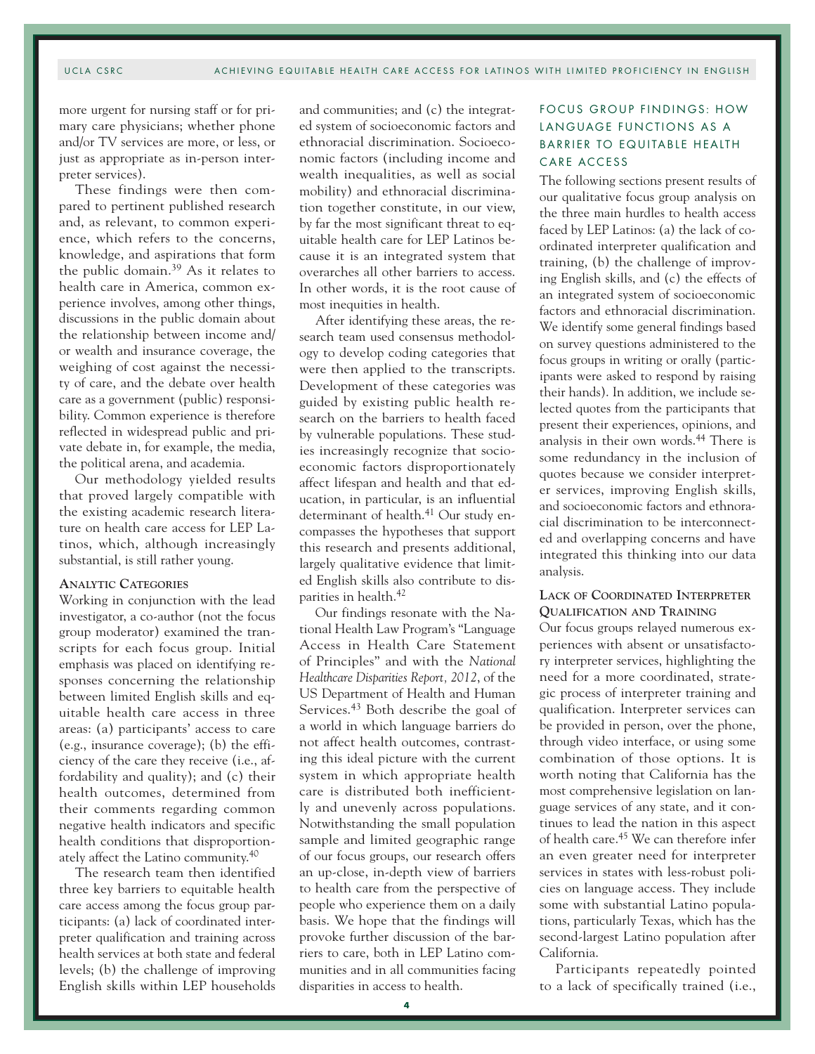more urgent for nursing staff or for primary care physicians; whether phone and/or TV services are more, or less, or just as appropriate as in-person interpreter services).

These findings were then compared to pertinent published research and, as relevant, to common experience, which refers to the concerns, knowledge, and aspirations that form the public domain.[39] As it relates to health care in America, common experience involves, among other things, discussions in the public domain about the relationship between income and/or wealth and insurance coverage, the weighing of cost against the necessity of care, and the debate over health care as a government (public) responsibility. Common experience is therefore reflected in widespread public and private debate in, for example, the media, the political arena, and academia.

Our methodology yielded results that proved largely compatible with the existing academic research literature on health care access for LEP Latinos, which, although increasingly substantial, is still rather young.

### Analytic Categories

Working in conjunction with the lead investigator, a co-author (not the focus group moderator) examined the transcripts for each focus group. Initial emphasis was placed on identifying responses concerning the relationship between limited English skills and equitable health care access in three areas: (a) participants' access to care (e.g., insurance coverage); (b) the efficiency of the care they receive (i.e., affordability and quality); and (c) their health outcomes, determined from their comments regarding common negative health indicators and specific health conditions that disproportionately affect the Latino community.[40]

The research team then identified three key barriers to equitable health care access among the focus group participants: (a) lack of coordinated interpreter qualification and training across health services at both state and federal levels; (b) the challenge of improving English skills within LEP households and communities; and (c) the integrated system of socioeconomic factors and ethnoracial discrimination. Socioeconomic factors (including income and wealth inequalities, as well as social mobility) and ethnoracial discrimination together constitute, in our view, by far the most significant threat to equitable health care for LEP Latinos because it is an integrated system that overarches all other barriers to access. In other words, it is the root cause of most inequities in health.

After identifying these areas, the research team used consensus methodology to develop coding categories that were then applied to the transcripts. Development of these categories was guided by existing public health research on the barriers to health faced by vulnerable populations. These studies increasingly recognize that socioeconomic factors disproportionately affect lifespan and health and that education, in particular, is an influential determinant of health.[41] Our study encompasses the hypotheses that support this research and presents additional, largely qualitative evidence that limited English skills also contribute to disparities in health.[42]

Our findings resonate with the National Health Law Program's "Language Access in Health Care Statement of Principles" and with the *National Healthcare Disparities Report, 2012*, of the US Department of Health and Human Services.[43] Both describe the goal of a world in which language barriers do not affect health outcomes, contrasting this ideal picture with the current system in which appropriate health care is distributed both inefficiently and unevenly across populations. Notwithstanding the small population sample and limited geographic range of our focus groups, our research offers an up-close, in-depth view of barriers to health care from the perspective of people who experience them on a daily basis. We hope that the findings will provoke further discussion of the barriers to care, both in LEP Latino communities and in all communities facing disparities in access to health.

## Focus Group Findings: How Language Functions as a Barrier to Equitable Health Care Access

The following sections present results of our qualitative focus group analysis on the three main hurdles to health access faced by LEP Latinos: (a) the lack of coordinated interpreter qualification and training, (b) the challenge of improving English skills, and (c) the effects of an integrated system of socioeconomic factors and ethnoracial discrimination. We identify some general findings based on survey questions administered to the focus groups in writing or orally (participants were asked to respond by raising their hands). In addition, we include selected quotes from the participants that present their experiences, opinions, and analysis in their own words.[44] There is some redundancy in the inclusion of quotes because we consider interpreter services, improving English skills, and socioeconomic factors and ethnoracial discrimination to be interconnected and overlapping concerns and have integrated this thinking into our data analysis.

### Lack of Coordinated Interpreter Qualification and Training

Our focus groups relayed numerous experiences with absent or unsatisfactory interpreter services, highlighting the need for a more coordinated, strategic process of interpreter training and qualification. Interpreter services can be provided in person, over the phone, through video interface, or using some combination of those options. It is worth noting that California has the most comprehensive legislation on language services of any state, and it continues to lead the nation in this aspect of health care.[45] We can therefore infer an even greater need for interpreter services in states with less-robust policies on language access. They include some with substantial Latino populations, particularly Texas, which has the second-largest Latino population after California.

Participants repeatedly pointed to a lack of specifically trained (i.e.,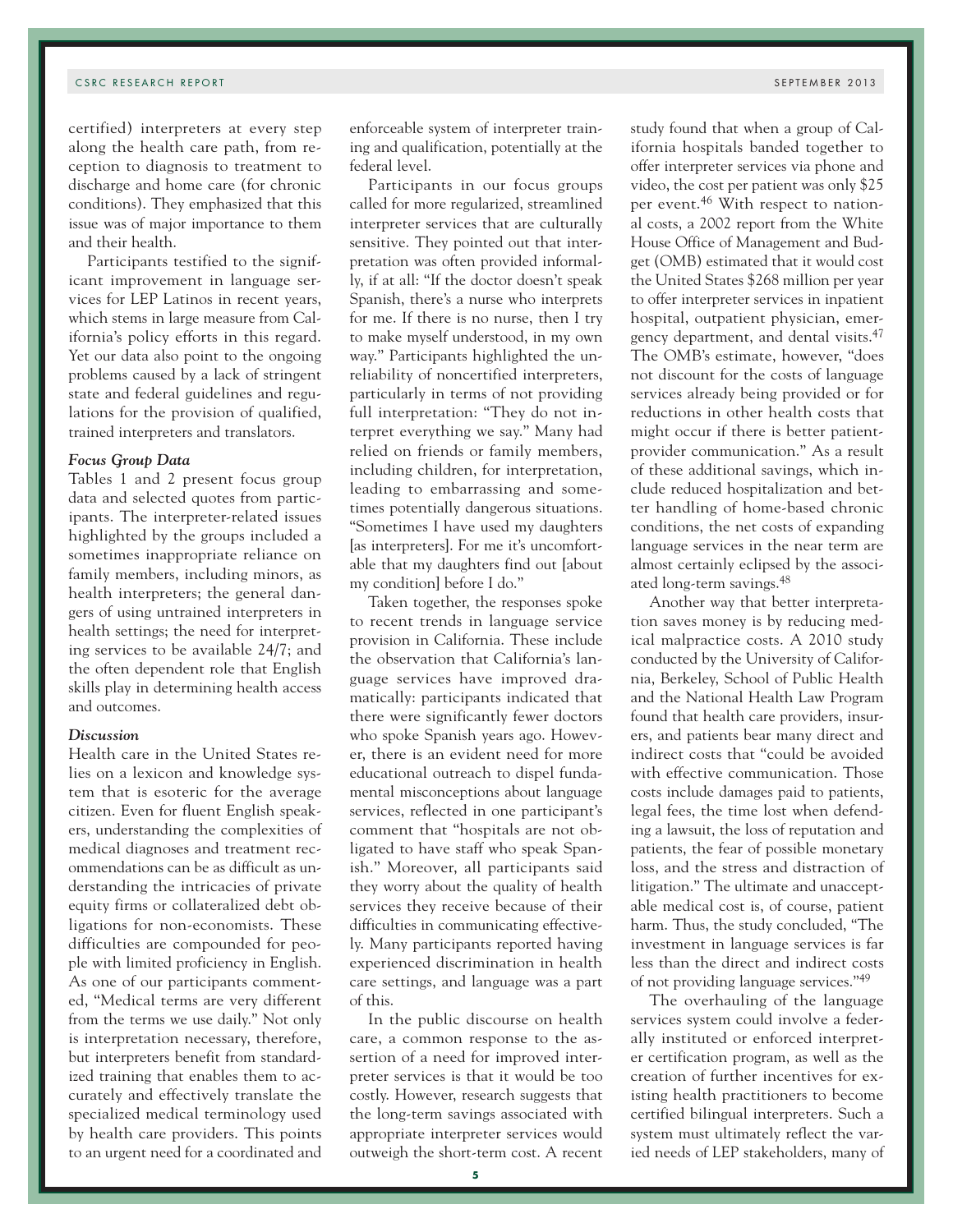certified) interpreters at every step along the health care path, from reception to diagnosis to treatment to discharge and home care (for chronic conditions). They emphasized that this issue was of major importance to them and their health.

Participants testified to the significant improvement in language services for LEP Latinos in recent years, which stems in large measure from California's policy efforts in this regard. Yet our data also point to the ongoing problems caused by a lack of stringent state and federal guidelines and regulations for the provision of qualified, trained interpreters and translators.

### *Focus Group Data*

Tables 1 and 2 present focus group data and selected quotes from participants. The interpreter-related issues highlighted by the groups included a sometimes inappropriate reliance on family members, including minors, as health interpreters; the general dangers of using untrained interpreters in health settings; the need for interpreting services to be available 24/7; and the often dependent role that English skills play in determining health access and outcomes.

### *Discussion*

Health care in the United States relies on a lexicon and knowledge system that is esoteric for the average citizen. Even for fluent English speakers, understanding the complexities of medical diagnoses and treatment recommendations can be as difficult as understanding the intricacies of private equity firms or collateralized debt obligations for non-economists. These difficulties are compounded for people with limited proficiency in English. As one of our participants commented, "Medical terms are very different from the terms we use daily." Not only is interpretation necessary, therefore, but interpreters benefit from standardized training that enables them to accurately and effectively translate the specialized medical terminology used by health care providers. This points to an urgent need for a coordinated and enforceable system of interpreter training and qualification, potentially at the federal level.

Participants in our focus groups called for more regularized, streamlined interpreter services that are culturally sensitive. They pointed out that interpretation was often provided informally, if at all: "If the doctor doesn't speak Spanish, there's a nurse who interprets for me. If there is no nurse, then I try to make myself understood, in my own way." Participants highlighted the unreliability of noncertified interpreters, particularly in terms of not providing full interpretation: "They do not interpret everything we say." Many had relied on friends or family members, including children, for interpretation, leading to embarrassing and sometimes potentially dangerous situations. "Sometimes I have used my daughters [as interpreters]. For me it's uncomfortable that my daughters find out [about my condition] before I do."

Taken together, the responses spoke to recent trends in language service provision in California. These include the observation that California's language services have improved dramatically: participants indicated that there were significantly fewer doctors who spoke Spanish years ago. However, there is an evident need for more educational outreach to dispel fundamental misconceptions about language services, reflected in one participant's comment that "hospitals are not obligated to have staff who speak Spanish." Moreover, all participants said they worry about the quality of health services they receive because of their difficulties in communicating effectively. Many participants reported having experienced discrimination in health care settings, and language was a part of this.

In the public discourse on health care, a common response to the assertion of a need for improved interpreter services is that it would be too costly. However, research suggests that the long-term savings associated with appropriate interpreter services would outweigh the short-term cost. A recent study found that when a group of California hospitals banded together to offer interpreter services via phone and video, the cost per patient was only $25 per event.[46] With respect to national costs, a 2002 report from the White House Office of Management and Budget (OMB) estimated that it would cost the United States $268 million per year to offer interpreter services in inpatient hospital, outpatient physician, emergency department, and dental visits.[47] The OMB's estimate, however, "does not discount for the costs of language services already being provided or for reductions in other health costs that might occur if there is better patient-provider communication." As a result of these additional savings, which include reduced hospitalization and better handling of home-based chronic conditions, the net costs of expanding language services in the near term are almost certainly eclipsed by the associated long-term savings.[48]

Another way that better interpretation saves money is by reducing medical malpractice costs. A 2010 study conducted by the University of California, Berkeley, School of Public Health and the National Health Law Program found that health care providers, insurers, and patients bear many direct and indirect costs that "could be avoided with effective communication. Those costs include damages paid to patients, legal fees, the time lost when defending a lawsuit, the loss of reputation and patients, the fear of possible monetary loss, and the stress and distraction of litigation." The ultimate and unacceptable medical cost is, of course, patient harm. Thus, the study concluded, "The investment in language services is far less than the direct and indirect costs of not providing language services."[49]

The overhauling of the language services system could involve a federally instituted or enforced interpreter certification program, as well as the creation of further incentives for existing health practitioners to become certified bilingual interpreters. Such a system must ultimately reflect the varied needs of LEP stakeholders, many of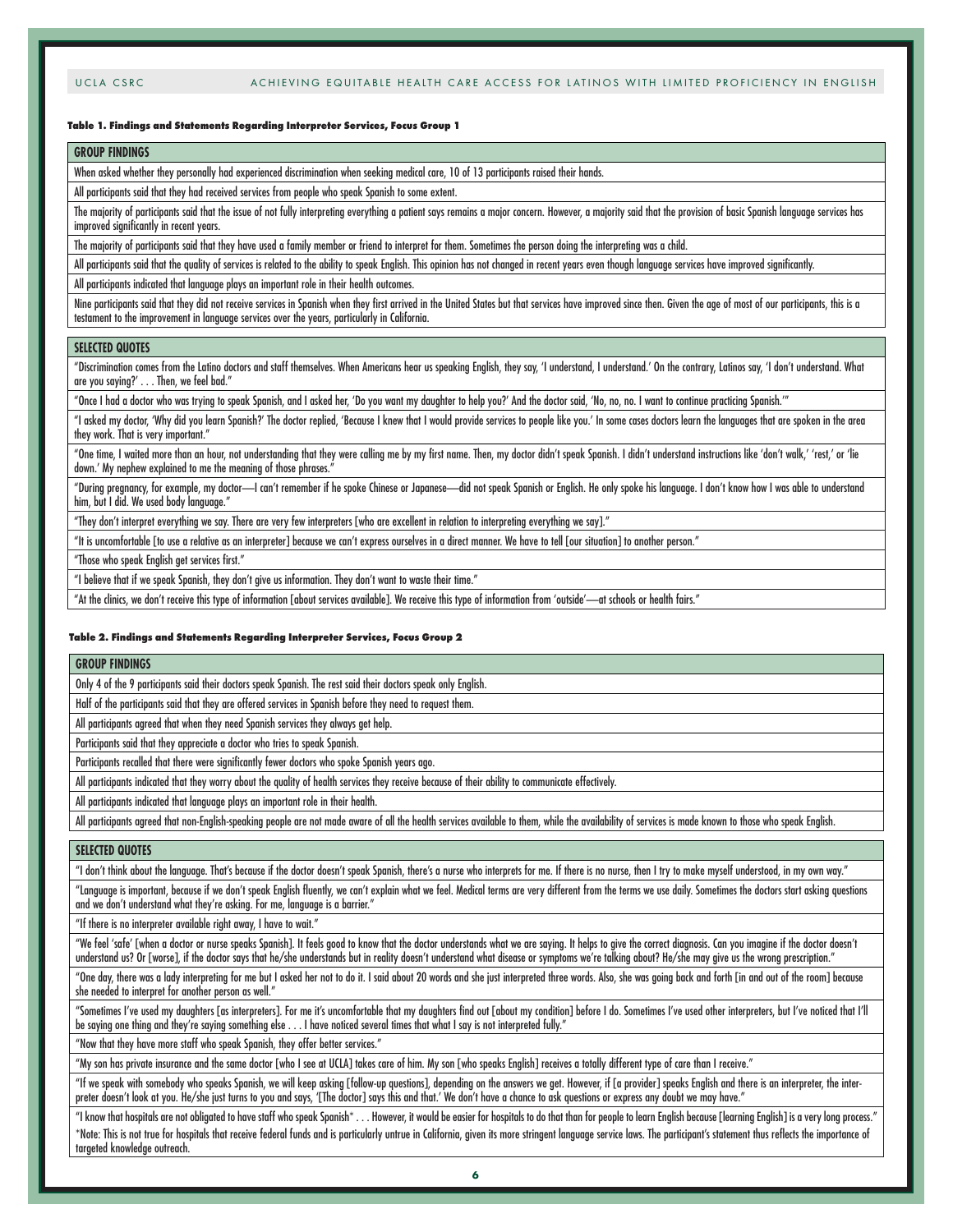**Table 1. Findings and Statements Regarding Interpreter Services, Focus Group 1**

| GROUP FINDINGS |
|---|
| When asked whether they personally had experienced discrimination when seeking medical care, 10 of 13 participants raised their hands. |
| All participants said that they had received services from people who speak Spanish to some extent. |
| The majority of participants said that the issue of not fully interpreting everything a patient says remains a major concern. However, a majority said that the provision of basic Spanish language services has improved significantly in recent years. |
| The majority of participants said that they have used a family member or friend to interpret for them. Sometimes the person doing the interpreting was a child. |
| All participants said that the quality of services is related to the ability to speak English. This opinion has not changed in recent years even though language services have improved significantly. |
| All participants indicated that language plays an important role in their health outcomes. |
| Nine participants said that they did not receive services in Spanish when they first arrived in the United States but that services have improved since then. Given the age of most of our participants, this is a testament to the improvement in language services over the years, particularly in California. |
| **SELECTED QUOTES** |
| "Discrimination comes from the Latino doctors and staff themselves. When Americans hear us speaking English, they say, 'I understand, I understand.' On the contrary, Latinos say, 'I don't understand. What are you saying?' . . . Then, we feel bad." |
| "Once I had a doctor who was trying to speak Spanish, and I asked her, 'Do you want my daughter to help you?' And the doctor said, 'No, no, no. I want to continue practicing Spanish.'" |
| "I asked my doctor, 'Why did you learn Spanish?' The doctor replied, 'Because I knew that I would provide services to people like you.' In some cases doctors learn the languages that are spoken in the area they work. That is very important." |
| "One time, I waited more than an hour, not understanding that they were calling me by my first name. Then, my doctor didn't speak Spanish. I didn't understand instructions like 'don't walk,' 'rest,' or 'lie down.' My nephew explained to me the meaning of those phrases." |
| "During pregnancy, for example, my doctor—I can't remember if he spoke Chinese or Japanese—did not speak Spanish or English. He only spoke his language. I don't know how I was able to understand him, but I did. We used body language." |
| "They don't interpret everything we say. There are very few interpreters [who are excellent in relation to interpreting everything we say]." |
| "It is uncomfortable [to use a relative as an interpreter] because we can't express ourselves in a direct manner. We have to tell [our situation] to another person." |
| "Those who speak English get services first." |
| "I believe that if we speak Spanish, they don't give us information. They don't want to waste their time." |
| "At the clinics, we don't receive this type of information [about services available]. We receive this type of information from 'outside'—at schools or health fairs." |

**Table 2. Findings and Statements Regarding Interpreter Services, Focus Group 2**

| GROUP FINDINGS |
|---|
| Only 4 of the 9 participants said their doctors speak Spanish. The rest said their doctors speak only English. |
| Half of the participants said that they are offered services in Spanish before they need to request them. |
| All participants agreed that when they need Spanish services they always get help. |
| Participants said that they appreciate a doctor who tries to speak Spanish. |
| Participants recalled that there were significantly fewer doctors who spoke Spanish years ago. |
| All participants indicated that they worry about the quality of health services they receive because of their ability to communicate effectively. |
| All participants indicated that language plays an important role in their health. |
| All participants agreed that non-English-speaking people are not made aware of all the health services available to them, while the availability of services is made known to those who speak English. |
| **SELECTED QUOTES** |
| "I don't think about the language. That's because if the doctor doesn't speak Spanish, there's a nurse who interprets for me. If there is no nurse, then I try to make myself understood, in my own way." |
| "Language is important, because if we don't speak English fluently, we can't explain what we feel. Medical terms are very different from the terms we use daily. Sometimes the doctors start asking questions and we don't understand what they're asking. For me, language is a barrier." |
| "If there is no interpreter available right away, I have to wait." |
| "We feel 'safe' [when a doctor or nurse speaks Spanish]. It feels good to know that the doctor understands what we are saying. It helps to give the correct diagnosis. Can you imagine if the doctor doesn't understand us? Or [worse], if the doctor says that he/she understands but in reality doesn't understand what disease or symptoms we're talking about? He/she may give us the wrong prescription." |
| "One day, there was a lady interpreting for me but I asked her not to do it. I said about 20 words and she just interpreted three words. Also, she was going back and forth [in and out of the room] because she needed to interpret for another person as well." |
| "Sometimes I've used my daughters [as interpreters]. For me it's uncomfortable that my daughters find out [about my condition] before I do. Sometimes I've used other interpreters, but I've noticed that I'll be saying one thing and they're saying something else . . . I have noticed several times that what I say is not interpreted fully." |
| "Now that they have more staff who speak Spanish, they offer better services." |
| "My son has private insurance and the same doctor [who I see at UCLA] takes care of him. My son [who speaks English] receives a totally different type of care than I receive." |
| "If we speak with somebody who speaks Spanish, we will keep asking [follow-up questions], depending on the answers we get. However, if [a provider] speaks English and there is an interpreter, the interpreter doesn't look at you. He/she just turns to you and says, '[The doctor] says this and that.' We don't have a chance to ask questions or express any doubt we may have." |
| "I know that hospitals are not obligated to have staff who speak Spanish* . . . However, it would be easier for hospitals to do that than for people to learn English because [learning English] is a very long process." *Note: This is not true for hospitals that receive federal funds and is particularly untrue in California, given its more stringent language service laws. The participant's statement thus reflects the importance of targeted knowledge outreach. |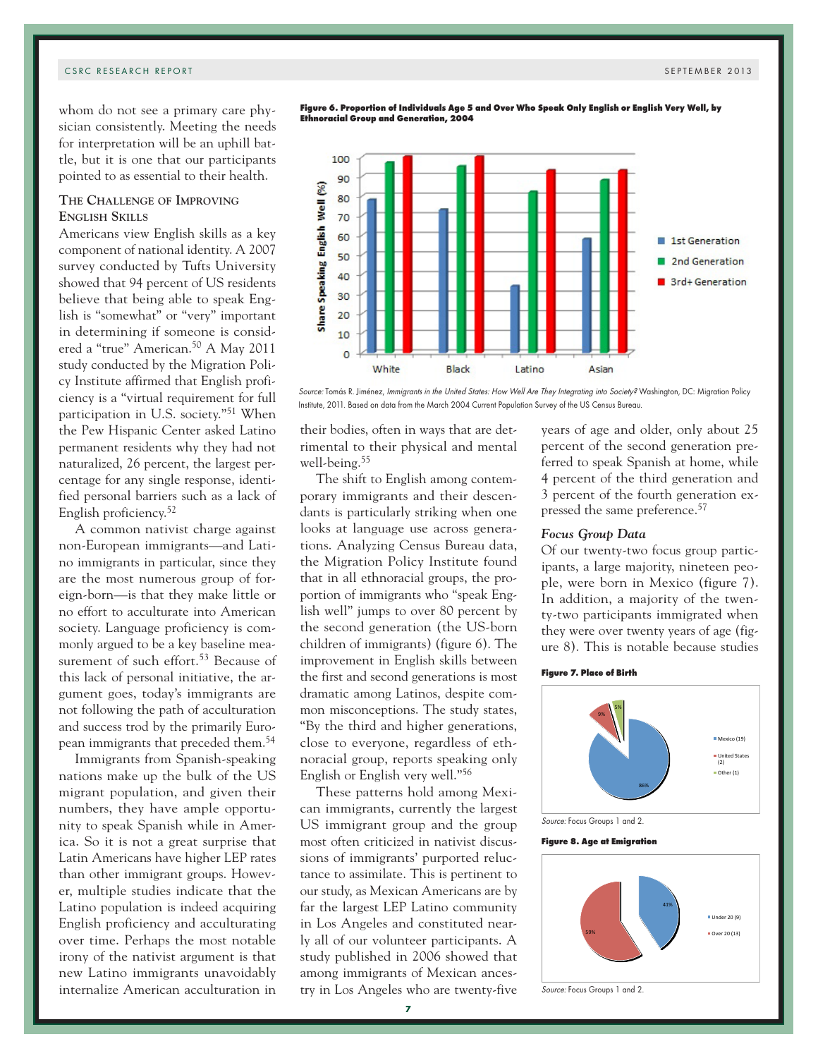whom do not see a primary care physician consistently. Meeting the needs for interpretation will be an uphill battle, but it is one that our participants pointed to as essential to their health.

### The Challenge of Improving English Skills

Americans view English skills as a key component of national identity. A 2007 survey conducted by Tufts University showed that 94 percent of US residents believe that being able to speak English is "somewhat" or "very" important in determining if someone is considered a "true" American.[50] A May 2011 study conducted by the Migration Policy Institute affirmed that English proficiency is a "virtual requirement for full participation in U.S. society."[51] When the Pew Hispanic Center asked Latino permanent residents why they had not naturalized, 26 percent, the largest percentage for any single response, identified personal barriers such as a lack of English proficiency.[52]

A common nativist charge against non-European immigrants—and Latino immigrants in particular, since they are the most numerous group of foreign-born—is that they make little or no effort to acculturate into American society. Language proficiency is commonly argued to be a key baseline measurement of such effort.[53] Because of this lack of personal initiative, the argument goes, today's immigrants are not following the path of acculturation and success trod by the primarily European immigrants that preceded them.[54]

Immigrants from Spanish-speaking nations make up the bulk of the US migrant population, and given their numbers, they have ample opportunity to speak Spanish while in America. So it is not a great surprise that Latin Americans have higher LEP rates than other immigrant groups. However, multiple studies indicate that the Latino population is indeed acquiring English proficiency and acculturating over time. Perhaps the most notable irony of the nativist argument is that new Latino immigrants unavoidably internalize American acculturation in their bodies, often in ways that are detrimental to their physical and mental well-being.[55]

**Figure 6. Proportion of Individuals Age 5 and Over Who Speak Only English or English Very Well, by Ethnoracial Group and Generation, 2004**

| | 1st Generation | 2nd Generation | 3rd+ Generation |
|---|---|---|---|
| White | 78 | 97 | 100 |
| Black | 73 | 95 | 100 |
| Latino | 34 | 82 | 93 |
| Asian | 58 | 88 | 93 |

*Source:* Tomás R. Jiménez, *Immigrants in the United States: How Well Are They Integrating into Society?* Washington, DC: Migration Policy Institute, 2011. Based on data from the March 2004 Current Population Survey of the US Census Bureau.

The shift to English among contemporary immigrants and their descendants is particularly striking when one looks at language use across generations. Analyzing Census Bureau data, the Migration Policy Institute found that in all ethnoracial groups, the proportion of immigrants who "speak English well" jumps to over 80 percent by the second generation (the US-born children of immigrants) (figure 6). The improvement in English skills between the first and second generations is most dramatic among Latinos, despite common misconceptions. The study states, "By the third and higher generations, close to everyone, regardless of ethnoracial group, reports speaking only English or English very well."[56]

These patterns hold among Mexican immigrants, currently the largest US immigrant group and the group most often criticized in nativist discussions of immigrants' purported reluctance to assimilate. This is pertinent to our study, as Mexican Americans are by far the largest LEP Latino community in Los Angeles and constituted nearly all of our volunteer participants. A study published in 2006 showed that among immigrants of Mexican ancestry in Los Angeles who are twenty-five years of age and older, only about 25 percent of the second generation preferred to speak Spanish at home, while 4 percent of the third generation and 3 percent of the fourth generation expressed the same preference.[57]

#### *Focus Group Data*

Of our twenty-two focus group participants, a large majority, nineteen people, were born in Mexico (figure 7). In addition, a majority of the twenty-two participants immigrated when they were over twenty years of age (figure 8). This is notable because studies

**Figure 7. Place of Birth**

| Place of Birth | Share |
|---|---|
| Mexico (19) | 86% |
| United States (2) | 9% |
| Other (1) | 5% |

*Source:* Focus Groups 1 and 2.

**Figure 8. Age at Emigration**

| Age at Emigration | Share |
|---|---|
| Under 20 (9) | 41% |
| Over 20 (13) | 59% |

*Source:* Focus Groups 1 and 2.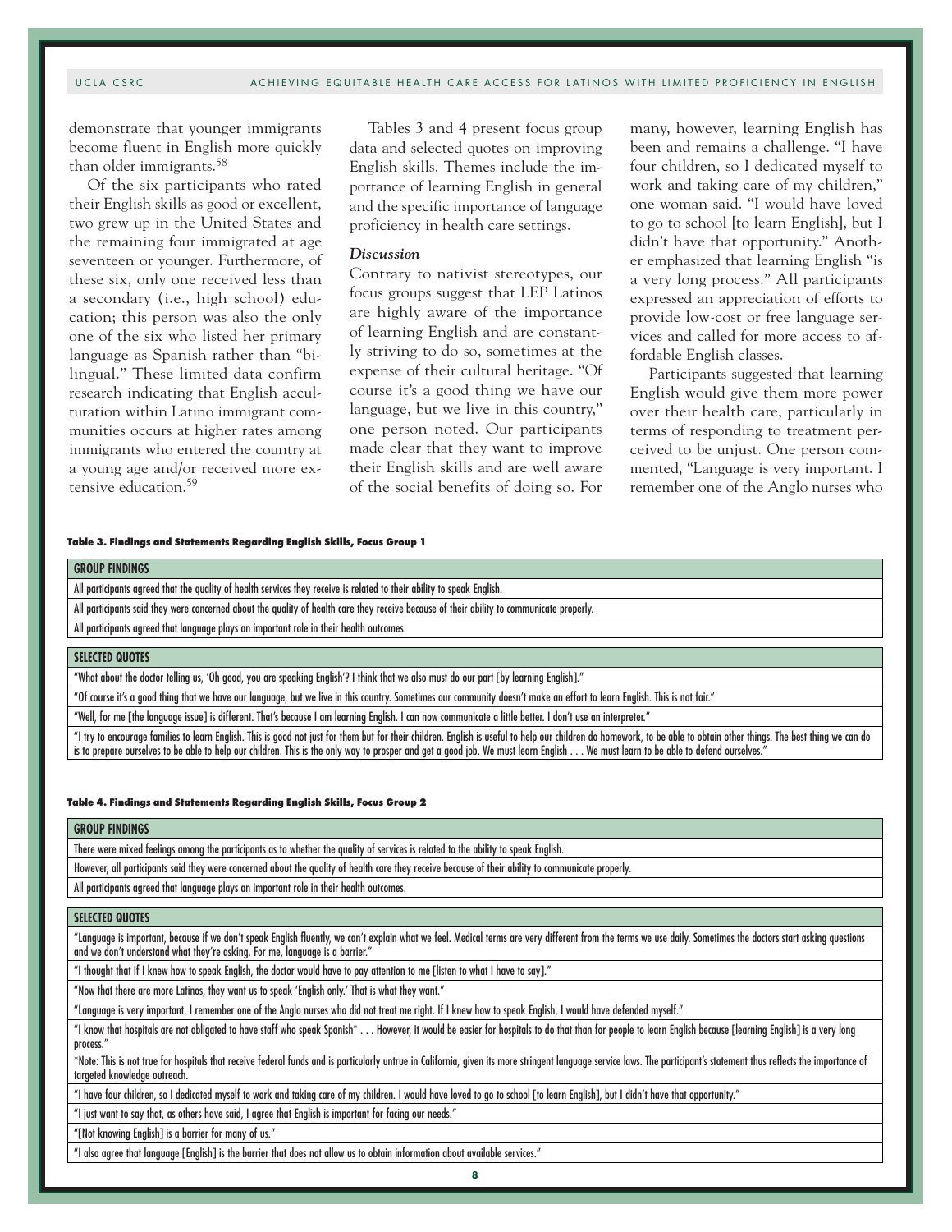demonstrate that younger immigrants become fluent in English more quickly than older immigrants.[58]

Of the six participants who rated their English skills as good or excellent, two grew up in the United States and the remaining four immigrated at age seventeen or younger. Furthermore, of these six, only one received less than a secondary (i.e., high school) education; this person was also the only one of the six who listed her primary language as Spanish rather than "bilingual." These limited data confirm research indicating that English acculturation within Latino immigrant communities occurs at higher rates among immigrants who entered the country at a young age and/or received more extensive education.[59]

Tables 3 and 4 present focus group data and selected quotes on improving English skills. Themes include the importance of learning English in general and the specific importance of language proficiency in health care settings.

### *Discussion*

Contrary to nativist stereotypes, our focus groups suggest that LEP Latinos are highly aware of the importance of learning English and are constantly striving to do so, sometimes at the expense of their cultural heritage. "Of course it's a good thing we have our language, but we live in this country," one person noted. Our participants made clear that they want to improve their English skills and are well aware of the social benefits of doing so. For many, however, learning English has been and remains a challenge. "I have four children, so I dedicated myself to work and taking care of my children," one woman said. "I would have loved to go to school [to learn English], but I didn't have that opportunity." Another emphasized that learning English "is a very long process." All participants expressed an appreciation of efforts to provide low-cost or free language services and called for more access to affordable English classes.

Participants suggested that learning English would give them more power over their health care, particularly in terms of responding to treatment perceived to be unjust. One person commented, "Language is very important. I remember one of the Anglo nurses who

**Table 3. Findings and Statements Regarding English Skills, Focus Group 1**

| GROUP FINDINGS |
|---|
| All participants agreed that the quality of health services they receive is related to their ability to speak English. |
| All participants said they were concerned about the quality of health care they receive because of their ability to communicate properly. |
| All participants agreed that language plays an important role in their health outcomes. |
| **SELECTED QUOTES** |
| "What about the doctor telling us, 'Oh good, you are speaking English'? I think that we also must do our part [by learning English]." |
| "Of course it's a good thing that we have our language, but we live in this country. Sometimes our community doesn't make an effort to learn English. This is not fair." |
| "Well, for me [the language issue] is different. That's because I am learning English. I can now communicate a little better. I don't use an interpreter." |
| "I try to encourage families to learn English. This is good not just for them but for their children. English is useful to help our children do homework, to be able to obtain other things. The best thing we can do is to prepare ourselves to be able to help our children. This is the only way to prosper and get a good job. We must learn English . . . We must learn to be able to defend ourselves." |

**Table 4. Findings and Statements Regarding English Skills, Focus Group 2**

| GROUP FINDINGS |
|---|
| There were mixed feelings among the participants as to whether the quality of services is related to the ability to speak English. |
| However, all participants said they were concerned about the quality of health care they receive because of their ability to communicate properly. |
| All participants agreed that language plays an important role in their health outcomes. |
| **SELECTED QUOTES** |
| "Language is important, because if we don't speak English fluently, we can't explain what we feel. Medical terms are very different from the terms we use daily. Sometimes the doctors start asking questions and we don't understand what they're asking. For me, language is a barrier." |
| "I thought that if I knew how to speak English, the doctor would have to pay attention to me [listen to what I have to say]." |
| "Now that there are more Latinos, they want us to speak 'English only.' That is what they want." |
| "Language is very important. I remember one of the Anglo nurses who did not treat me right. If I knew how to speak English, I would have defended myself." |
| "I know that hospitals are not obligated to have staff who speak Spanish* . . . However, it would be easier for hospitals to do that than for people to learn English because [learning English] is a very long process." |
| *Note: This is not true for hospitals that receive federal funds and is particularly untrue in California, given its more stringent language service laws. The participant's statement thus reflects the importance of targeted knowledge outreach. |
| "I have four children, so I dedicated myself to work and taking care of my children. I would have loved to go to school [to learn English], but I didn't have that opportunity." |
| "I just want to say that, as others have said, I agree that English is important for facing our needs." |
| "[Not knowing English] is a barrier for many of us." |
| "I also agree that language [English] is the barrier that does not allow us to obtain information about available services." |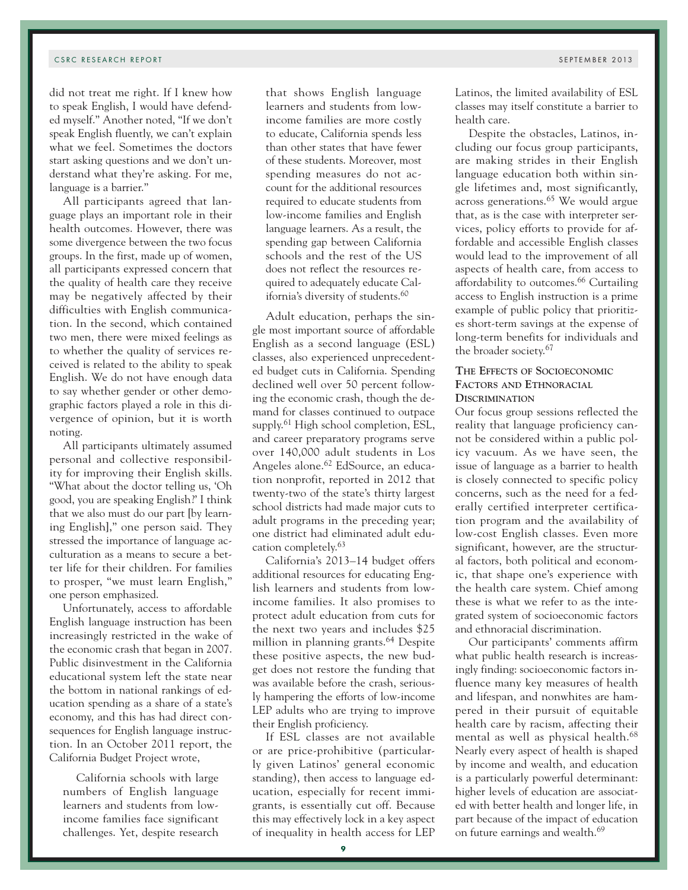did not treat me right. If I knew how to speak English, I would have defended myself." Another noted, "If we don't speak English fluently, we can't explain what we feel. Sometimes the doctors start asking questions and we don't understand what they're asking. For me, language is a barrier."

All participants agreed that language plays an important role in their health outcomes. However, there was some divergence between the two focus groups. In the first, made up of women, all participants expressed concern that the quality of health care they receive may be negatively affected by their difficulties with English communication. In the second, which contained two men, there were mixed feelings as to whether the quality of services received is related to the ability to speak English. We do not have enough data to say whether gender or other demographic factors played a role in this divergence of opinion, but it is worth noting.

All participants ultimately assumed personal and collective responsibility for improving their English skills. "What about the doctor telling us, 'Oh good, you are speaking English?' I think that we also must do our part [by learning English]," one person said. They stressed the importance of language acculturation as a means to secure a better life for their children. For families to prosper, "we must learn English," one person emphasized.

Unfortunately, access to affordable English language instruction has been increasingly restricted in the wake of the economic crash that began in 2007. Public disinvestment in the California educational system left the state near the bottom in national rankings of education spending as a share of a state's economy, and this has had direct consequences for English language instruction. In an October 2011 report, the California Budget Project wrote,

> California schools with large numbers of English language learners and students from low-income families face significant challenges. Yet, despite research that shows English language learners and students from low-income families are more costly to educate, California spends less than other states that have fewer of these students. Moreover, most spending measures do not account for the additional resources required to educate students from low-income families and English language learners. As a result, the spending gap between California schools and the rest of the US does not reflect the resources required to adequately educate California's diversity of students.[60]

Adult education, perhaps the single most important source of affordable English as a second language (ESL) classes, also experienced unprecedented budget cuts in California. Spending declined well over 50 percent following the economic crash, though the demand for classes continued to outpace supply.[61] High school completion, ESL, and career preparatory programs serve over 140,000 adult students in Los Angeles alone.[62] EdSource, an education nonprofit, reported in 2012 that twenty-two of the state's thirty largest school districts had made major cuts to adult programs in the preceding year; one district had eliminated adult education completely.[63]

California's 2013–14 budget offers additional resources for educating English learners and students from low-income families. It also promises to protect adult education from cuts for the next two years and includes $25 million in planning grants.[64] Despite these positive aspects, the new budget does not restore the funding that was available before the crash, seriously hampering the efforts of low-income LEP adults who are trying to improve their English proficiency.

If ESL classes are not available or are price-prohibitive (particularly given Latinos' general economic standing), then access to language education, especially for recent immigrants, is essentially cut off. Because this may effectively lock in a key aspect of inequality in health access for LEP Latinos, the limited availability of ESL classes may itself constitute a barrier to health care.

Despite the obstacles, Latinos, including our focus group participants, are making strides in their English language education both within single lifetimes and, most significantly, across generations.[65] We would argue that, as is the case with interpreter services, policy efforts to provide for affordable and accessible English classes would lead to the improvement of all aspects of health care, from access to affordability to outcomes.[66] Curtailing access to English instruction is a prime example of public policy that prioritizes short-term savings at the expense of long-term benefits for individuals and the broader society.[67]

### The Effects of Socioeconomic Factors and Ethnoracial Discrimination

Our focus group sessions reflected the reality that language proficiency cannot be considered within a public policy vacuum. As we have seen, the issue of language as a barrier to health is closely connected to specific policy concerns, such as the need for a federally certified interpreter certification program and the availability of low-cost English classes. Even more significant, however, are the structural factors, both political and economic, that shape one's experience with the health care system. Chief among these is what we refer to as the integrated system of socioeconomic factors and ethnoracial discrimination.

Our participants' comments affirm what public health research is increasingly finding: socioeconomic factors influence many key measures of health and lifespan, and nonwhites are hampered in their pursuit of equitable health care by racism, affecting their mental as well as physical health.[68] Nearly every aspect of health is shaped by income and wealth, and education is a particularly powerful determinant: higher levels of education are associated with better health and longer life, in part because of the impact of education on future earnings and wealth.[69]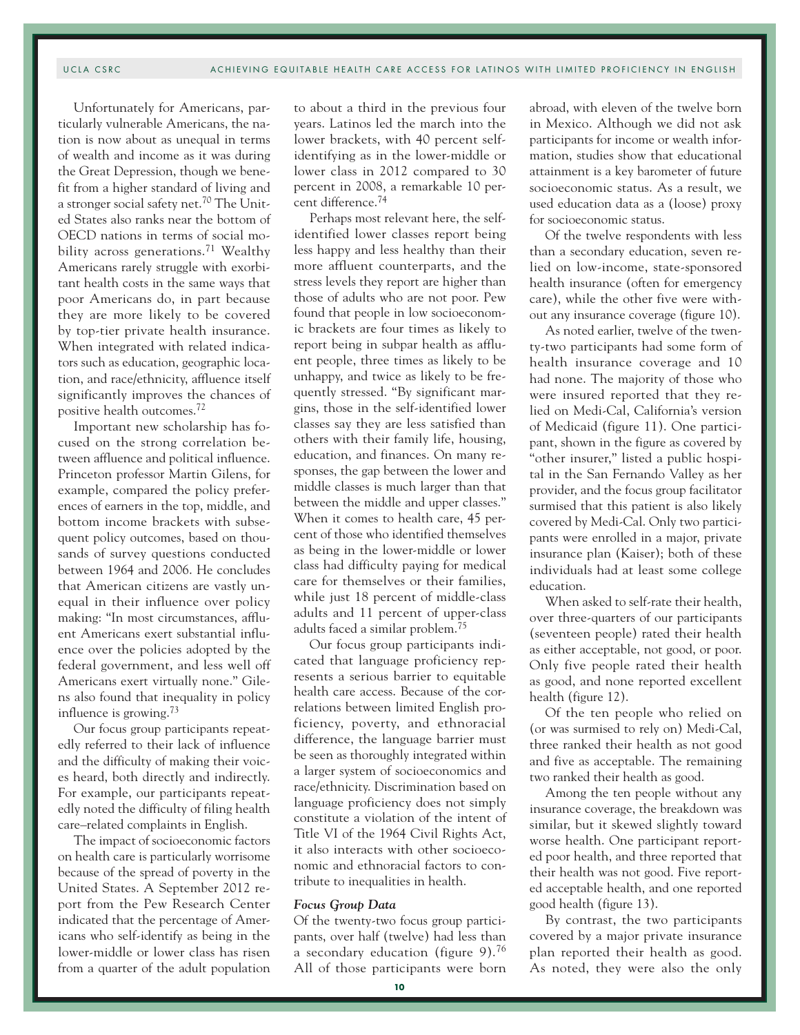Unfortunately for Americans, particularly vulnerable Americans, the nation is now about as unequal in terms of wealth and income as it was during the Great Depression, though we benefit from a higher standard of living and a stronger social safety net.[70] The United States also ranks near the bottom of OECD nations in terms of social mobility across generations.[71] Wealthy Americans rarely struggle with exorbitant health costs in the same ways that poor Americans do, in part because they are more likely to be covered by top-tier private health insurance. When integrated with related indicators such as education, geographic location, and race/ethnicity, affluence itself significantly improves the chances of positive health outcomes.[72]

Important new scholarship has focused on the strong correlation between affluence and political influence. Princeton professor Martin Gilens, for example, compared the policy preferences of earners in the top, middle, and bottom income brackets with subsequent policy outcomes, based on thousands of survey questions conducted between 1964 and 2006. He concludes that American citizens are vastly unequal in their influence over policy making: "In most circumstances, affluent Americans exert substantial influence over the policies adopted by the federal government, and less well off Americans exert virtually none." Gilens also found that inequality in policy influence is growing.[73]

Our focus group participants repeatedly referred to their lack of influence and the difficulty of making their voices heard, both directly and indirectly. For example, our participants repeatedly noted the difficulty of filing health care–related complaints in English.

The impact of socioeconomic factors on health care is particularly worrisome because of the spread of poverty in the United States. A September 2012 report from the Pew Research Center indicated that the percentage of Americans who self-identify as being in the lower-middle or lower class has risen from a quarter of the adult population to about a third in the previous four years. Latinos led the march into the lower brackets, with 40 percent self-identifying as in the lower-middle or lower class in 2012 compared to 30 percent in 2008, a remarkable 10 percent difference.[74]

Perhaps most relevant here, the self-identified lower classes report being less happy and less healthy than their more affluent counterparts, and the stress levels they report are higher than those of adults who are not poor. Pew found that people in low socioeconomic brackets are four times as likely to report being in subpar health as affluent people, three times as likely to be unhappy, and twice as likely to be frequently stressed. "By significant margins, those in the self-identified lower classes say they are less satisfied than others with their family life, housing, education, and finances. On many responses, the gap between the lower and middle classes is much larger than that between the middle and upper classes." When it comes to health care, 45 percent of those who identified themselves as being in the lower-middle or lower class had difficulty paying for medical care for themselves or their families, while just 18 percent of middle-class adults and 11 percent of upper-class adults faced a similar problem.[75]

Our focus group participants indicated that language proficiency represents a serious barrier to equitable health care access. Because of the correlations between limited English proficiency, poverty, and ethnoracial difference, the language barrier must be seen as thoroughly integrated within a larger system of socioeconomics and race/ethnicity. Discrimination based on language proficiency does not simply constitute a violation of the intent of Title VI of the 1964 Civil Rights Act, it also interacts with other socioeconomic and ethnoracial factors to contribute to inequalities in health.

### *Focus Group Data*

Of the twenty-two focus group participants, over half (twelve) had less than a secondary education (figure 9).[76] All of those participants were born abroad, with eleven of the twelve born in Mexico. Although we did not ask participants for income or wealth information, studies show that educational attainment is a key barometer of future socioeconomic status. As a result, we used education data as a (loose) proxy for socioeconomic status.

Of the twelve respondents with less than a secondary education, seven relied on low-income, state-sponsored health insurance (often for emergency care), while the other five were without any insurance coverage (figure 10).

As noted earlier, twelve of the twenty-two participants had some form of health insurance coverage and 10 had none. The majority of those who were insured reported that they relied on Medi-Cal, California's version of Medicaid (figure 11). One participant, shown in the figure as covered by "other insurer," listed a public hospital in the San Fernando Valley as her provider, and the focus group facilitator surmised that this patient is also likely covered by Medi-Cal. Only two participants were enrolled in a major, private insurance plan (Kaiser); both of these individuals had at least some college education.

When asked to self-rate their health, over three-quarters of our participants (seventeen people) rated their health as either acceptable, not good, or poor. Only five people rated their health as good, and none reported excellent health (figure 12).

Of the ten people who relied on (or was surmised to rely on) Medi-Cal, three ranked their health as not good and five as acceptable. The remaining two ranked their health as good.

Among the ten people without any insurance coverage, the breakdown was similar, but it skewed slightly toward worse health. One participant reported poor health, and three reported that their health was not good. Five reported acceptable health, and one reported good health (figure 13).

By contrast, the two participants covered by a major private insurance plan reported their health as good. As noted, they were also the only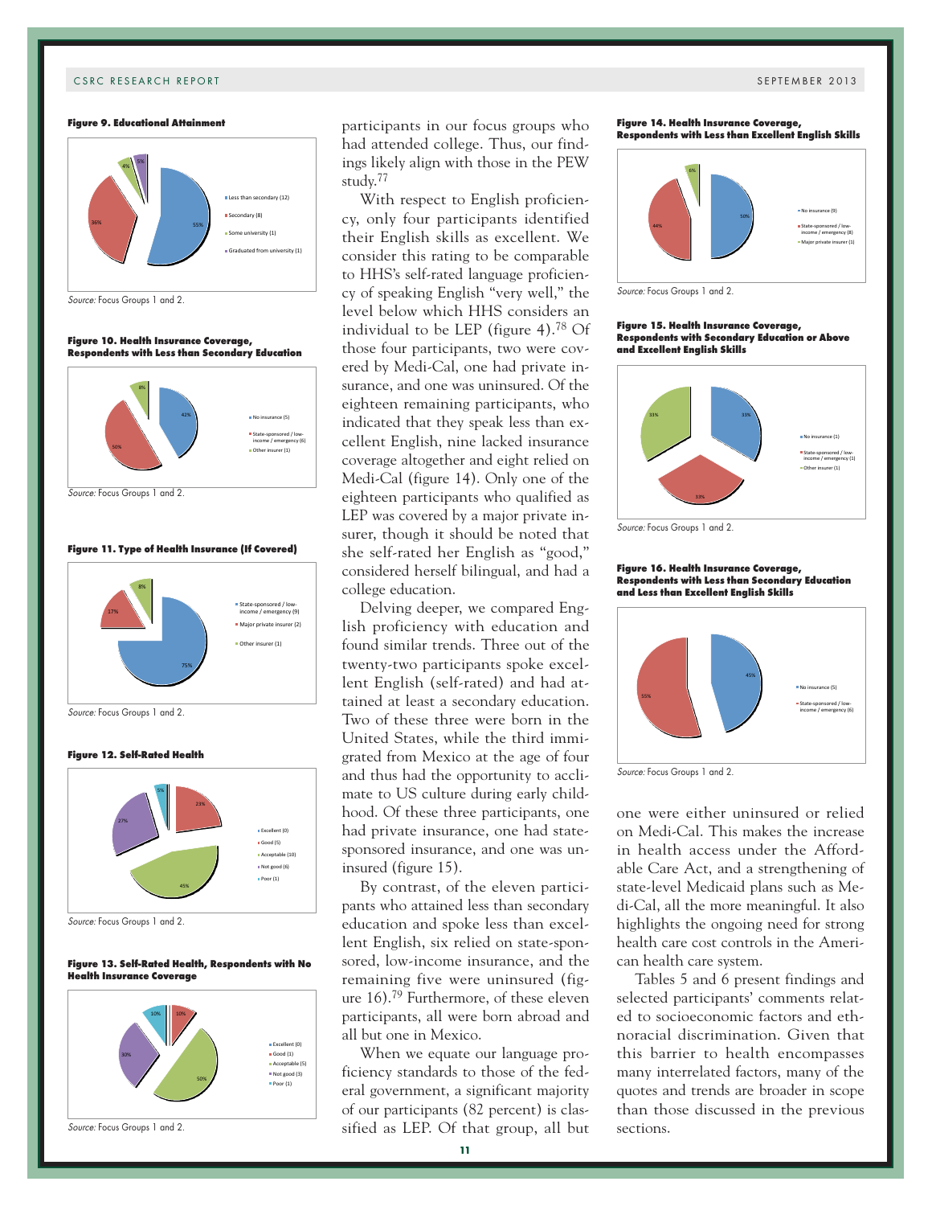**Figure 9. Educational Attainment**

*Source:* Focus Groups 1 and 2.

**Figure 10. Health Insurance Coverage, Respondents with Less than Secondary Education**

*Source:* Focus Groups 1 and 2.

**Figure 11. Type of Health Insurance (If Covered)**

*Source:* Focus Groups 1 and 2.

**Figure 12. Self-Rated Health**

*Source:* Focus Groups 1 and 2.

**Figure 13. Self-Rated Health, Respondents with No Health Insurance Coverage**

*Source:* Focus Groups 1 and 2.

participants in our focus groups who had attended college. Thus, our findings likely align with those in the PEW study.[77]

With respect to English proficiency, only four participants identified their English skills as excellent. We consider this rating to be comparable to HHS's self-rated language proficiency of speaking English "very well," the level below which HHS considers an individual to be LEP (figure 4).[78] Of those four participants, two were covered by Medi-Cal, one had private insurance, and one was uninsured. Of the eighteen remaining participants, who indicated that they speak less than excellent English, nine lacked insurance coverage altogether and eight relied on Medi-Cal (figure 14). Only one of the eighteen participants who qualified as LEP was covered by a major private insurer, though it should be noted that she self-rated her English as "good," considered herself bilingual, and had a college education.

Delving deeper, we compared English proficiency with education and found similar trends. Three out of the twenty-two participants spoke excellent English (self-rated) and had attained at least a secondary education. Two of these three were born in the United States, while the third immigrated from Mexico at the age of four and thus had the opportunity to acclimate to US culture during early childhood. Of these three participants, one had private insurance, one had state-sponsored insurance, and one was uninsured (figure 15).

By contrast, of the eleven participants who attained less than secondary education and spoke less than excellent English, six relied on state-sponsored, low-income insurance, and the remaining five were uninsured (figure 16).[79] Furthermore, of these eleven participants, all were born abroad and all but one in Mexico.

When we equate our language proficiency standards to those of the federal government, a significant majority of our participants (82 percent) is classified as LEP. Of that group, all but one were either uninsured or relied on Medi-Cal. This makes the increase in health access under the Affordable Care Act, and a strengthening of state-level Medicaid plans such as Medi-Cal, all the more meaningful. It also highlights the ongoing need for strong health care cost controls in the American health care system.

Tables 5 and 6 present findings and selected participants' comments related to socioeconomic factors and ethnoracial discrimination. Given that this barrier to health encompasses many interrelated factors, many of the quotes and trends are broader in scope than those discussed in the previous sections.

**Figure 14. Health Insurance Coverage, Respondents with Less than Excellent English Skills**

*Source:* Focus Groups 1 and 2.

**Figure 15. Health Insurance Coverage, Respondents with Secondary Education or Above and Excellent English Skills**

*Source:* Focus Groups 1 and 2.

**Figure 16. Health Insurance Coverage, Respondents with Less than Secondary Education and Less than Excellent English Skills**

*Source:* Focus Groups 1 and 2.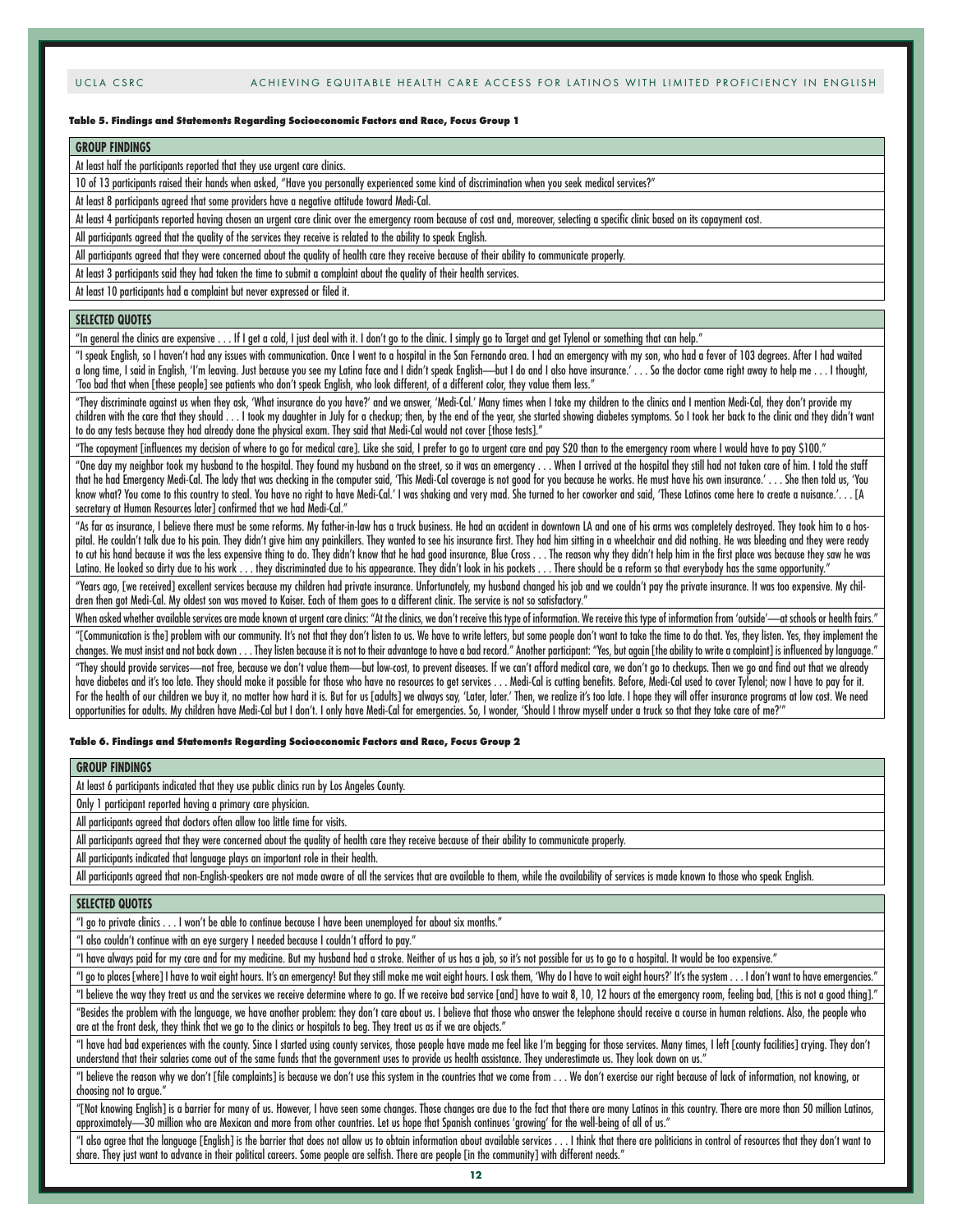**Table 5. Findings and Statements Regarding Socioeconomic Factors and Race, Focus Group 1**

| GROUP FINDINGS |
| --- |
| At least half the participants reported that they use urgent care clinics. |
| 10 of 13 participants raised their hands when asked, "Have you personally experienced some kind of discrimination when you seek medical services?" |
| At least 8 participants agreed that some providers have a negative attitude toward Medi-Cal. |
| At least 4 participants reported having chosen an urgent care clinic over the emergency room because of cost and, moreover, selecting a specific clinic based on its copayment cost. |
| All participants agreed that the quality of the services they receive is related to the ability to speak English. |
| All participants agreed that they were concerned about the quality of health care they receive because of their ability to communicate properly. |
| At least 3 participants said they had taken the time to submit a complaint about the quality of their health services. |
| At least 10 participants had a complaint but never expressed or filed it. |

| SELECTED QUOTES |
| --- |
| "In general the clinics are expensive . . . If I get a cold, I just deal with it. I don't go to the clinic. I simply go to Target and get Tylenol or something that can help." |
| "I speak English, so I haven't had any issues with communication. Once I went to a hospital in the San Fernando area. I had an emergency with my son, who had a fever of 103 degrees. After I had waited a long time, I said in English, 'I'm leaving. Just because you see my Latina face and I didn't speak English—but I do and I also have insurance.' . . . So the doctor came right away to help me . . . I thought, 'Too bad that when [these people] see patients who don't speak English, who look different, of a different color, they value them less." |
| "They discriminate against us when they ask, 'What insurance do you have?' and we answer, 'Medi-Cal.' Many times when I take my children to the clinics and I mention Medi-Cal, they don't provide my children with the care that they should . . . I took my daughter in July for a checkup; then, by the end of the year, she started showing diabetes symptoms. So I took her back to the clinic and they didn't want to do any tests because they had already done the physical exam. They said that Medi-Cal would not cover [those tests]." |
| "The copayment [influences my decision of where to go for medical care]. Like she said, I prefer to go to urgent care and pay $20 than to the emergency room where I would have to pay $100." |
| "One day my neighbor took my husband to the hospital. They found my husband on the street, so it was an emergency . . . When I arrived at the hospital they still had not taken care of him. I told the staff that he had Emergency Medi-Cal. The lady that was checking in the computer said, 'This Medi-Cal coverage is not good for you because he works. He must have his own insurance.' . . . She then told us, 'You know what? You come to this country to steal. You have no right to have Medi-Cal.' I was shaking and very mad. She turned to her coworker and said, 'These Latinos come here to create a nuisance.'. . . [A secretary at Human Resources later] confirmed that we had Medi-Cal." |
| "As far as insurance, I believe there must be some reforms. My father-in-law has a truck business. He had an accident in downtown LA and one of his arms was completely destroyed. They took him to a hospital. He couldn't talk due to his pain. They didn't give him any painkillers. They wanted to see his insurance first. They had him sitting in a wheelchair and did nothing. He was bleeding and they were ready to cut his hand because it was the less expensive thing to do. They didn't know that he had good insurance, Blue Cross . . . The reason why they didn't help him in the first place was because they saw he was Latino. He looked so dirty due to his work . . . they discriminated due to his appearance. They didn't look in his pockets . . . There should be a reform so that everybody has the same opportunity." |
| "Years ago, [we received] excellent services because my children had private insurance. Unfortunately, my husband changed his job and we couldn't pay the private insurance. It was too expensive. My children then got Medi-Cal. My oldest son was moved to Kaiser. Each of them goes to a different clinic. The service is not so satisfactory." |
| When asked whether available services are made known at urgent care clinics: "At the clinics, we don't receive this type of information. We receive this type of information from 'outside'—at schools or health fairs." |
| "[Communication is the] problem with our community. It's not that they don't listen to us. We have to write letters, but some people don't want to take the time to do that. Yes, they listen. Yes, they implement the changes. We must insist and not back down . . . They listen because it is not to their advantage to have a bad record." Another participant: "Yes, but again [the ability to write a complaint] is influenced by language." |
| "They should provide services—not free, because we don't value them—but low-cost, to prevent diseases. If we can't afford medical care, we don't go to checkups. Then we go and find out that we already have diabetes and it's too late. They should make it possible for those who have no resources to get services . . . Medi-Cal is cutting benefits. Before, Medi-Cal used to cover Tylenol; now I have to pay for it. For the health of our children we buy it, no matter how hard it is. But for us [adults] we always say, 'Later, later.' Then, we realize it's too late. I hope they will offer insurance programs at low cost. We need opportunities for adults. My children have Medi-Cal but I don't. I only have Medi-Cal for emergencies. So, I wonder, 'Should I throw myself under a truck so that they take care of me?'" |

**Table 6. Findings and Statements Regarding Socioeconomic Factors and Race, Focus Group 2**

| GROUP FINDINGS |
| --- |
| At least 6 participants indicated that they use public clinics run by Los Angeles County. |
| Only 1 participant reported having a primary care physician. |
| All participants agreed that doctors often allow too little time for visits. |
| All participants agreed that they were concerned about the quality of health care they receive because of their ability to communicate properly. |
| All participants indicated that language plays an important role in their health. |
| All participants agreed that non-English-speakers are not made aware of all the services that are available to them, while the availability of services is made known to those who speak English. |

| SELECTED QUOTES |
| --- |
| "I go to private clinics . . . I won't be able to continue because I have been unemployed for about six months." |
| "I also couldn't continue with an eye surgery I needed because I couldn't afford to pay." |
| "I have always paid for my care and for my medicine. But my husband had a stroke. Neither of us has a job, so it's not possible for us to go to a hospital. It would be too expensive." |
| "I go to places [where] I have to wait eight hours. It's an emergency! But they still make me wait eight hours. I ask them, 'Why do I have to wait eight hours?' It's the system . . . I don't want to have emergencies." |
| "I believe the way they treat us and the services we receive determine where to go. If we receive bad service [and] have to wait 8, 10, 12 hours at the emergency room, feeling bad, [this is not a good thing]." |
| "Besides the problem with the language, we have another problem: they don't care about us. I believe that those who answer the telephone should receive a course in human relations. Also, the people who are at the front desk, they think that we go to the clinics or hospitals to beg. They treat us as if we are objects." |
| "I have had bad experiences with the county. Since I started using county services, those people have made me feel like I'm begging for those services. Many times, I left [county facilities] crying. They don't understand that their salaries come out of the same funds that the government uses to provide us health assistance. They underestimate us. They look down on us." |
| "I believe the reason why we don't [file complaints] is because we don't use this system in the countries that we come from . . . We don't exercise our right because of lack of information, not knowing, or choosing not to argue." |
| "[Not knowing English] is a barrier for many of us. However, I have seen some changes. Those changes are due to the fact that there are many Latinos in this country. There are more than 50 million Latinos, approximately—30 million who are Mexican and more from other countries. Let us hope that Spanish continues 'growing' for the well-being of all of us." |
| "I also agree that the language [English] is the barrier that does not allow us to obtain information about available services . . . I think that there are politicians in control of resources that they don't want to share. They just want to advance in their political careers. Some people are selfish. There are people [in the community] with different needs." |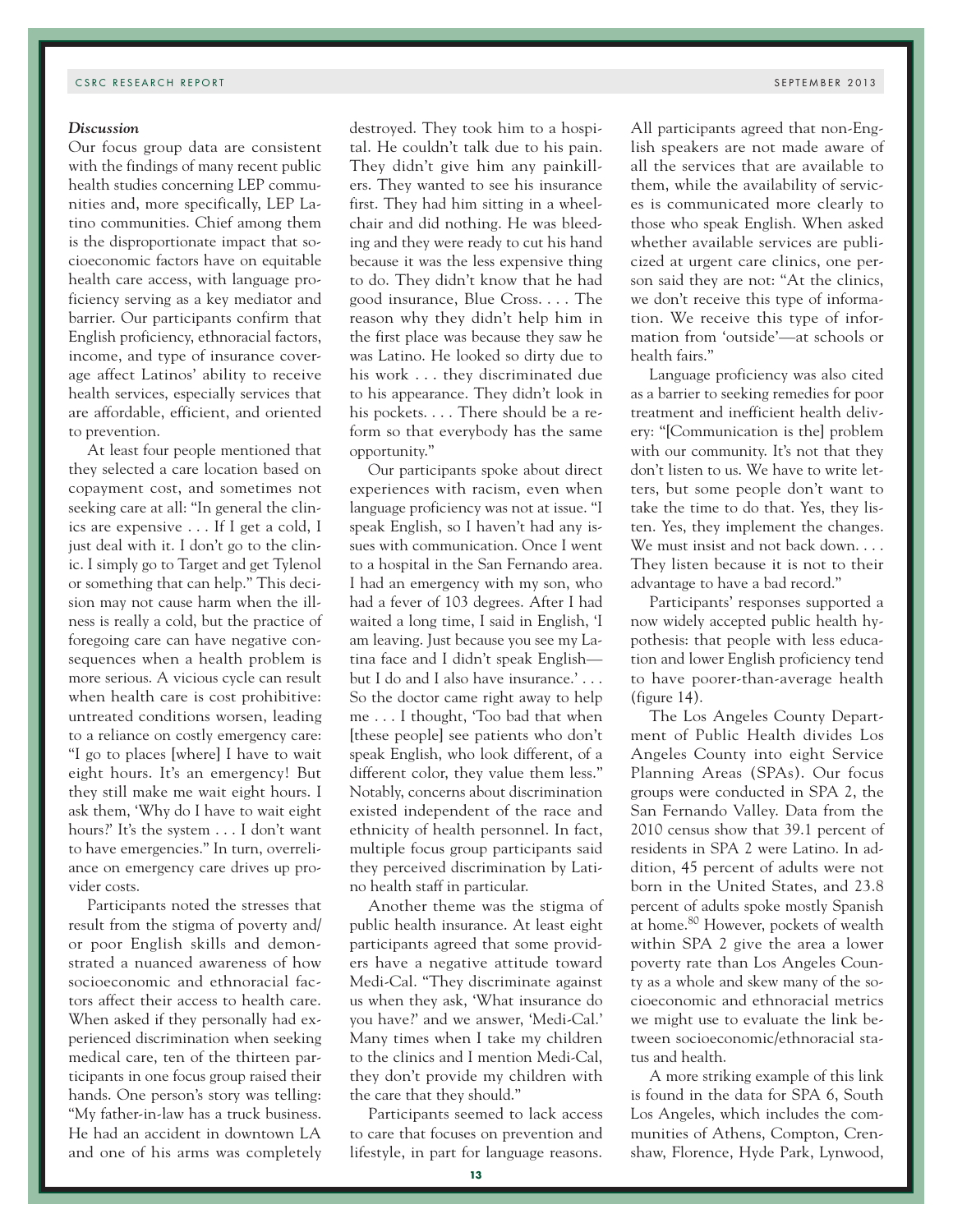### *Discussion*

Our focus group data are consistent with the findings of many recent public health studies concerning LEP communities and, more specifically, LEP Latino communities. Chief among them is the disproportionate impact that socioeconomic factors have on equitable health care access, with language proficiency serving as a key mediator and barrier. Our participants confirm that English proficiency, ethnoracial factors, income, and type of insurance coverage affect Latinos' ability to receive health services, especially services that are affordable, efficient, and oriented to prevention.

At least four people mentioned that they selected a care location based on copayment cost, and sometimes not seeking care at all: "In general the clinics are expensive . . . If I get a cold, I just deal with it. I don't go to the clinic. I simply go to Target and get Tylenol or something that can help." This decision may not cause harm when the illness is really a cold, but the practice of foregoing care can have negative consequences when a health problem is more serious. A vicious cycle can result when health care is cost prohibitive: untreated conditions worsen, leading to a reliance on costly emergency care: "I go to places [where] I have to wait eight hours. It's an emergency! But they still make me wait eight hours. I ask them, 'Why do I have to wait eight hours?' It's the system . . . I don't want to have emergencies." In turn, overreliance on emergency care drives up provider costs.

Participants noted the stresses that result from the stigma of poverty and/or poor English skills and demonstrated a nuanced awareness of how socioeconomic and ethnoracial factors affect their access to health care. When asked if they personally had experienced discrimination when seeking medical care, ten of the thirteen participants in one focus group raised their hands. One person's story was telling: "My father-in-law has a truck business. He had an accident in downtown LA and one of his arms was completely destroyed. They took him to a hospital. He couldn't talk due to his pain. They didn't give him any painkillers. They wanted to see his insurance first. They had him sitting in a wheelchair and did nothing. He was bleeding and they were ready to cut his hand because it was the less expensive thing to do. They didn't know that he had good insurance, Blue Cross. . . . The reason why they didn't help him in the first place was because they saw he was Latino. He looked so dirty due to his work . . . they discriminated due to his appearance. They didn't look in his pockets. . . . There should be a reform so that everybody has the same opportunity."

Our participants spoke about direct experiences with racism, even when language proficiency was not at issue. "I speak English, so I haven't had any issues with communication. Once I went to a hospital in the San Fernando area. I had an emergency with my son, who had a fever of 103 degrees. After I had waited a long time, I said in English, 'I am leaving. Just because you see my Latina face and I didn't speak English—but I do and I also have insurance.' . . . So the doctor came right away to help me . . . I thought, 'Too bad that when [these people] see patients who don't speak English, who look different, of a different color, they value them less." Notably, concerns about discrimination existed independent of the race and ethnicity of health personnel. In fact, multiple focus group participants said they perceived discrimination by Latino health staff in particular.

Another theme was the stigma of public health insurance. At least eight participants agreed that some providers have a negative attitude toward Medi-Cal. "They discriminate against us when they ask, 'What insurance do you have?' and we answer, 'Medi-Cal.' Many times when I take my children to the clinics and I mention Medi-Cal, they don't provide my children with the care that they should."

Participants seemed to lack access to care that focuses on prevention and lifestyle, in part for language reasons. All participants agreed that non-English speakers are not made aware of all the services that are available to them, while the availability of services is communicated more clearly to those who speak English. When asked whether available services are publicized at urgent care clinics, one person said they are not: "At the clinics, we don't receive this type of information. We receive this type of information from 'outside'—at schools or health fairs."

Language proficiency was also cited as a barrier to seeking remedies for poor treatment and inefficient health delivery: "[Communication is the] problem with our community. It's not that they don't listen to us. We have to write letters, but some people don't want to take the time to do that. Yes, they listen. Yes, they implement the changes. We must insist and not back down. . . . They listen because it is not to their advantage to have a bad record."

Participants' responses supported a now widely accepted public health hypothesis: that people with less education and lower English proficiency tend to have poorer-than-average health (figure 14).

The Los Angeles County Department of Public Health divides Los Angeles County into eight Service Planning Areas (SPAs). Our focus groups were conducted in SPA 2, the San Fernando Valley. Data from the 2010 census show that 39.1 percent of residents in SPA 2 were Latino. In addition, 45 percent of adults were not born in the United States, and 23.8 percent of adults spoke mostly Spanish at home.[80] However, pockets of wealth within SPA 2 give the area a lower poverty rate than Los Angeles County as a whole and skew many of the socioeconomic and ethnoracial metrics we might use to evaluate the link between socioeconomic/ethnoracial status and health.

A more striking example of this link is found in the data for SPA 6, South Los Angeles, which includes the communities of Athens, Compton, Crenshaw, Florence, Hyde Park, Lynwood,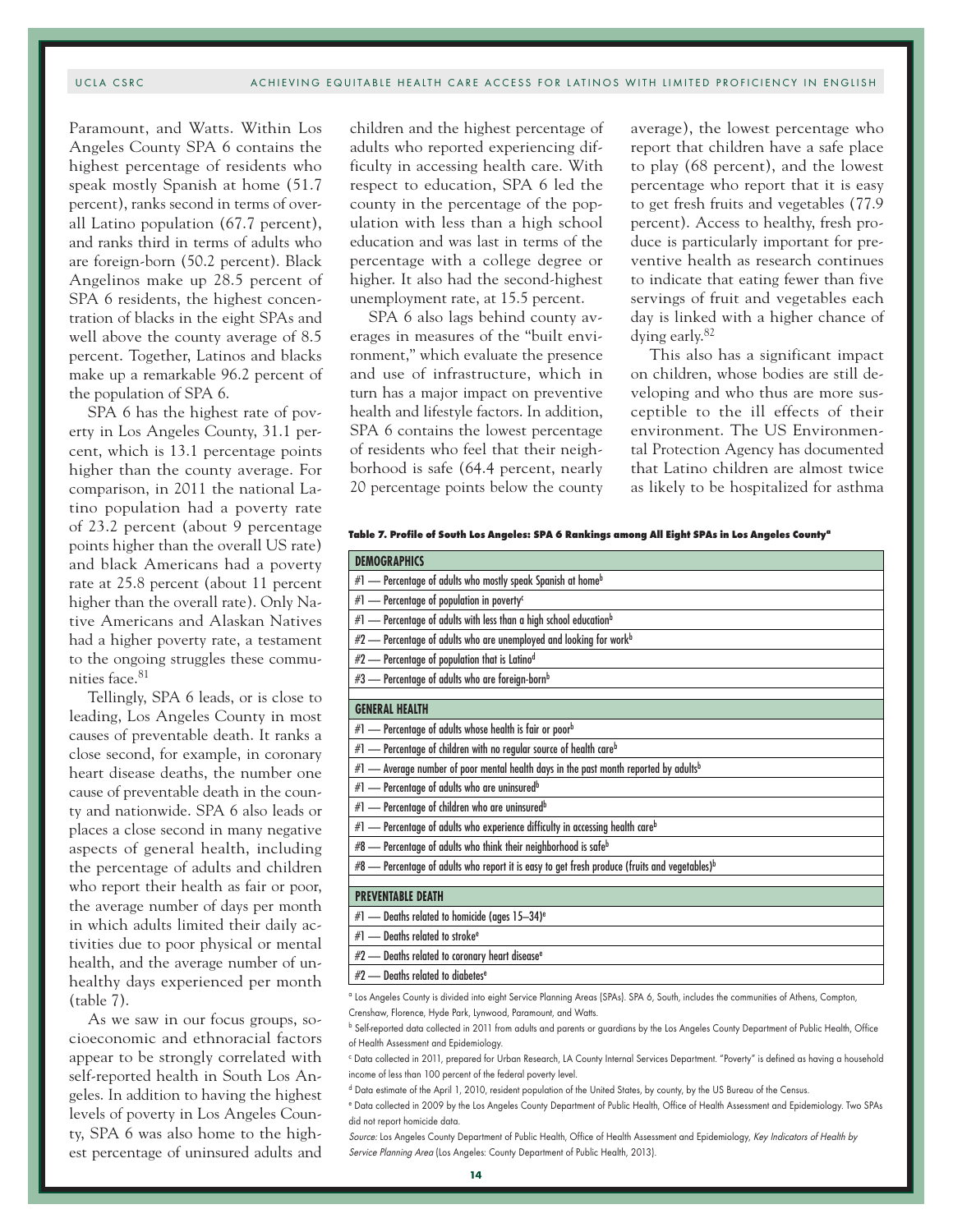Paramount, and Watts. Within Los Angeles County SPA 6 contains the highest percentage of residents who speak mostly Spanish at home (51.7 percent), ranks second in terms of overall Latino population (67.7 percent), and ranks third in terms of adults who are foreign-born (50.2 percent). Black Angelinos make up 28.5 percent of SPA 6 residents, the highest concentration of blacks in the eight SPAs and well above the county average of 8.5 percent. Together, Latinos and blacks make up a remarkable 96.2 percent of the population of SPA 6.

SPA 6 has the highest rate of poverty in Los Angeles County, 31.1 percent, which is 13.1 percentage points higher than the county average. For comparison, in 2011 the national Latino population had a poverty rate of 23.2 percent (about 9 percentage points higher than the overall US rate) and black Americans had a poverty rate at 25.8 percent (about 11 percent higher than the overall rate). Only Native Americans and Alaskan Natives had a higher poverty rate, a testament to the ongoing struggles these communities face.[81]

Tellingly, SPA 6 leads, or is close to leading, Los Angeles County in most causes of preventable death. It ranks a close second, for example, in coronary heart disease deaths, the number one cause of preventable death in the county and nationwide. SPA 6 also leads or places a close second in many negative aspects of general health, including the percentage of adults and children who report their health as fair or poor, the average number of days per month in which adults limited their daily activities due to poor physical or mental health, and the average number of unhealthy days experienced per month (table 7).

As we saw in our focus groups, socioeconomic and ethnoracial factors appear to be strongly correlated with self-reported health in South Los Angeles. In addition to having the highest levels of poverty in Los Angeles County, SPA 6 was also home to the highest percentage of uninsured adults and children and the highest percentage of adults who reported experiencing difficulty in accessing health care. With respect to education, SPA 6 led the county in the percentage of the population with less than a high school education and was last in terms of the percentage with a college degree or higher. It also had the second-highest unemployment rate, at 15.5 percent.

SPA 6 also lags behind county averages in measures of the "built environment," which evaluate the presence and use of infrastructure, which in turn has a major impact on preventive health and lifestyle factors. In addition, SPA 6 contains the lowest percentage of residents who feel that their neighborhood is safe (64.4 percent, nearly 20 percentage points below the county average), the lowest percentage who report that children have a safe place to play (68 percent), and the lowest percentage who report that it is easy to get fresh fruits and vegetables (77.9 percent). Access to healthy, fresh produce is particularly important for preventive health as research continues to indicate that eating fewer than five servings of fruit and vegetables each day is linked with a higher chance of dying early.[82]

This also has a significant impact on children, whose bodies are still developing and who thus are more susceptible to the ill effects of their environment. The US Environmental Protection Agency has documented that Latino children are almost twice as likely to be hospitalized for asthma

**Table 7. Profile of South Los Angeles: SPA 6 Rankings among All Eight SPAs in Los Angeles County[a]**

| DEMOGRAPHICS |
|---|
| #1 — Percentage of adults who mostly speak Spanish at home[b] |
| #1 — Percentage of population in poverty[c] |
| #1 — Percentage of adults with less than a high school education[b] |
| #2 — Percentage of adults who are unemployed and looking for work[b] |
| #2 — Percentage of population that is Latino[d] |
| #3 — Percentage of adults who are foreign-born[b] |
| **GENERAL HEALTH** |
| #1 — Percentage of adults whose health is fair or poor[b] |
| #1 — Percentage of children with no regular source of health care[b] |
| #1 — Average number of poor mental health days in the past month reported by adults[b] |
| #1 — Percentage of adults who are uninsured[b] |
| #1 — Percentage of children who are uninsured[b] |
| #1 — Percentage of adults who experience difficulty in accessing health care[b] |
| #8 — Percentage of adults who think their neighborhood is safe[b] |
| #8 — Percentage of adults who report it is easy to get fresh produce (fruits and vegetables)[b] |
| **PREVENTABLE DEATH** |
| #1 — Deaths related to homicide (ages 15–34)[e] |
| #1 — Deaths related to stroke[e] |
| #2 — Deaths related to coronary heart disease[e] |
| #2 — Deaths related to diabetes[e] |

[a] Los Angeles County is divided into eight Service Planning Areas (SPAs). SPA 6, South, includes the communities of Athens, Compton, Crenshaw, Florence, Hyde Park, Lynwood, Paramount, and Watts.

[b] Self-reported data collected in 2011 from adults and parents or guardians by the Los Angeles County Department of Public Health, Office of Health Assessment and Epidemiology.

[c] Data collected in 2011, prepared for Urban Research, LA County Internal Services Department. "Poverty" is defined as having a household income of less than 100 percent of the federal poverty level.

[d] Data estimate of the April 1, 2010, resident population of the United States, by county, by the US Bureau of the Census.

[e] Data collected in 2009 by the Los Angeles County Department of Public Health, Office of Health Assessment and Epidemiology. Two SPAs did not report homicide data.

*Source:* Los Angeles County Department of Public Health, Office of Health Assessment and Epidemiology, *Key Indicators of Health by Service Planning Area* (Los Angeles: County Department of Public Health, 2013).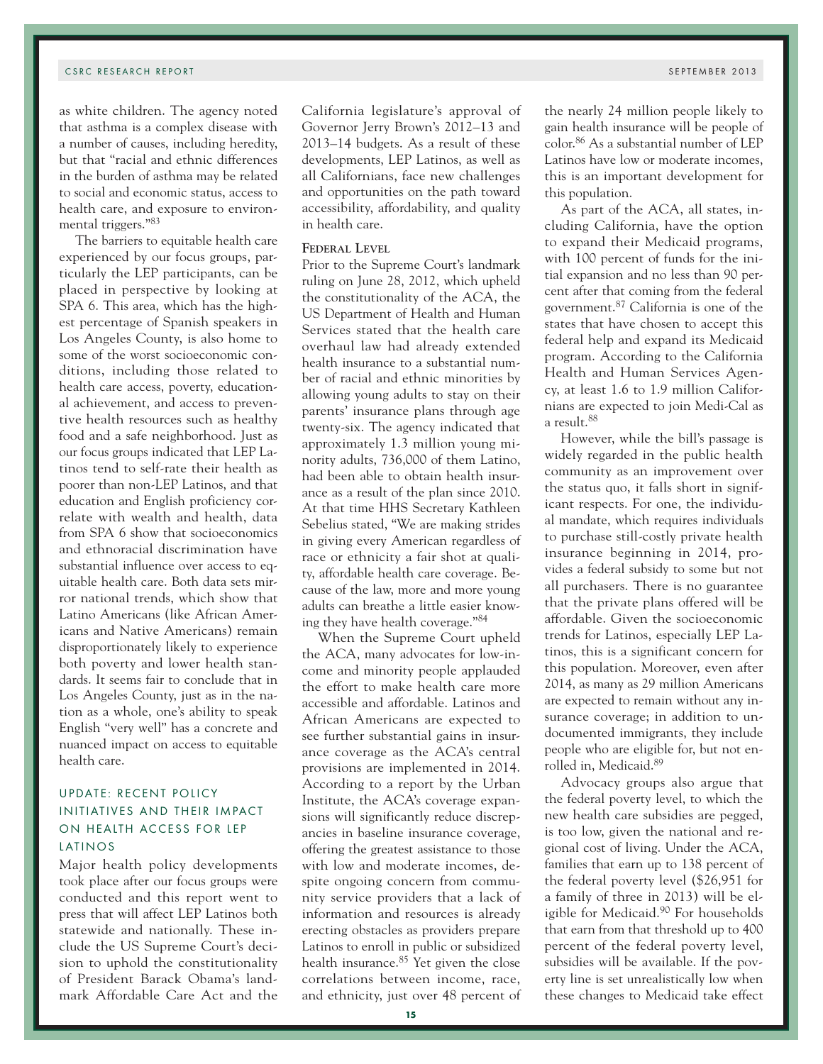as white children. The agency noted that asthma is a complex disease with a number of causes, including heredity, but that "racial and ethnic differences in the burden of asthma may be related to social and economic status, access to health care, and exposure to environmental triggers."[83]

The barriers to equitable health care experienced by our focus groups, particularly the LEP participants, can be placed in perspective by looking at SPA 6. This area, which has the highest percentage of Spanish speakers in Los Angeles County, is also home to some of the worst socioeconomic conditions, including those related to health care access, poverty, educational achievement, and access to preventive health resources such as healthy food and a safe neighborhood. Just as our focus groups indicated that LEP Latinos tend to self-rate their health as poorer than non-LEP Latinos, and that education and English proficiency correlate with wealth and health, data from SPA 6 show that socioeconomics and ethnoracial discrimination have substantial influence over access to equitable health care. Both data sets mirror national trends, which show that Latino Americans (like African Americans and Native Americans) remain disproportionately likely to experience both poverty and lower health standards. It seems fair to conclude that in Los Angeles County, just as in the nation as a whole, one's ability to speak English "very well" has a concrete and nuanced impact on access to equitable health care.

## UPDATE: RECENT POLICY INITIATIVES AND THEIR IMPACT ON HEALTH ACCESS FOR LEP LATINOS

Major health policy developments took place after our focus groups were conducted and this report went to press that will affect LEP Latinos both statewide and nationally. These include the US Supreme Court's decision to uphold the constitutionality of President Barack Obama's landmark Affordable Care Act and the California legislature's approval of Governor Jerry Brown's 2012–13 and 2013–14 budgets. As a result of these developments, LEP Latinos, as well as all Californians, face new challenges and opportunities on the path toward accessibility, affordability, and quality in health care.

### Federal Level

Prior to the Supreme Court's landmark ruling on June 28, 2012, which upheld the constitutionality of the ACA, the US Department of Health and Human Services stated that the health care overhaul law had already extended health insurance to a substantial number of racial and ethnic minorities by allowing young adults to stay on their parents' insurance plans through age twenty-six. The agency indicated that approximately 1.3 million young minority adults, 736,000 of them Latino, had been able to obtain health insurance as a result of the plan since 2010. At that time HHS Secretary Kathleen Sebelius stated, "We are making strides in giving every American regardless of race or ethnicity a fair shot at quality, affordable health care coverage. Because of the law, more and more young adults can breathe a little easier knowing they have health coverage."[84]

When the Supreme Court upheld the ACA, many advocates for low-income and minority people applauded the effort to make health care more accessible and affordable. Latinos and African Americans are expected to see further substantial gains in insurance coverage as the ACA's central provisions are implemented in 2014. According to a report by the Urban Institute, the ACA's coverage expansions will significantly reduce discrepancies in baseline insurance coverage, offering the greatest assistance to those with low and moderate incomes, despite ongoing concern from community service providers that a lack of information and resources is already erecting obstacles as providers prepare Latinos to enroll in public or subsidized health insurance.[85] Yet given the close correlations between income, race, and ethnicity, just over 48 percent of the nearly 24 million people likely to gain health insurance will be people of color.[86] As a substantial number of LEP Latinos have low or moderate incomes, this is an important development for this population.

As part of the ACA, all states, including California, have the option to expand their Medicaid programs, with 100 percent of funds for the initial expansion and no less than 90 percent after that coming from the federal government.[87] California is one of the states that have chosen to accept this federal help and expand its Medicaid program. According to the California Health and Human Services Agency, at least 1.6 to 1.9 million Californians are expected to join Medi-Cal as a result.[88]

However, while the bill's passage is widely regarded in the public health community as an improvement over the status quo, it falls short in significant respects. For one, the individual mandate, which requires individuals to purchase still-costly private health insurance beginning in 2014, provides a federal subsidy to some but not all purchasers. There is no guarantee that the private plans offered will be affordable. Given the socioeconomic trends for Latinos, especially LEP Latinos, this is a significant concern for this population. Moreover, even after 2014, as many as 29 million Americans are expected to remain without any insurance coverage; in addition to undocumented immigrants, they include people who are eligible for, but not enrolled in, Medicaid.[89]

Advocacy groups also argue that the federal poverty level, to which the new health care subsidies are pegged, is too low, given the national and regional cost of living. Under the ACA, families that earn up to 138 percent of the federal poverty level ($26,951 for a family of three in 2013) will be eligible for Medicaid.[90] For households that earn from that threshold up to 400 percent of the federal poverty level, subsidies will be available. If the poverty line is set unrealistically low when these changes to Medicaid take effect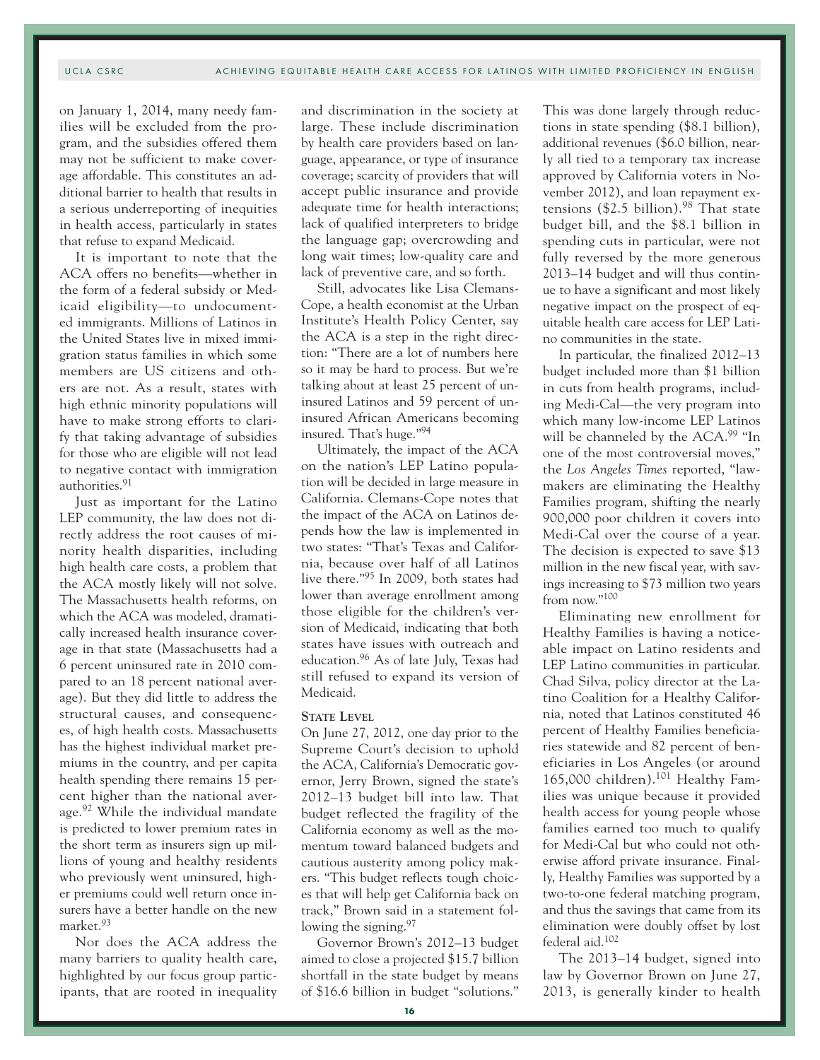on January 1, 2014, many needy families will be excluded from the program, and the subsidies offered them may not be sufficient to make coverage affordable. This constitutes an additional barrier to health that results in a serious underreporting of inequities in health access, particularly in states that refuse to expand Medicaid.

It is important to note that the ACA offers no benefits—whether in the form of a federal subsidy or Medicaid eligibility—to undocumented immigrants. Millions of Latinos in the United States live in mixed immigration status families in which some members are US citizens and others are not. As a result, states with high ethnic minority populations will have to make strong efforts to clarify that taking advantage of subsidies for those who are eligible will not lead to negative contact with immigration authorities.[91]

Just as important for the Latino LEP community, the law does not directly address the root causes of minority health disparities, including high health care costs, a problem that the ACA mostly likely will not solve. The Massachusetts health reforms, on which the ACA was modeled, dramatically increased health insurance coverage in that state (Massachusetts had a 6 percent uninsured rate in 2010 compared to an 18 percent national average). But they did little to address the structural causes, and consequences, of high health costs. Massachusetts has the highest individual market premiums in the country, and per capita health spending there remains 15 percent higher than the national average.[92] While the individual mandate is predicted to lower premium rates in the short term as insurers sign up millions of young and healthy residents who previously went uninsured, higher premiums could well return once insurers have a better handle on the new market.[93]

Nor does the ACA address the many barriers to quality health care, highlighted by our focus group participants, that are rooted in inequality and discrimination in the society at large. These include discrimination by health care providers based on language, appearance, or type of insurance coverage; scarcity of providers that will accept public insurance and provide adequate time for health interactions; lack of qualified interpreters to bridge the language gap; overcrowding and long wait times; low-quality care and lack of preventive care, and so forth.

Still, advocates like Lisa Clemans-Cope, a health economist at the Urban Institute's Health Policy Center, say the ACA is a step in the right direction: "There are a lot of numbers here so it may be hard to process. But we're talking about at least 25 percent of uninsured Latinos and 59 percent of uninsured African Americans becoming insured. That's huge."[94]

Ultimately, the impact of the ACA on the nation's LEP Latino population will be decided in large measure in California. Clemens-Cope notes that the impact of the ACA on Latinos depends how the law is implemented in two states: "That's Texas and California, because over half of all Latinos live there."[95] In 2009, both states had lower than average enrollment among those eligible for the children's version of Medicaid, indicating that both states have issues with outreach and education.[96] As of late July, Texas had still refused to expand its version of Medicaid.

### State Level

On June 27, 2012, one day prior to the Supreme Court's decision to uphold the ACA, California's Democratic governor, Jerry Brown, signed the state's 2012–13 budget bill into law. That budget reflected the fragility of the California economy as well as the momentum toward balanced budgets and cautious austerity among policy makers. "This budget reflects tough choices that will help get California back on track," Brown said in a statement following the signing.[97]

Governor Brown's 2012–13 budget aimed to close a projected $15.7 billion shortfall in the state budget by means of $16.6 billion in budget "solutions." This was done largely through reductions in state spending ($8.1 billion), additional revenues ($6.0 billion, nearly all tied to a temporary tax increase approved by California voters in November 2012), and loan repayment extensions ($2.5 billion).[98] That state budget bill, and the $8.1 billion in spending cuts in particular, were not fully reversed by the more generous 2013–14 budget and will thus continue to have a significant and most likely negative impact on the prospect of equitable health care access for LEP Latino communities in the state.

In particular, the finalized 2012–13 budget included more than $1 billion in cuts from health programs, including Medi-Cal—the very program into which many low-income LEP Latinos will be channeled by the ACA.[99] "In one of the most controversial moves," the *Los Angeles Times* reported, "lawmakers are eliminating the Healthy Families program, shifting the nearly 900,000 poor children it covers into Medi-Cal over the course of a year. The decision is expected to save $13 million in the new fiscal year, with savings increasing to $73 million two years from now."[100]

Eliminating new enrollment for Healthy Families is having a noticeable impact on Latino residents and LEP Latino communities in particular. Chad Silva, policy director at the Latino Coalition for a Healthy California, noted that Latinos constituted 46 percent of Healthy Families beneficiaries statewide and 82 percent of beneficiaries in Los Angeles (or around 165,000 children).[101] Healthy Families was unique because it provided health access for young people whose families earned too much to qualify for Medi-Cal but who could not otherwise afford private insurance. Finally, Healthy Families was supported by a two-to-one federal matching program, and thus the savings that came from its elimination were doubly offset by lost federal aid.[102]

The 2013–14 budget, signed into law by Governor Brown on June 27, 2013, is generally kinder to health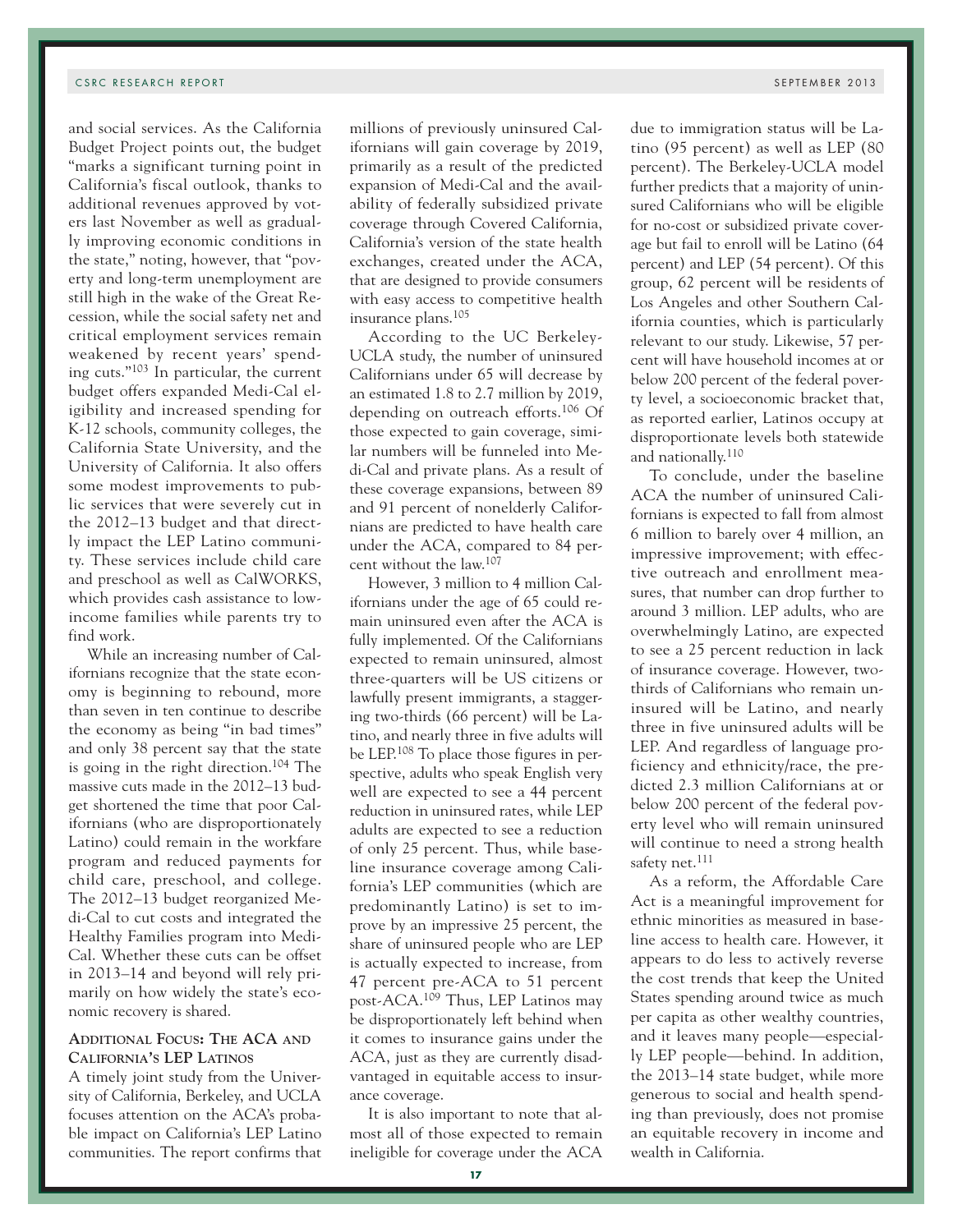and social services. As the California Budget Project points out, the budget "marks a significant turning point in California's fiscal outlook, thanks to additional revenues approved by voters last November as well as gradually improving economic conditions in the state," noting, however, that "poverty and long-term unemployment are still high in the wake of the Great Recession, while the social safety net and critical employment services remain weakened by recent years' spending cuts."[103] In particular, the current budget offers expanded Medi-Cal eligibility and increased spending for K-12 schools, community colleges, the California State University, and the University of California. It also offers some modest improvements to public services that were severely cut in the 2012–13 budget and that directly impact the LEP Latino community. These services include child care and preschool as well as CalWORKS, which provides cash assistance to low-income families while parents try to find work.

While an increasing number of Californians recognize that the state economy is beginning to rebound, more than seven in ten continue to describe the economy as being "in bad times" and only 38 percent say that the state is going in the right direction.[104] The massive cuts made in the 2012–13 budget shortened the time that poor Californians (who are disproportionately Latino) could remain in the workfare program and reduced payments for child care, preschool, and college. The 2012–13 budget reorganized Medi-Cal to cut costs and integrated the Healthy Families program into Medi-Cal. Whether these cuts can be offset in 2013–14 and beyond will rely primarily on how widely the state's economic recovery is shared.

### Additional Focus: The ACA and California's LEP Latinos

A timely joint study from the University of California, Berkeley, and UCLA focuses attention on the ACA's probable impact on California's LEP Latino communities. The report confirms that millions of previously uninsured Californians will gain coverage by 2019, primarily as a result of the predicted expansion of Medi-Cal and the availability of federally subsidized private coverage through Covered California, California's version of the state health exchanges, created under the ACA, that are designed to provide consumers with easy access to competitive health insurance plans.[105]

According to the UC Berkeley-UCLA study, the number of uninsured Californians under 65 will decrease by an estimated 1.8 to 2.7 million by 2019, depending on outreach efforts.[106] Of those expected to gain coverage, similar numbers will be funneled into Medi-Cal and private plans. As a result of these coverage expansions, between 89 and 91 percent of nonelderly Californians are predicted to have health care under the ACA, compared to 84 percent without the law.[107]

However, 3 million to 4 million Californians under the age of 65 could remain uninsured even after the ACA is fully implemented. Of the Californians expected to remain uninsured, almost three-quarters will be US citizens or lawfully present immigrants, a staggering two-thirds (66 percent) will be Latino, and nearly three in five adults will be LEP.[108] To place those figures in perspective, adults who speak English very well are expected to see a 44 percent reduction in uninsured rates, while LEP adults are expected to see a reduction of only 25 percent. Thus, while baseline insurance coverage among California's LEP communities (which are predominantly Latino) is set to improve by an impressive 25 percent, the share of uninsured people who are LEP is actually expected to increase, from 47 percent pre-ACA to 51 percent post-ACA.[109] Thus, LEP Latinos may be disproportionately left behind when it comes to insurance gains under the ACA, just as they are currently disadvantaged in equitable access to insurance coverage.

It is also important to note that almost all of those expected to remain ineligible for coverage under the ACA due to immigration status will be Latino (95 percent) as well as LEP (80 percent). The Berkeley-UCLA model further predicts that a majority of uninsured Californians who will be eligible for no-cost or subsidized private coverage but fail to enroll will be Latino (64 percent) and LEP (54 percent). Of this group, 62 percent will be residents of Los Angeles and other Southern California counties, which is particularly relevant to our study. Likewise, 57 percent will have household incomes at or below 200 percent of the federal poverty level, a socioeconomic bracket that, as reported earlier, Latinos occupy at disproportionate levels both statewide and nationally.[110]

To conclude, under the baseline ACA the number of uninsured Californians is expected to fall from almost 6 million to barely over 4 million, an impressive improvement; with effective outreach and enrollment measures, that number can drop further to around 3 million. LEP adults, who are overwhelmingly Latino, are expected to see a 25 percent reduction in lack of insurance coverage. However, two-thirds of Californians who remain uninsured will be Latino, and nearly three in five uninsured adults will be LEP. And regardless of language proficiency and ethnicity/race, the predicted 2.3 million Californians at or below 200 percent of the federal poverty level who will remain uninsured will continue to need a strong health safety net.[111]

As a reform, the Affordable Care Act is a meaningful improvement for ethnic minorities as measured in baseline access to health care. However, it appears to do less to actively reverse the cost trends that keep the United States spending around twice as much per capita as other wealthy countries, and it leaves many people—especially LEP people—behind. In addition, the 2013–14 state budget, while more generous to social and health spending than previously, does not promise an equitable recovery in income and wealth in California.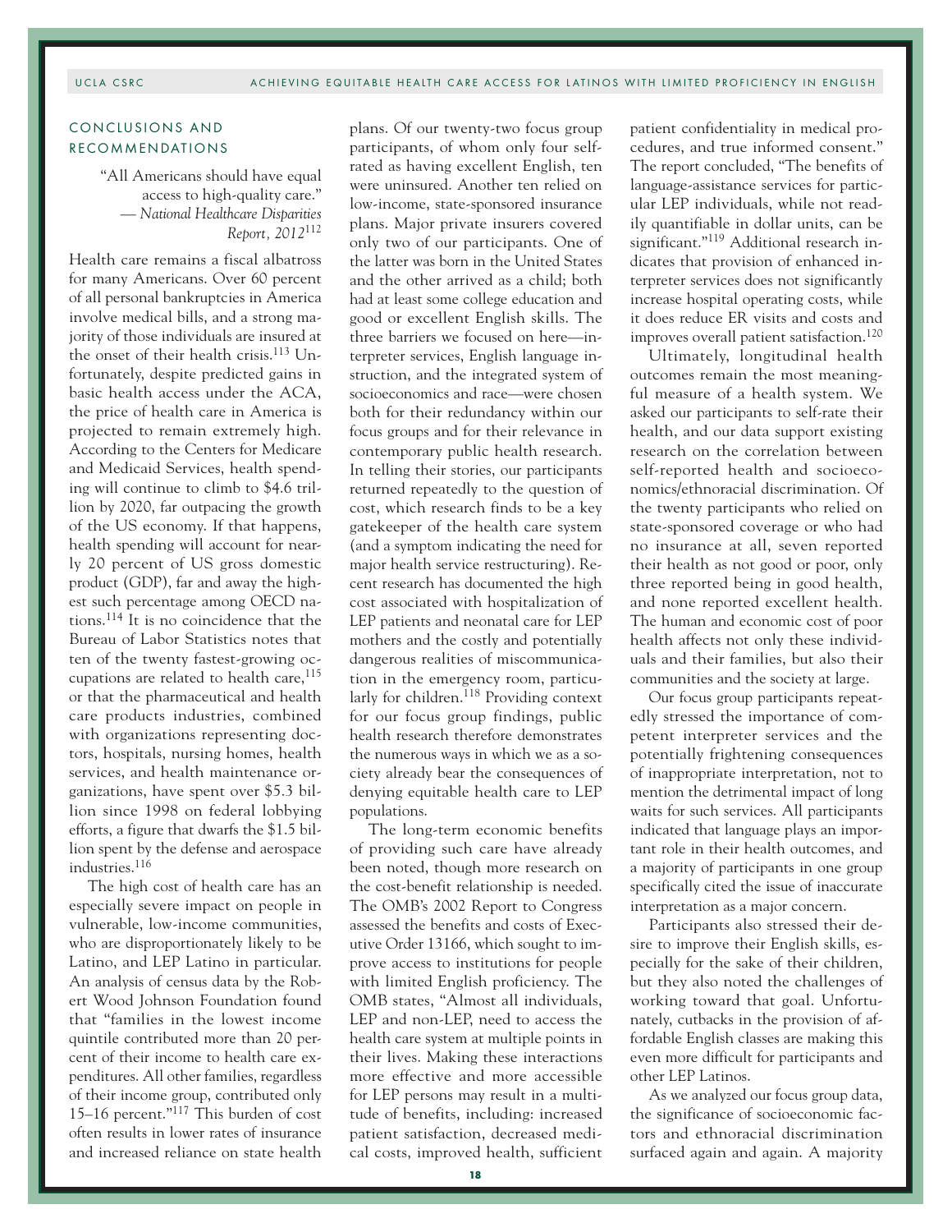## CONCLUSIONS AND RECOMMENDATIONS

> "All Americans should have equal access to high-quality care."
> — *National Healthcare Disparities Report, 2012*[112]

Health care remains a fiscal albatross for many Americans. Over 60 percent of all personal bankruptcies in America involve medical bills, and a strong majority of those individuals are insured at the onset of their health crisis.[113] Unfortunately, despite predicted gains in basic health access under the ACA, the price of health care in America is projected to remain extremely high. According to the Centers for Medicare and Medicaid Services, health spending will continue to climb to $4.6 trillion by 2020, far outpacing the growth of the US economy. If that happens, health spending will account for nearly 20 percent of US gross domestic product (GDP), far and away the highest such percentage among OECD nations.[114] It is no coincidence that the Bureau of Labor Statistics notes that ten of the twenty fastest-growing occupations are related to health care,[115] or that the pharmaceutical and health care products industries, combined with organizations representing doctors, hospitals, nursing homes, health services, and health maintenance organizations, have spent over $5.3 billion since 1998 on federal lobbying efforts, a figure that dwarfs the $1.5 billion spent by the defense and aerospace industries.[116]

The high cost of health care has an especially severe impact on people in vulnerable, low-income communities, who are disproportionately likely to be Latino, and LEP Latino in particular. An analysis of census data by the Robert Wood Johnson Foundation found that "families in the lowest income quintile contributed more than 20 percent of their income to health care expenditures. All other families, regardless of their income group, contributed only 15–16 percent."[117] This burden of cost often results in lower rates of insurance and increased reliance on state health plans. Of our twenty-two focus group participants, of whom only four self-rated as having excellent English, ten were uninsured. Another ten relied on low-income, state-sponsored insurance plans. Major private insurers covered only two of our participants. One of the latter was born in the United States and the other arrived as a child; both had at least some college education and good or excellent English skills. The three barriers we focused on here—interpreter services, English language instruction, and the integrated system of socioeconomics and race—were chosen both for their redundancy within our focus groups and for their relevance in contemporary public health research. In telling their stories, our participants returned repeatedly to the question of cost, which research finds to be a key gatekeeper of the health care system (and a symptom indicating the need for major health service restructuring). Recent research has documented the high cost associated with hospitalization of LEP patients and neonatal care for LEP mothers and the costly and potentially dangerous realities of miscommunication in the emergency room, particularly for children.[118] Providing context for our focus group findings, public health research therefore demonstrates the numerous ways in which we as a society already bear the consequences of denying equitable health care to LEP populations.

The long-term economic benefits of providing such care have already been noted, though more research on the cost-benefit relationship is needed. The OMB's 2002 Report to Congress assessed the benefits and costs of Executive Order 13166, which sought to improve access to institutions for people with limited English proficiency. The OMB states, "Almost all individuals, LEP and non-LEP, need to access the health care system at multiple points in their lives. Making these interactions more effective and more accessible for LEP persons may result in a multitude of benefits, including: increased patient satisfaction, decreased medical costs, improved health, sufficient patient confidentiality in medical procedures, and true informed consent." The report concluded, "The benefits of language-assistance services for particular LEP individuals, while not readily quantifiable in dollar units, can be significant."[119] Additional research indicates that provision of enhanced interpreter services does not significantly increase hospital operating costs, while it does reduce ER visits and costs and improves overall patient satisfaction.[120]

Ultimately, longitudinal health outcomes remain the most meaningful measure of a health system. We asked our participants to self-rate their health, and our data support existing research on the correlation between self-reported health and socioeconomics/ethnoracial discrimination. Of the twenty participants who relied on state-sponsored coverage or who had no insurance at all, seven reported their health as not good or poor, only three reported being in good health, and none reported excellent health. The human and economic cost of poor health affects not only these individuals and their families, but also their communities and the society at large.

Our focus group participants repeatedly stressed the importance of competent interpreter services and the potentially frightening consequences of inappropriate interpretation, not to mention the detrimental impact of long waits for such services. All participants indicated that language plays an important role in their health outcomes, and a majority of participants in one group specifically cited the issue of inaccurate interpretation as a major concern.

Participants also stressed their desire to improve their English skills, especially for the sake of their children, but they also noted the challenges of working toward that goal. Unfortunately, cutbacks in the provision of affordable English classes are making this even more difficult for participants and other LEP Latinos.

As we analyzed our focus group data, the significance of socioeconomic factors and ethnoracial discrimination surfaced again and again. A majority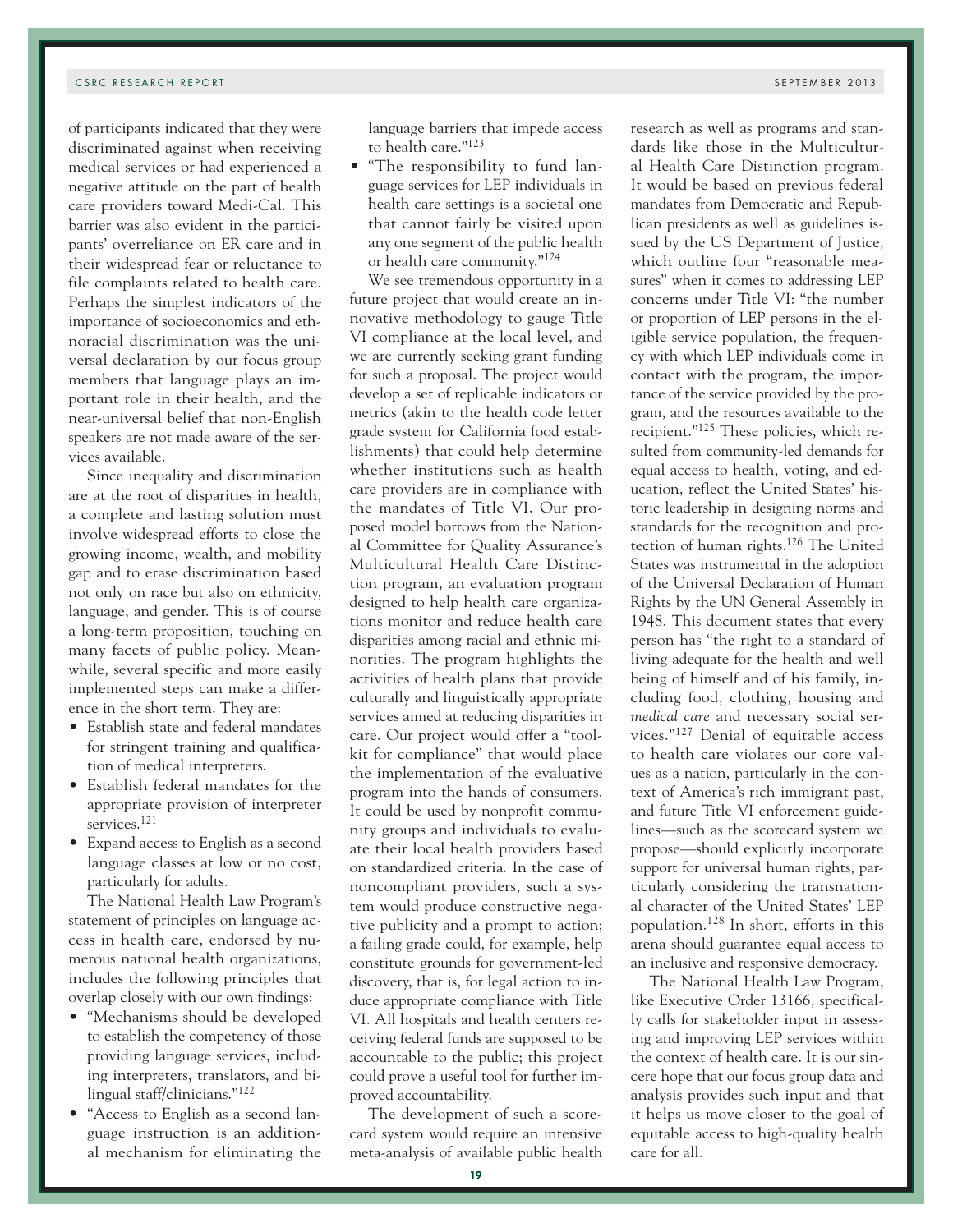of participants indicated that they were discriminated against when receiving medical services or had experienced a negative attitude on the part of health care providers toward Medi-Cal. This barrier was also evident in the participants' overreliance on ER care and in their widespread fear or reluctance to file complaints related to health care. Perhaps the simplest indicators of the importance of socioeconomics and ethnoracial discrimination was the universal declaration by our focus group members that language plays an important role in their health, and the near-universal belief that non-English speakers are not made aware of the services available.

Since inequality and discrimination are at the root of disparities in health, a complete and lasting solution must involve widespread efforts to close the growing income, wealth, and mobility gap and to erase discrimination based not only on race but also on ethnicity, language, and gender. This is of course a long-term proposition, touching on many facets of public policy. Meanwhile, several specific and more easily implemented steps can make a difference in the short term. They are:

- Establish state and federal mandates for stringent training and qualification of medical interpreters.
- Establish federal mandates for the appropriate provision of interpreter services.[121]
- Expand access to English as a second language classes at low or no cost, particularly for adults.

The National Health Law Program's statement of principles on language access in health care, endorsed by numerous national health organizations, includes the following principles that overlap closely with our own findings:

- "Mechanisms should be developed to establish the competency of those providing language services, including interpreters, translators, and bilingual staff/clinicians."[122]
- "Access to English as a second language instruction is an additional mechanism for eliminating the language barriers that impede access to health care."[123]
- "The responsibility to fund language services for LEP individuals in health care settings is a societal one that cannot fairly be visited upon any one segment of the public health or health care community."[124]

We see tremendous opportunity in a future project that would create an innovative methodology to gauge Title VI compliance at the local level, and we are currently seeking grant funding for such a proposal. The project would develop a set of replicable indicators or metrics (akin to the health code letter grade system for California food establishments) that could help determine whether institutions such as health care providers are in compliance with the mandates of Title VI. Our proposed model borrows from the National Committee for Quality Assurance's Multicultural Health Care Distinction program, an evaluation program designed to help health care organizations monitor and reduce health care disparities among racial and ethnic minorities. The program highlights the activities of health plans that provide culturally and linguistically appropriate services aimed at reducing disparities in care. Our project would offer a "toolkit for compliance" that would place the implementation of the evaluative program into the hands of consumers. It could be used by nonprofit community groups and individuals to evaluate their local health providers based on standardized criteria. In the case of noncompliant providers, such a system would produce constructive negative publicity and a prompt to action; a failing grade could, for example, help constitute grounds for government-led discovery, that is, for legal action to induce appropriate compliance with Title VI. All hospitals and health centers receiving federal funds are supposed to be accountable to the public; this project could prove a useful tool for further improved accountability.

The development of such a scorecard system would require an intensive meta-analysis of available public health research as well as programs and standards like those in the Multicultural Health Care Distinction program. It would be based on previous federal mandates from Democratic and Republican presidents as well as guidelines issued by the US Department of Justice, which outline four "reasonable measures" when it comes to addressing LEP concerns under Title VI: "the number or proportion of LEP persons in the eligible service population, the frequency with which LEP individuals come in contact with the program, the importance of the service provided by the program, and the resources available to the recipient."[125] These policies, which resulted from community-led demands for equal access to health, voting, and education, reflect the United States' historic leadership in designing norms and standards for the recognition and protection of human rights.[126] The United States was instrumental in the adoption of the Universal Declaration of Human Rights by the UN General Assembly in 1948. This document states that every person has "the right to a standard of living adequate for the health and well being of himself and of his family, including food, clothing, housing and *medical care* and necessary social services."[127] Denial of equitable access to health care violates our core values as a nation, particularly in the context of America's rich immigrant past, and future Title VI enforcement guidelines—such as the scorecard system we propose—should explicitly incorporate support for universal human rights, particularly considering the transnational character of the United States' LEP population.[128] In short, efforts in this arena should guarantee equal access to an inclusive and responsive democracy.

The National Health Law Program, like Executive Order 13166, specifically calls for stakeholder input in assessing and improving LEP services within the context of health care. It is our sincere hope that our focus group data and analysis provides such input and that it helps us move closer to the goal of equitable access to high-quality health care for all.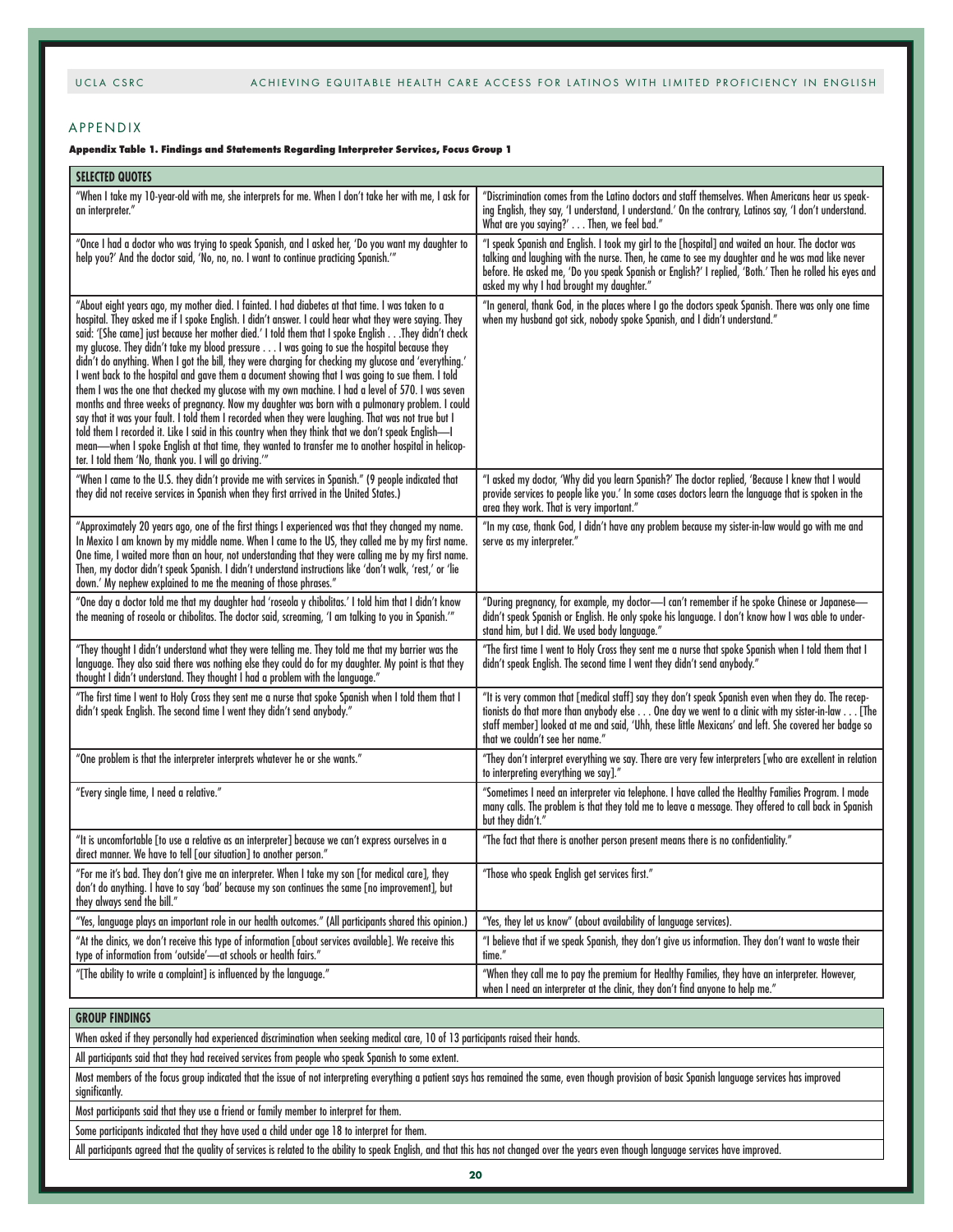## APPENDIX

**Appendix Table 1. Findings and Statements Regarding Interpreter Services, Focus Group 1**

| SELECTED QUOTES | |
|---|---|
| "When I take my 10-year-old with me, she interprets for me. When I don't take her with me, I ask for an interpreter." | "Discrimination comes from the Latino doctors and staff themselves. When Americans hear us speaking English, they say, 'I understand, I understand.' On the contrary, Latinos say, 'I don't understand. What are you saying?' . . . Then, we feel bad." |
| "Once I had a doctor who was trying to speak Spanish, and I asked her, 'Do you want my daughter to help you?' And the doctor said, 'No, no, no. I want to continue practicing Spanish.'" | "I speak Spanish and English. I took my girl to the [hospital] and waited an hour. The doctor was talking and laughing with the nurse. Then, he came to see my daughter and he was mad like never before. He asked me, 'Do you speak Spanish or English?' I replied, 'Both.' Then he rolled his eyes and asked my why I had brought my daughter." |
| "About eight years ago, my mother died. I fainted. I had diabetes at that time. I was taken to a hospital. They asked me if I spoke English. I didn't answer. I could hear what they were saying. They said: '[She came] just because her mother died.' I told them that I spoke English . . .They didn't check my glucose. They didn't take my blood pressure . . . I was going to sue the hospital because they didn't do anything. When I got the bill, they were charging for checking my glucose and 'everything.' I went back to the hospital and gave them a document showing that I was going to sue them. I told them I was the one that checked my glucose with my own machine. I had a level of 570. I was seven months and three weeks of pregnancy. Now my daughter was born with a pulmonary problem. I could say that it was your fault. I told them I recorded when they were laughing. That was not true but I told them I recorded it. Like I said in this country when they think that we don't speak English—I mean—when I spoke English at that time, they wanted to transfer me to another hospital in helicopter. I told them 'No, thank you. I will go driving.'" | "In general, thank God, in the places where I go the doctors speak Spanish. There was only one time when my husband got sick, nobody spoke Spanish, and I didn't understand." |
| "When I came to the U.S. they didn't provide me with services in Spanish." (9 people indicated that they did not receive services in Spanish when they first arrived in the United States.) | "I asked my doctor, 'Why did you learn Spanish?' The doctor replied, 'Because I knew that I would provide services to people like you.' In some cases doctors learn the language that is spoken in the area they work. That is very important." |
| "Approximately 20 years ago, one of the first things I experienced was that they changed my name. In Mexico I am known by my middle name. When I came to the US, they called me by my first name. One time, I waited more than an hour, not understanding that they were calling me by my first name. Then, my doctor didn't speak Spanish. I didn't understand instructions like 'don't walk, 'rest,' or 'lie down.' My nephew explained to me the meaning of those phrases." | "In my case, thank God, I didn't have any problem because my sister-in-law would go with me and serve as my interpreter." |
| "One day a doctor told me that my daughter had 'roseola y chibolitas.' I told him that I didn't know the meaning of roseola or chibolitas. The doctor said, screaming, 'I am talking to you in Spanish.'" | "During pregnancy, for example, my doctor—I can't remember if he spoke Chinese or Japanese—didn't speak Spanish or English. He only spoke his language. I don't know how I was able to understand him, but I did. We used body language." |
| "They thought I didn't understand what they were telling me. They told me that my barrier was the language. They also said there was nothing else they could do for my daughter. My point is that they thought I didn't understand. They thought I had a problem with the language." | "The first time I went to Holy Cross they sent me a nurse that spoke Spanish when I told them that I didn't speak English. The second time I went they didn't send anybody." |
| "The first time I went to Holy Cross they sent me a nurse that spoke Spanish when I told them that I didn't speak English. The second time I went they didn't send anybody." | "It is very common that [medical staff] say they don't speak Spanish even when they do. The receptionists do that more than anybody else . . . One day we went to a clinic with my sister-in-law . . . [The staff member] looked at me and said, 'Uhh, these little Mexicans' and left. She covered her badge so that we couldn't see her name." |
| "One problem is that the interpreter interprets whatever he or she wants." | "They don't interpret everything we say. There are very few interpreters [who are excellent in relation to interpreting everything we say]." |
| "Every single time, I need a relative." | "Sometimes I need an interpreter via telephone. I have called the Healthy Families Program. I made many calls. The problem is that they told me to leave a message. They offered to call back in Spanish but they didn't." |
| "It is uncomfortable [to use a relative as an interpreter] because we can't express ourselves in a direct manner. We have to tell [our situation] to another person." | "The fact that there is another person present means there is no confidentiality." |
| "For me it's bad. They don't give me an interpreter. When I take my son [for medical care], they don't do anything. I have to say 'bad' because my son continues the same [no improvement], but they always send the bill." | "Those who speak English get services first." |
| "Yes, language plays an important role in our health outcomes." (All participants shared this opinion.) | "Yes, they let us know" (about availability of language services). |
| "At the clinics, we don't receive this type of information [about services available]. We receive this type of information from 'outside'—at schools or health fairs." | "I believe that if we speak Spanish, they don't give us information. They don't want to waste their time." |
| "[The ability to write a complaint] is influenced by the language." | "When they call me to pay the premium for Healthy Families, they have an interpreter. However, when I need an interpreter at the clinic, they don't find anyone to help me." |

| GROUP FINDINGS |
|---|
| When asked if they personally had experienced discrimination when seeking medical care, 10 of 13 participants raised their hands. |
| All participants said that they had received services from people who speak Spanish to some extent. |
| Most members of the focus group indicated that the issue of not interpreting everything a patient says has remained the same, even though provision of basic Spanish language services has improved significantly. |
| Most participants said that they use a friend or family member to interpret for them. |
| Some participants indicated that they have used a child under age 18 to interpret for them. |
| All participants agreed that the quality of services is related to the ability to speak English, and that this has not changed over the years even though language services have improved. |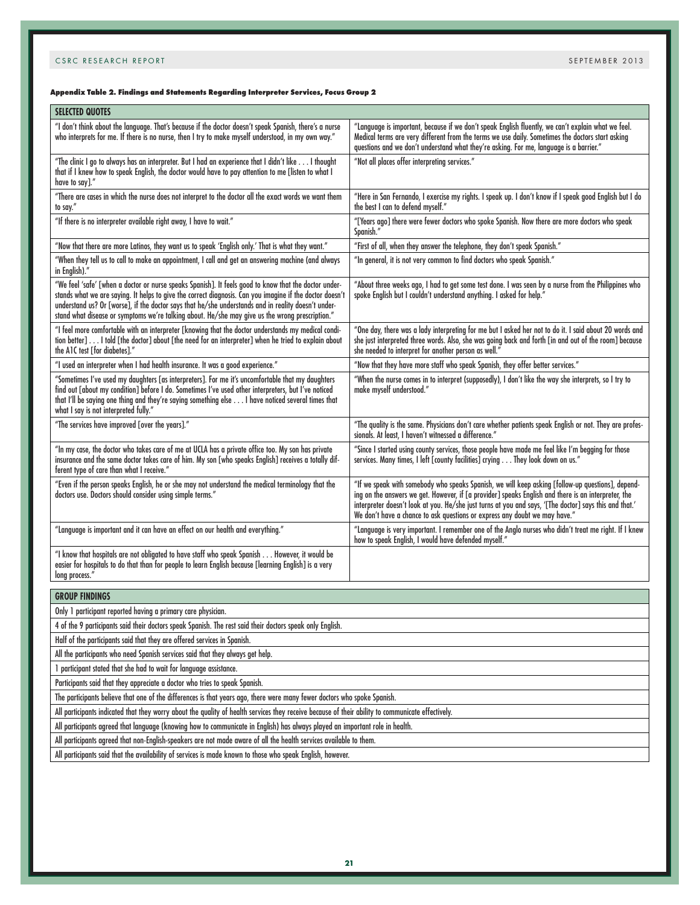**Appendix Table 2. Findings and Statements Regarding Interpreter Services, Focus Group 2**

| SELECTED QUOTES | |
|---|---|
| "I don't think about the language. That's because if the doctor doesn't speak Spanish, there's a nurse who interprets for me. If there is no nurse, then I try to make myself understood, in my own way." | "Language is important, because if we don't speak English fluently, we can't explain what we feel. Medical terms are very different from the terms we use daily. Sometimes the doctors start asking questions and we don't understand what they're asking. For me, language is a barrier." |
| "The clinic I go to always has an interpreter. But I had an experience that I didn't like . . . I thought that if I knew how to speak English, the doctor would have to pay attention to me [listen to what I have to say]." | "Not all places offer interpreting services." |
| "There are cases in which the nurse does not interpret to the doctor all the exact words we want them to say." | "Here in San Fernando, I exercise my rights. I speak up. I don't know if I speak good English but I do the best I can to defend myself." |
| "If there is no interpreter available right away, I have to wait." | "[Years ago] there were fewer doctors who spoke Spanish. Now there are more doctors who speak Spanish." |
| "Now that there are more Latinos, they want us to speak 'English only.' That is what they want." | "First of all, when they answer the telephone, they don't speak Spanish." |
| "When they tell us to call to make an appointment, I call and get an answering machine (and always in English)." | "In general, it is not very common to find doctors who speak Spanish." |
| "We feel 'safe' [when a doctor or nurse speaks Spanish]. It feels good to know that the doctor understands what we are saying. It helps to give the correct diagnosis. Can you imagine if the doctor doesn't understand us? Or [worse], if the doctor says that he/she understands and in reality doesn't understand what disease or symptoms we're talking about. He/she may give us the wrong prescription." | "About three weeks ago, I had to get some test done. I was seen by a nurse from the Philippines who spoke English but I couldn't understand anything. I asked for help." |
| "I feel more comfortable with an interpreter [knowing that the doctor understands my medical condition better] . . . I told [the doctor] about [the need for an interpreter] when he tried to explain about the A1C test [for diabetes]." | "One day, there was a lady interpreting for me but I asked her not to do it. I said about 20 words and she just interpreted three words. Also, she was going back and forth [in and out of the room] because she needed to interpret for another person as well." |
| "I used an interpreter when I had health insurance. It was a good experience." | "Now that they have more staff who speak Spanish, they offer better services." |
| "Sometimes I've used my daughters [as interpreters]. For me it's uncomfortable that my daughters find out [about my condition] before I do. Sometimes I've used other interpreters, but I've noticed that I'll be saying one thing and they're saying something else . . . I have noticed several times that what I say is not interpreted fully." | "When the nurse comes in to interpret (supposedly), I don't like the way she interprets, so I try to make myself understood." |
| "The services have improved [over the years]." | "The quality is the same. Physicians don't care whether patients speak English or not. They are professionals. At least, I haven't witnessed a difference." |
| "In my case, the doctor who takes care of me at UCLA has a private office too. My son has private insurance and the same doctor takes care of him. My son [who speaks English] receives a totally different type of care than what I receive." | "Since I started using county services, those people have made me feel like I'm begging for those services. Many times, I left [county facilities] crying . . . They look down on us." |
| "Even if the person speaks English, he or she may not understand the medical terminology that the doctors use. Doctors should consider using simple terms." | "If we speak with somebody who speaks Spanish, we will keep asking [follow-up questions], depending on the answers we get. However, if [a provider] speaks English and there is an interpreter, the interpreter doesn't look at you. He/she just turns at you and says, '[The doctor] says this and that.' We don't have a chance to ask questions or express any doubt we may have." |
| "Language is important and it can have an effect on our health and everything." | "Language is very important. I remember one of the Anglo nurses who didn't treat me right. If I knew how to speak English, I would have defended myself." |
| "I know that hospitals are not obligated to have staff who speak Spanish . . . However, it would be easier for hospitals to do that than for people to learn English because [learning English] is a very long process." | |

| GROUP FINDINGS |
|---|
| Only 1 participant reported having a primary care physician. |
| 4 of the 9 participants said their doctors speak Spanish. The rest said their doctors speak only English. |
| Half of the participants said that they are offered services in Spanish. |
| All the participants who need Spanish services said that they always get help. |
| 1 participant stated that she had to wait for language assistance. |
| Participants said that they appreciate a doctor who tries to speak Spanish. |
| The participants believe that one of the differences is that years ago, there were many fewer doctors who spoke Spanish. |
| All participants indicated that they worry about the quality of health services they receive because of their ability to communicate effectively. |
| All participants agreed that language (knowing how to communicate in English) has always played an important role in health. |
| All participants agreed that non-English-speakers are not made aware of all the health services available to them. |
| All participants said that the availability of services is made known to those who speak English, however. |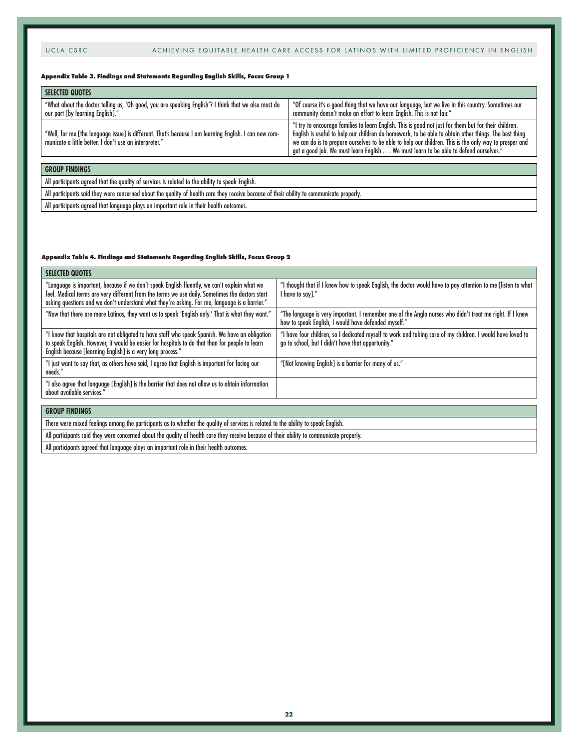**Appendix Table 3. Findings and Statements Regarding English Skills, Focus Group 1**

| SELECTED QUOTES | |
|---|---|
| "What about the doctor telling us, 'Oh good, you are speaking English'? I think that we also must do our part [by learning English]." | "Of course it's a good thing that we have our language, but we live in this country. Sometimes our community doesn't make an effort to learn English. This is not fair." |
| "Well, for me [the language issue] is different. That's because I am learning English. I can now communicate a little better. I don't use an interpreter." | "I try to encourage families to learn English. This is good not just for them but for their children. English is useful to help our children do homework, to be able to obtain other things. The best thing we can do is to prepare ourselves to be able to help our children. This is the only way to prosper and get a good job. We must learn English . . . We must learn to be able to defend ourselves." |

| GROUP FINDINGS |
|---|
| All participants agreed that the quality of services is related to the ability to speak English. |
| All participants said they were concerned about the quality of health care they receive because of their ability to communicate properly. |
| All participants agreed that language plays an important role in their health outcomes. |

**Appendix Table 4. Findings and Statements Regarding English Skills, Focus Group 2**

| SELECTED QUOTES | |
|---|---|
| "Language is important, because if we don't speak English fluently, we can't explain what we feel. Medical terms are very different from the terms we use daily. Sometimes the doctors start asking questions and we don't understand what they're asking. For me, language is a barrier." | "I thought that if I knew how to speak English, the doctor would have to pay attention to me [listen to what I have to say]." |
| "Now that there are more Latinos, they want us to speak 'English only.' That is what they want." | "The language is very important. I remember one of the Anglo nurses who didn't treat me right. If I knew how to speak English, I would have defended myself." |
| "I know that hospitals are not obligated to have staff who speak Spanish. We have an obligation to speak English. However, it would be easier for hospitals to do that than for people to learn English because [learning English] is a very long process." | "I have four children, so I dedicated myself to work and taking care of my children. I would have loved to go to school, but I didn't have that opportunity." |
| "I just want to say that, as others have said, I agree that English is important for facing our needs." | "[Not knowing English] is a barrier for many of us." |
| "I also agree that language [English] is the barrier that does not allow us to obtain information about available services." | |

| GROUP FINDINGS |
|---|
| There were mixed feelings among the participants as to whether the quality of services is related to the ability to speak English. |
| All participants said they were concerned about the quality of health care they receive because of their ability to communicate properly. |
| All participants agreed that language plays an important role in their health outcomes. |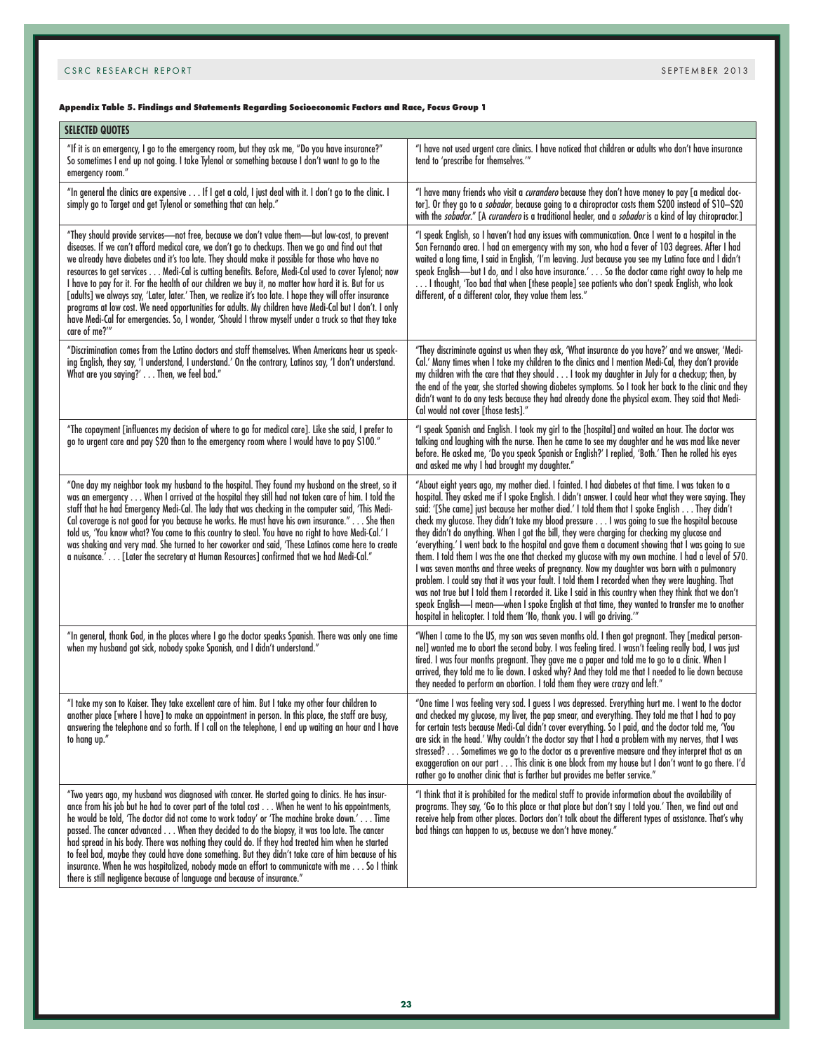**Appendix Table 5. Findings and Statements Regarding Socioeconomic Factors and Race, Focus Group 1**

| SELECTED QUOTES | |
|---|---|
| "If it is an emergency, I go to the emergency room, but they ask me, "Do you have insurance?" So sometimes I end up not going. I take Tylenol or something because I don't want to go to the emergency room." | "I have not used urgent care clinics. I have noticed that children or adults who don't have insurance tend to 'prescribe for themselves.'" |
| "In general the clinics are expensive . . . If I get a cold, I just deal with it. I don't go to the clinic. I simply go to Target and get Tylenol or something that can help." | "I have many friends who visit a *curandero* because they don't have money to pay [a medical doctor]. Or they go to a *sobador*, because going to a chiropractor costs them $200 instead of $10–$20 with the *sobador*." [A *curandero* is a traditional healer, and a *sobador* is a kind of lay chiropractor.] |
| "They should provide services—not free, because we don't value them—but low-cost, to prevent diseases. If we can't afford medical care, we don't go to checkups. Then we go and find out that we already have diabetes and it's too late. They should make it possible for those who have no resources to get services . . . Medi-Cal is cutting benefits. Before, Medi-Cal used to cover Tylenol; now I have to pay for it. For the health of our children we buy it, no matter how hard it is. But for us [adults] we always say, 'Later, later.' Then, we realize it's too late. I hope they will offer insurance programs at low cost. We need opportunities for adults. My children have Medi-Cal but I don't. I only have Medi-Cal for emergencies. So, I wonder, 'Should I throw myself under a truck so that they take care of me?'" | "I speak English, so I haven't had any issues with communication. Once I went to a hospital in the San Fernando area. I had an emergency with my son, who had a fever of 103 degrees. After I had waited a long time, I said in English, 'I'm leaving. Just because you see my Latina face and I didn't speak English—but I do, and I also have insurance.' . . . So the doctor came right away to help me . . . I thought, 'Too bad that when [these people] see patients who don't speak English, who look different, of a different color, they value them less." |
| "Discrimination comes from the Latino doctors and staff themselves. When Americans hear us speaking English, they say, 'I understand, I understand.' On the contrary, Latinos say, 'I don't understand. What are you saying?' . . . Then, we feel bad." | "They discriminate against us when they ask, 'What insurance do you have?' and we answer, 'Medi-Cal.' Many times when I take my children to the clinics and I mention Medi-Cal, they don't provide my children with the care that they should . . . I took my daughter in July for a checkup; then, by the end of the year, she started showing diabetes symptoms. So I took her back to the clinic and they didn't want to do any tests because they had already done the physical exam. They said that Medi-Cal would not cover [those tests]." |
| "The copayment [influences my decision of where to go for medical care]. Like she said, I prefer to go to urgent care and pay $20 than to the emergency room where I would have to pay $100." | "I speak Spanish and English. I took my girl to the [hospital] and waited an hour. The doctor was talking and laughing with the nurse. Then he came to see my daughter and he was mad like never before. He asked me, 'Do you speak Spanish or English?' I replied, 'Both.' Then he rolled his eyes and asked me why I had brought my daughter." |
| "One day my neighbor took my husband to the hospital. They found my husband on the street, so it was an emergency . . . When I arrived at the hospital they still had not taken care of him. I told the staff that he had Emergency Medi-Cal. The lady that was checking in the computer said, 'This Medi-Cal coverage is not good for you because he works. He must have his own insurance." . . . She then told us, 'You know what? You come to this country to steal. You have no right to have Medi-Cal.' I was shaking and very mad. She turned to her coworker and said, 'These Latinos come here to create a nuisance.' . . . [Later the secretary at Human Resources] confirmed that we had Medi-Cal." | "About eight years ago, my mother died. I fainted. I had diabetes at that time. I was taken to a hospital. They asked me if I spoke English. I didn't answer. I could hear what they were saying. They said: '[She came] just because her mother died.' I told them that I spoke English . . . They didn't check my glucose. They didn't take my blood pressure . . . I was going to sue the hospital because they didn't do anything. When I got the bill, they were charging for checking my glucose and 'everything.' I went back to the hospital and gave them a document showing that I was going to sue them. I told them I was the one that checked my glucose with my own machine. I had a level of 570. I was seven months and three weeks of pregnancy. Now my daughter was born with a pulmonary problem. I could say that it was your fault. I told them I recorded when they were laughing. That was not true but I told them I recorded it. Like I said in this country when they think that we don't speak English—I mean—when I spoke English at that time, they wanted to transfer me to another hospital in helicopter. I told them 'No, thank you. I will go driving.'" |
| "In general, thank God, in the places where I go the doctor speaks Spanish. There was only one time when my husband got sick, nobody spoke Spanish, and I didn't understand." | "When I came to the US, my son was seven months old. I then got pregnant. They [medical personnel] wanted me to abort the second baby. I was feeling tired. I wasn't feeling really bad, I was just tired. I was four months pregnant. They gave me a paper and told me to go to a clinic. When I arrived, they told me to lie down. I asked why? And they told me that I needed to lie down because they needed to perform an abortion. I told them they were crazy and left." |
| "I take my son to Kaiser. They take excellent care of him. But I take my other four children to another place [where I have] to make an appointment in person. In this place, the staff are busy, answering the telephone and so forth. If I call on the telephone, I end up waiting an hour and I have to hang up." | "One time I was feeling very sad. I guess I was depressed. Everything hurt me. I went to the doctor and checked my glucose, my liver, the pap smear, and everything. They told me that I had to pay for certain tests because Medi-Cal didn't cover everything. So I paid, and the doctor told me, 'You are sick in the head.' Why couldn't the doctor say that I had a problem with my nerves, that I was stressed? . . . Sometimes we go to the doctor as a preventive measure and they interpret that as an exaggeration on our part . . . This clinic is one block from my house but I don't want to go there. I'd rather go to another clinic that is farther but provides me better service." |
| "Two years ago, my husband was diagnosed with cancer. He started going to clinics. He has insurance from his job but he had to cover part of the total cost . . . When he went to his appointments, he would be told, 'The doctor did not come to work today' or 'The machine broke down.' . . . Time passed. The cancer advanced . . . When they decided to do the biopsy, it was too late. The cancer had spread in his body. There was nothing they could do. If they had treated him when he started to feel bad, maybe they could have done something. But they didn't take care of him because of his insurance. When he was hospitalized, nobody made an effort to communicate with me . . . So I think there is still negligence because of language and because of insurance." | "I think that it is prohibited for the medical staff to provide information about the availability of programs. They say, 'Go to this place or that place but don't say I told you.' Then, we find out and receive help from other places. Doctors don't talk about the different types of assistance. That's why bad things can happen to us, because we don't have money." |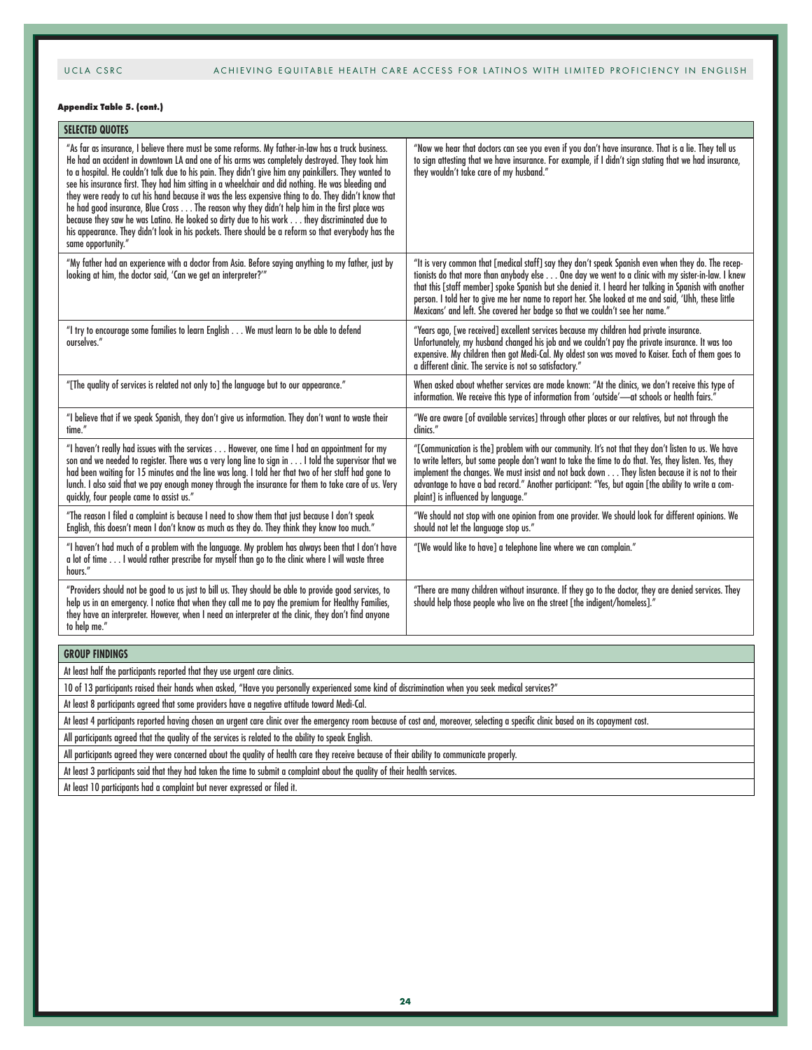**Appendix Table 5. (cont.)**

| SELECTED QUOTES | |
|---|---|
| "As far as insurance, I believe there must be some reforms. My father-in-law has a truck business. He had an accident in downtown LA and one of his arms was completely destroyed. They took him to a hospital. He couldn't talk due to his pain. They didn't give him any painkillers. They wanted to see his insurance first. They had him sitting in a wheelchair and did nothing. He was bleeding and they were ready to cut his hand because it was the less expensive thing to do. They didn't know that he had good insurance, Blue Cross . . . The reason why they didn't help him in the first place was because they saw he was Latino. He looked so dirty due to his work . . . they discriminated due to his appearance. They didn't look in his pockets. There should be a reform so that everybody has the same opportunity." | "Now we hear that doctors can see you even if you don't have insurance. That is a lie. They tell us to sign attesting that we have insurance. For example, if I didn't sign stating that we had insurance, they wouldn't take care of my husband." |
| "My father had an experience with a doctor from Asia. Before saying anything to my father, just by looking at him, the doctor said, 'Can we get an interpreter?'" | "It is very common that [medical staff] say they don't speak Spanish even when they do. The receptionists do that more than anybody else . . . One day we went to a clinic with my sister-in-law. I knew that this [staff member] spoke Spanish but she denied it. I heard her talking in Spanish with another person. I told her to give me her name to report her. She looked at me and said, 'Uhh, these little Mexicans' and left. She covered her badge so that we couldn't see her name." |
| "I try to encourage some families to learn English . . . We must learn to be able to defend ourselves." | "Years ago, [we received] excellent services because my children had private insurance. Unfortunately, my husband changed his job and we couldn't pay the private insurance. It was too expensive. My children then got Medi-Cal. My oldest son was moved to Kaiser. Each of them goes to a different clinic. The service is not so satisfactory." |
| "[The quality of services is related not only to] the language but to our appearance." | When asked about whether services are made known: "At the clinics, we don't receive this type of information. We receive this type of information from 'outside'—at schools or health fairs." |
| "I believe that if we speak Spanish, they don't give us information. They don't want to waste their time." | "We are aware [of available services] through other places or our relatives, but not through the clinics." |
| "I haven't really had issues with the services . . . However, one time I had an appointment for my son and we needed to register. There was a very long line to sign in . . . I told the supervisor that we had been waiting for 15 minutes and the line was long. I told her that two of her staff had gone to lunch. I also said that we pay enough money through the insurance for them to take care of us. Very quickly, four people came to assist us." | "[Communication is the] problem with our community. It's not that they don't listen to us. We have to write letters, but some people don't want to take the time to do that. Yes, they listen. Yes, they implement the changes. We must insist and not back down . . . They listen because it is not to their advantage to have a bad record." Another participant: "Yes, but again [the ability to write a complaint] is influenced by language." |
| "The reason I filed a complaint is because I need to show them that just because I don't speak English, this doesn't mean I don't know as much as they do. They think they know too much." | "We should not stop with one opinion from one provider. We should look for different opinions. We should not let the language stop us." |
| "I haven't had much of a problem with the language. My problem has always been that I don't have a lot of time . . . I would rather prescribe for myself than go to the clinic where I will waste three hours." | "[We would like to have] a telephone line where we can complain." |
| "Providers should not be good to us just to bill us. They should be able to provide good services, to help us in an emergency. I notice that when they call me to pay the premium for Healthy Families, they have an interpreter. However, when I need an interpreter at the clinic, they don't find anyone to help me." | "There are many children without insurance. If they go to the doctor, they are denied services. They should help those people who live on the street [the indigent/homeless]." |

| GROUP FINDINGS |
|---|
| At least half the participants reported that they use urgent care clinics. |
| 10 of 13 participants raised their hands when asked, "Have you personally experienced some kind of discrimination when you seek medical services?" |
| At least 8 participants agreed that some providers have a negative attitude toward Medi-Cal. |
| At least 4 participants reported having chosen an urgent care clinic over the emergency room because of cost and, moreover, selecting a specific clinic based on its copayment cost. |
| All participants agreed that the quality of the services is related to the ability to speak English. |
| All participants agreed they were concerned about the quality of health care they receive because of their ability to communicate properly. |
| At least 3 participants said that they had taken the time to submit a complaint about the quality of their health services. |
| At least 10 participants had a complaint but never expressed or filed it. |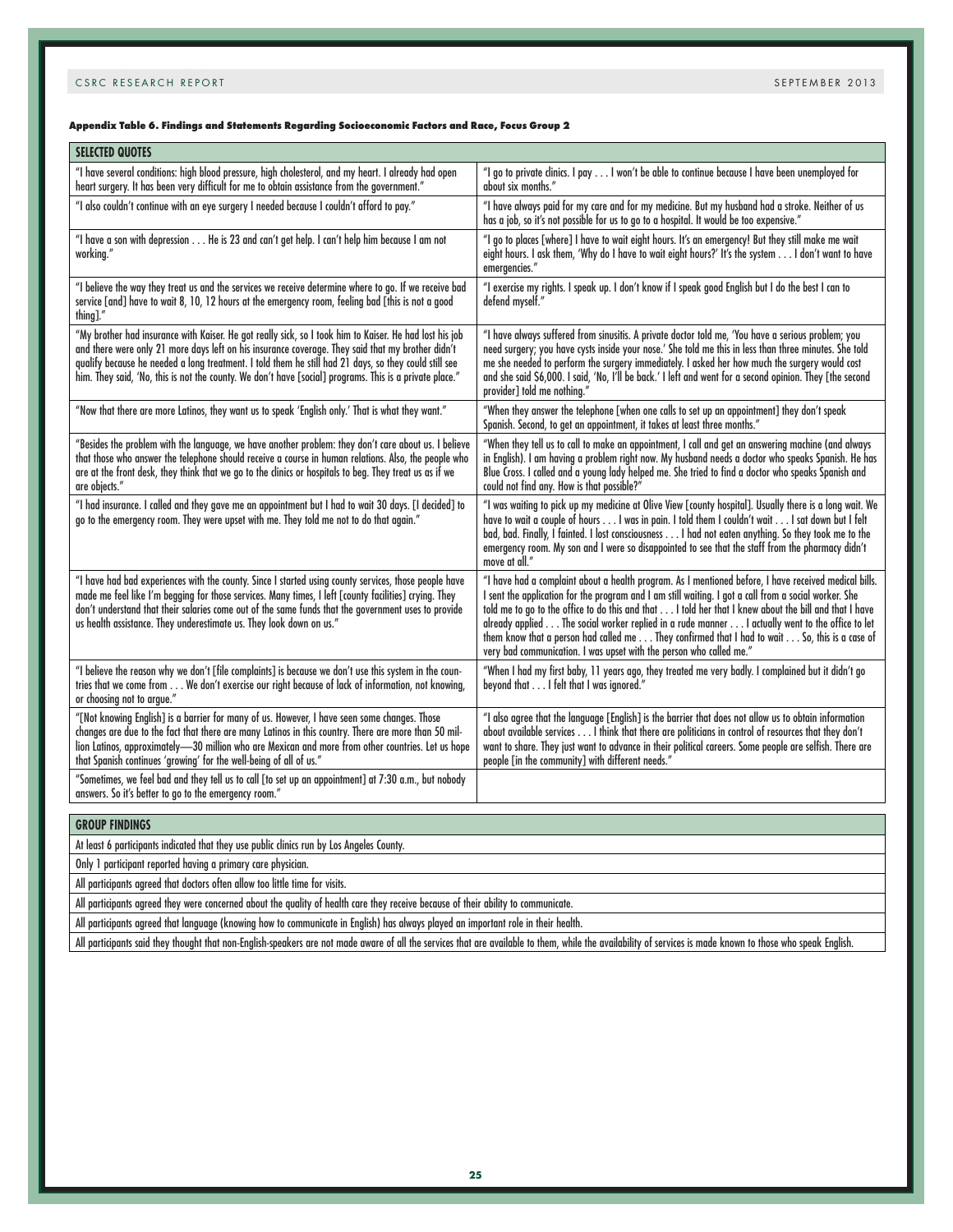**Appendix Table 6. Findings and Statements Regarding Socioeconomic Factors and Race, Focus Group 2**

| SELECTED QUOTES | |
|---|---|
| "I have several conditions: high blood pressure, high cholesterol, and my heart. I already had open heart surgery. It has been very difficult for me to obtain assistance from the government." | "I go to private clinics. I pay . . . I won't be able to continue because I have been unemployed for about six months." |
| "I also couldn't continue with an eye surgery I needed because I couldn't afford to pay." | "I have always paid for my care and for my medicine. But my husband had a stroke. Neither of us has a job, so it's not possible for us to go to a hospital. It would be too expensive." |
| "I have a son with depression . . . He is 23 and can't get help. I can't help him because I am not working." | "I go to places [where] I have to wait eight hours. It's an emergency! But they still make me wait eight hours. I ask them, 'Why do I have to wait eight hours?' It's the system . . . I don't want to have emergencies." |
| "I believe the way they treat us and the services we receive determine where to go. If we receive bad service [and] have to wait 8, 10, 12 hours at the emergency room, feeling bad [this is not a good thing]." | "I exercise my rights. I speak up. I don't know if I speak good English but I do the best I can to defend myself." |
| "My brother had insurance with Kaiser. He got really sick, so I took him to Kaiser. He had lost his job and there were only 21 more days left on his insurance coverage. They said that my brother didn't qualify because he needed a long treatment. I told them he still had 21 days, so they could still see him. They said, 'No, this is not the county. We don't have [social] programs. This is a private place.'" | "I have always suffered from sinusitis. A private doctor told me, 'You have a serious problem; you need surgery; you have cysts inside your nose.' She told me this in less than three minutes. She told me she needed to perform the surgery immediately. I asked her how much the surgery would cost and she said $6,000. I said, 'No, I'll be back.' I left and went for a second opinion. They [the second provider] told me nothing." |
| "Now that there are more Latinos, they want us to speak 'English only.' That is what they want." | "When they answer the telephone [when one calls to set up an appointment] they don't speak Spanish. Second, to get an appointment, it takes at least three months." |
| "Besides the problem with the language, we have another problem: they don't care about us. I believe that those who answer the telephone should receive a course in human relations. Also, the people who are at the front desk, they think that we go to the clinics or hospitals to beg. They treat us as if we are objects." | "When they tell us to call to make an appointment, I call and get an answering machine (and always in English). I am having a problem right now. My husband needs a doctor who speaks Spanish. He has Blue Cross. I called and a young lady helped me. She tried to find a doctor who speaks Spanish and could not find any. How is that possible?" |
| "I had insurance. I called and they gave me an appointment but I had to wait 30 days. [I decided] to go to the emergency room. They were upset with me. They told me not to do that again." | "I was waiting to pick up my medicine at Olive View [county hospital]. Usually there is a long wait. We have to wait a couple of hours . . . I was in pain. I told them I couldn't wait . . . I sat down but I felt bad, bad. Finally, I fainted. I lost consciousness . . . I had not eaten anything. So they took me to the emergency room. My son and I were so disappointed to see that the staff from the pharmacy didn't move at all." |
| "I have had bad experiences with the county. Since I started using county services, those people have made me feel like I'm begging for those services. Many times, I left [county facilities] crying. They don't understand that their salaries come out of the same funds that the government uses to provide us health assistance. They underestimate us. They look down on us." | "I have had a complaint about a health program. As I mentioned before, I have received medical bills. I sent the application for the program and I am still waiting. I got a call from a social worker. She told me to go to the office to do this and that . . . I told her that I knew about the bill and that I have already applied . . . The social worker replied in a rude manner . . . I actually went to the office to let them know that a person had called me . . . They confirmed that I had to wait . . . So, this is a case of very bad communication. I was upset with the person who called me." |
| "I believe the reason why we don't [file complaints] is because we don't use this system in the countries that we come from . . . We don't exercise our right because of lack of information, not knowing, or choosing not to argue." | "When I had my first baby, 11 years ago, they treated me very badly. I complained but it didn't go beyond that . . . I felt that I was ignored." |
| "[Not knowing English] is a barrier for many of us. However, I have seen some changes. Those changes are due to the fact that there are many Latinos in this country. There are more than 50 million Latinos, approximately—30 million who are Mexican and more from other countries. Let us hope that Spanish continues 'growing' for the well-being of all of us." | "I also agree that the language [English] is the barrier that does not allow us to obtain information about available services . . . I think that there are politicians in control of resources that they don't want to share. They just want to advance in their political careers. Some people are selfish. There are people [in the community] with different needs." |
| "Sometimes, we feel bad and they tell us to call [to set up an appointment] at 7:30 a.m., but nobody answers. So it's better to go to the emergency room." | |

| GROUP FINDINGS |
|---|
| At least 6 participants indicated that they use public clinics run by Los Angeles County. |
| Only 1 participant reported having a primary care physician. |
| All participants agreed that doctors often allow too little time for visits. |
| All participants agreed they were concerned about the quality of health care they receive because of their ability to communicate. |
| All participants agreed that language (knowing how to communicate in English) has always played an important role in their health. |
| All participants said they thought that non-English-speakers are not made aware of all the services that are available to them, while the availability of services is made known to those who speak English. |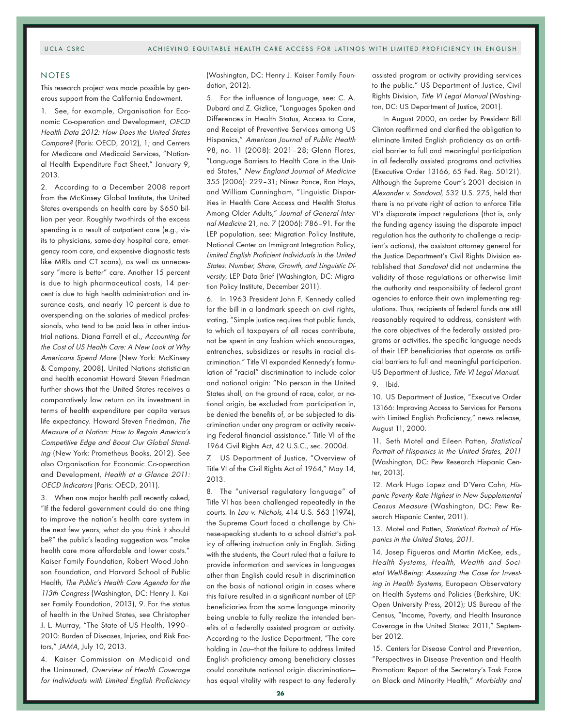## NOTES

This research project was made possible by generous support from the California Endowment.

1. See, for example, Organisation for Economic Co-operation and Development, *OECD Health Data 2012: How Does the United States Compare?* (Paris: OECD, 2012), 1; and Centers for Medicare and Medicaid Services, "National Health Expenditure Fact Sheet," January 9, 2013.

2. According to a December 2008 report from the McKinsey Global Institute, the United States overspends on health care by $650 billion per year. Roughly two-thirds of the excess spending is a result of outpatient care (e.g., visits to physicians, same-day hospital care, emergency room care, and expensive diagnostic tests like MRIs and CT scans), as well as unnecessary "more is better" care. Another 15 percent is due to high pharmaceutical costs, 14 percent is due to high health administration and insurance costs, and nearly 10 percent is due to overspending on the salaries of medical professionals, who tend to be paid less in other industrial nations. Diana Farrell et al., *Accounting for the Cost of US Health Care: A New Look at Why Americans Spend More* (New York: McKinsey & Company, 2008). United Nations statistician and health economist Howard Steven Friedman further shows that the United States receives a comparatively low return on its investment in terms of health expenditure per capita versus life expectancy. Howard Steven Friedman, *The Measure of a Nation: How to Regain America's Competitive Edge and Boost Our Global Standing* (New York: Prometheus Books, 2012). See also Organisation for Economic Co-operation and Development, *Health at a Glance 2011: OECD Indicators* (Paris: OECD, 2011).

3. When one major health poll recently asked, "If the federal government could do one thing to improve the nation's health care system in the next few years, what do you think it should be?" the public's leading suggestion was "make health care more affordable and lower costs." Kaiser Family Foundation, Robert Wood Johnson Foundation, and Harvard School of Public Health, *The Public's Health Care Agenda for the 113th Congress* (Washington, DC: Henry J. Kaiser Family Foundation, 2013), 9. For the status of health in the United States, see Christopher J. L. Murray, "The State of US Health, 1990–2010: Burden of Diseases, Injuries, and Risk Factors," *JAMA*, July 10, 2013.

4. Kaiser Commission on Medicaid and the Uninsured, *Overview of Health Coverage for Individuals with Limited English Proficiency* (Washington, DC: Henry J. Kaiser Family Foundation, 2012).

5. For the influence of language, see: C. A. Dubard and Z. Gizlice, "Languages Spoken and Differences in Health Status, Access to Care, and Receipt of Preventive Services among US Hispanics," *American Journal of Public Health* 98, no. 11 (2008): 2021–28; Glenn Flores, "Language Barriers to Health Care in the United States," *New England Journal of Medicine* 355 (2006): 229–31; Ninez Ponce, Ron Hays, and William Cunningham, "Linguistic Disparities in Health Care Access and Health Status Among Older Adults," *Journal of General Internal Medicine* 21, no. 7 (2006): 786–91. For the LEP population, see: Migration Policy Institute, National Center on Immigrant Integration Policy, *Limited English Proficient Individuals in the United States: Number, Share, Growth, and Linguistic Diversity*, LEP Data Brief (Washington, DC: Migration Policy Institute, December 2011).

6. In 1963 President John F. Kennedy called for the bill in a landmark speech on civil rights, stating, "Simple justice requires that public funds, to which all taxpayers of all races contribute, not be spent in any fashion which encourages, entrenches, subsidizes or results in racial discrimination." Title VI expanded Kennedy's formulation of "racial" discrimination to include color and national origin: "No person in the United States shall, on the ground of race, color, or national origin, be excluded from participation in, be denied the benefits of, or be subjected to discrimination under any program or activity receiving Federal financial assistance." Title VI of the 1964 Civil Rights Act, 42 U.S.C., sec. 2000d.

7. US Department of Justice, "Overview of Title VI of the Civil Rights Act of 1964," May 14, 2013.

8. The "universal regulatory language" of Title VI has been challenged repeatedly in the courts. In *Lau v. Nichols*, 414 U.S. 563 (1974), the Supreme Court faced a challenge by Chinese-speaking students to a school district's policy of offering instruction only in English. Siding with the students, the Court ruled that a failure to provide information and services in languages other than English could result in discrimination on the basis of national origin in cases where this failure resulted in a significant number of LEP beneficiaries from the same language minority being unable to fully realize the intended benefits of a federally assisted program or activity. According to the Justice Department, "The core holding in *Lau*—that the failure to address limited English proficiency among beneficiary classes could constitute national origin discrimination—has equal vitality with respect to any federally assisted program or activity providing services to the public." US Department of Justice, Civil Rights Division, *Title VI Legal Manual* (Washington, DC: US Department of Justice, 2001).

In August 2000, an order by President Bill Clinton reaffirmed and clarified the obligation to eliminate limited English proficiency as an artificial barrier to full and meaningful participation in all federally assisted programs and activities (Executive Order 13166, 65 Fed. Reg. 50121). Although the Supreme Court's 2001 decision in *Alexander v. Sandoval*, 532 U.S. 275, held that there is no private right of action to enforce Title VI's disparate impact regulations (that is, only the funding agency issuing the disparate impact regulation has the authority to challenge a recipient's actions), the assistant attorney general for the Justice Department's Civil Rights Division established that *Sandoval* did not undermine the validity of those regulations or otherwise limit the authority and responsibility of federal grant agencies to enforce their own implementing regulations. Thus, recipients of federal funds are still reasonably required to address, consistent with the core objectives of the federally assisted programs or activities, the specific language needs of their LEP beneficiaries that operate as artificial barriers to full and meaningful participation. US Department of Justice, *Title VI Legal Manual*.

9. Ibid.

10. US Department of Justice, "Executive Order 13166: Improving Access to Services for Persons with Limited English Proficiency," news release, August 11, 2000.

11. Seth Motel and Eileen Patten, *Statistical Portrait of Hispanics in the United States, 2011* (Washington, DC: Pew Research Hispanic Center, 2013).

12. Mark Hugo Lopez and D'Vera Cohn, *Hispanic Poverty Rate Highest in New Supplemental Census Measure* (Washington, DC: Pew Research Hispanic Center, 2011).

13. Motel and Patten, *Statistical Portrait of Hispanics in the United States, 2011*.

14. Josep Figueras and Martin McKee, eds., *Health Systems, Health, Wealth and Societal Well-Being: Assessing the Case for Investing in Health Systems*, European Observatory on Health Systems and Policies (Berkshire, UK: Open University Press, 2012); US Bureau of the Census, "Income, Poverty, and Health Insurance Coverage in the United States: 2011," September 2012.

15. Centers for Disease Control and Prevention, "Perspectives in Disease Prevention and Health Promotion: Report of the Secretary's Task Force on Black and Minority Health," *Morbidity and*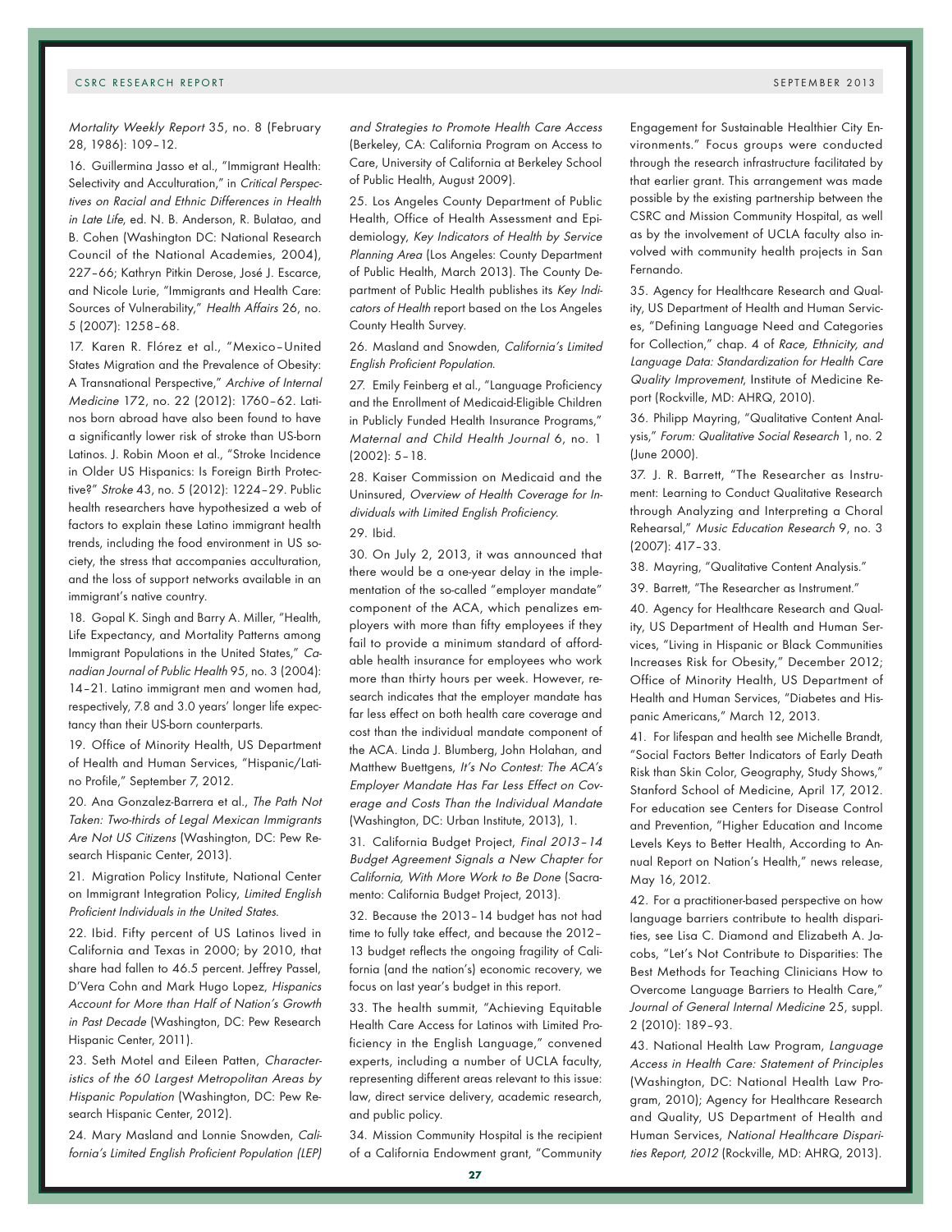*Mortality Weekly Report* 35, no. 8 (February 28, 1986): 109–12.

16. Guillermina Jasso et al., "Immigrant Health: Selectivity and Acculturation," in *Critical Perspectives on Racial and Ethnic Differences in Health in Late Life*, ed. N. B. Anderson, R. Bulatao, and B. Cohen (Washington DC: National Research Council of the National Academies, 2004), 227–66; Kathryn Pitkin Derose, José J. Escarce, and Nicole Lurie, "Immigrants and Health Care: Sources of Vulnerability," *Health Affairs* 26, no. 5 (2007): 1258–68.

17. Karen R. Flórez et al., "Mexico–United States Migration and the Prevalence of Obesity: A Transnational Perspective," *Archive of Internal Medicine* 172, no. 22 (2012): 1760–62. Latinos born abroad have also been found to have a significantly lower risk of stroke than US-born Latinos. J. Robin Moon et al., "Stroke Incidence in Older US Hispanics: Is Foreign Birth Protective?" *Stroke* 43, no. 5 (2012): 1224–29. Public health researchers have hypothesized a web of factors to explain these Latino immigrant health trends, including the food environment in US society, the stress that accompanies acculturation, and the loss of support networks available in an immigrant's native country.

18. Gopal K. Singh and Barry A. Miller, "Health, Life Expectancy, and Mortality Patterns among Immigrant Populations in the United States," *Canadian Journal of Public Health* 95, no. 3 (2004): 14–21. Latino immigrant men and women had, respectively, 7.8 and 3.0 years' longer life expectancy than their US-born counterparts.

19. Office of Minority Health, US Department of Health and Human Services, "Hispanic/Latino Profile," September 7, 2012.

20. Ana Gonzalez-Barrera et al., *The Path Not Taken: Two-thirds of Legal Mexican Immigrants Are Not US Citizens* (Washington, DC: Pew Research Hispanic Center, 2013).

21. Migration Policy Institute, National Center on Immigrant Integration Policy, *Limited English Proficient Individuals in the United States*.

22. Ibid. Fifty percent of US Latinos lived in California and Texas in 2000; by 2010, that share had fallen to 46.5 percent. Jeffrey Passel, D'Vera Cohn and Mark Hugo Lopez, *Hispanics Account for More than Half of Nation's Growth in Past Decade* (Washington, DC: Pew Research Hispanic Center, 2011).

23. Seth Motel and Eileen Patten, *Characteristics of the 60 Largest Metropolitan Areas by Hispanic Population* (Washington, DC: Pew Research Hispanic Center, 2012).

24. Mary Masland and Lonnie Snowden, *California's Limited English Proficient Population (LEP) and Strategies to Promote Health Care Access* (Berkeley, CA: California Program on Access to Care, University of California at Berkeley School of Public Health, August 2009).

25. Los Angeles County Department of Public Health, Office of Health Assessment and Epidemiology, *Key Indicators of Health by Service Planning Area* (Los Angeles: County Department of Public Health, March 2013). The County Department of Public Health publishes its *Key Indicators of Health* report based on the Los Angeles County Health Survey.

26. Masland and Snowden, *California's Limited English Proficient Population*.

27. Emily Feinberg et al., "Language Proficiency and the Enrollment of Medicaid-Eligible Children in Publicly Funded Health Insurance Programs," *Maternal and Child Health Journal* 6, no. 1 (2002): 5–18.

28. Kaiser Commission on Medicaid and the Uninsured, *Overview of Health Coverage for Individuals with Limited English Proficiency*.

29. Ibid.

30. On July 2, 2013, it was announced that there would be a one-year delay in the implementation of the so-called "employer mandate" component of the ACA, which penalizes employers with more than fifty employees if they fail to provide a minimum standard of affordable health insurance for employees who work more than thirty hours per week. However, research indicates that the employer mandate has far less effect on both health care coverage and cost than the individual mandate component of the ACA. Linda J. Blumberg, John Holahan, and Matthew Buettgens, *It's No Contest: The ACA's Employer Mandate Has Far Less Effect on Coverage and Costs Than the Individual Mandate* (Washington, DC: Urban Institute, 2013), 1.

31. California Budget Project, *Final 2013–14 Budget Agreement Signals a New Chapter for California, With More Work to Be Done* (Sacramento: California Budget Project, 2013).

32. Because the 2013–14 budget has not had time to fully take effect, and because the 2012–13 budget reflects the ongoing fragility of California (and the nation's) economic recovery, we focus on last year's budget in this report.

33. The health summit, "Achieving Equitable Health Care Access for Latinos with Limited Proficiency in the English Language," convened experts, including a number of UCLA faculty, representing different areas relevant to this issue: law, direct service delivery, academic research, and public policy.

34. Mission Community Hospital is the recipient of a California Endowment grant, "Community Engagement for Sustainable Healthier City Environments." Focus groups were conducted through the research infrastructure facilitated by that earlier grant. This arrangement was made possible by the existing partnership between the CSRC and Mission Community Hospital, as well as by the involvement of UCLA faculty also involved with community health projects in San Fernando.

35. Agency for Healthcare Research and Quality, US Department of Health and Human Services, "Defining Language Need and Categories for Collection," chap. 4 of *Race, Ethnicity, and Language Data: Standardization for Health Care Quality Improvement*, Institute of Medicine Report (Rockville, MD: AHRQ, 2010).

36. Philipp Mayring, "Qualitative Content Analysis," *Forum: Qualitative Social Research* 1, no. 2 (June 2000).

37. J. R. Barrett, "The Researcher as Instrument: Learning to Conduct Qualitative Research through Analyzing and Interpreting a Choral Rehearsal," *Music Education Research* 9, no. 3 (2007): 417–33.

38. Mayring, "Qualitative Content Analysis."

39. Barrett, "The Researcher as Instrument."

40. Agency for Healthcare Research and Quality, US Department of Health and Human Services, "Living in Hispanic or Black Communities Increases Risk for Obesity," December 2012; Office of Minority Health, US Department of Health and Human Services, "Diabetes and Hispanic Americans," March 12, 2013.

41. For lifespan and health see Michelle Brandt, "Social Factors Better Indicators of Early Death Risk than Skin Color, Geography, Study Shows," Stanford School of Medicine, April 17, 2012. For education see Centers for Disease Control and Prevention, "Higher Education and Income Levels Keys to Better Health, According to Annual Report on Nation's Health," news release, May 16, 2012.

42. For a practitioner-based perspective on how language barriers contribute to health disparities, see Lisa C. Diamond and Elizabeth A. Jacobs, "Let's Not Contribute to Disparities: The Best Methods for Teaching Clinicians How to Overcome Language Barriers to Health Care," *Journal of General Internal Medicine* 25, suppl. 2 (2010): 189–93.

43. National Health Law Program, *Language Access in Health Care: Statement of Principles* (Washington, DC: National Health Law Program, 2010); Agency for Healthcare Research and Quality, US Department of Health and Human Services, *National Healthcare Disparities Report, 2012* (Rockville, MD: AHRQ, 2013).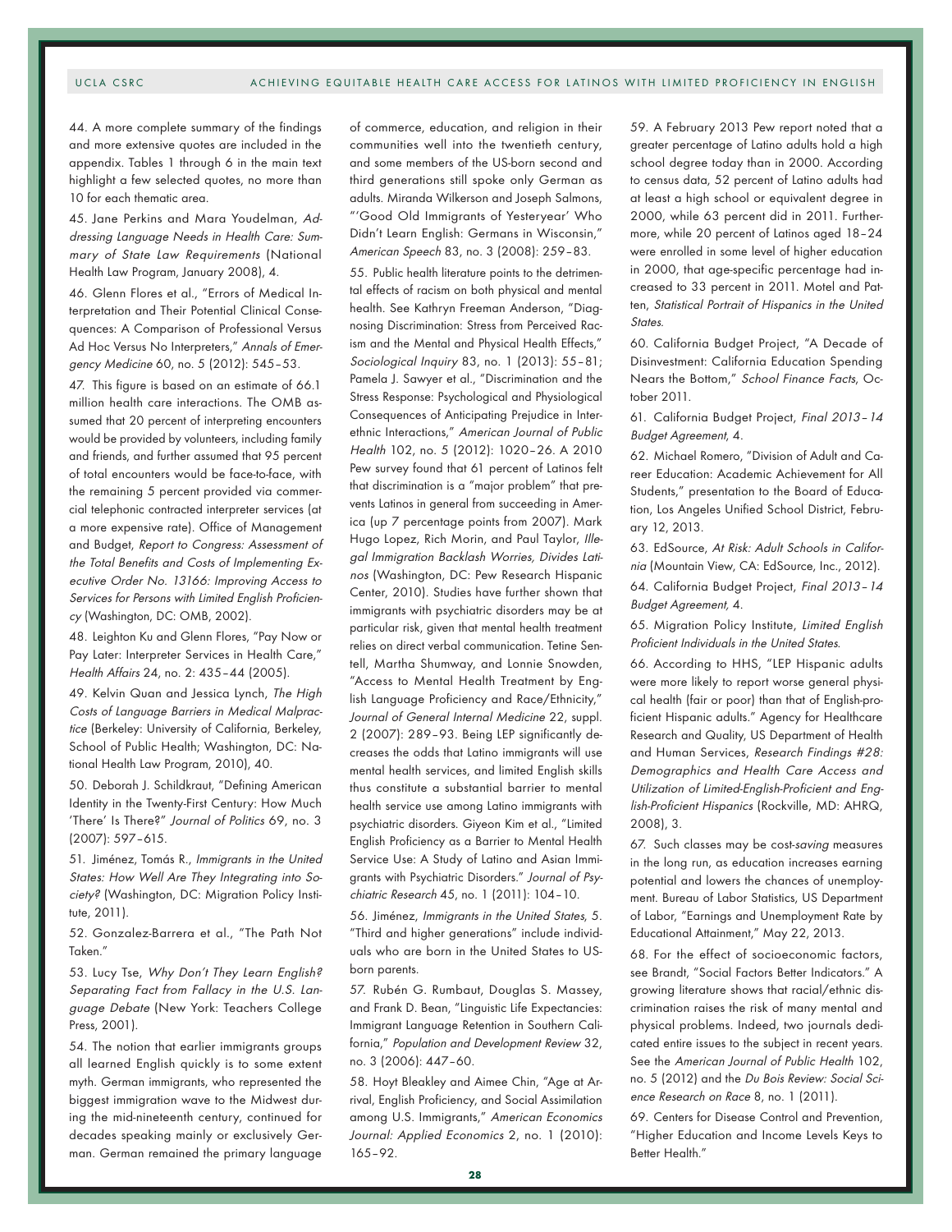44. A more complete summary of the findings and more extensive quotes are included in the appendix. Tables 1 through 6 in the main text highlight a few selected quotes, no more than 10 for each thematic area.

45. Jane Perkins and Mara Youdelman, *Addressing Language Needs in Health Care: Summary of State Law Requirements* (National Health Law Program, January 2008), 4.

46. Glenn Flores et al., "Errors of Medical Interpretation and Their Potential Clinical Consequences: A Comparison of Professional Versus Ad Hoc Versus No Interpreters," *Annals of Emergency Medicine* 60, no. 5 (2012): 545–53.

47. This figure is based on an estimate of 66.1 million health care interactions. The OMB assumed that 20 percent of interpreting encounters would be provided by volunteers, including family and friends, and further assumed that 95 percent of total encounters would be face-to-face, with the remaining 5 percent provided via commercial telephonic contracted interpreter services (at a more expensive rate). Office of Management and Budget, *Report to Congress: Assessment of the Total Benefits and Costs of Implementing Executive Order No. 13166: Improving Access to Services for Persons with Limited English Proficiency* (Washington, DC: OMB, 2002).

48. Leighton Ku and Glenn Flores, "Pay Now or Pay Later: Interpreter Services in Health Care," *Health Affairs* 24, no. 2: 435–44 (2005).

49. Kelvin Quan and Jessica Lynch, *The High Costs of Language Barriers in Medical Malpractice* (Berkeley: University of California, Berkeley, School of Public Health; Washington, DC: National Health Law Program, 2010), 40.

50. Deborah J. Schildkraut, "Defining American Identity in the Twenty-First Century: How Much 'There' Is There?" *Journal of Politics* 69, no. 3 (2007): 597–615.

51. Jiménez, Tomás R., *Immigrants in the United States: How Well Are They Integrating into Society?* (Washington, DC: Migration Policy Institute, 2011).

52. Gonzalez-Barrera et al., "The Path Not Taken."

53. Lucy Tse, *Why Don't They Learn English? Separating Fact from Fallacy in the U.S. Language Debate* (New York: Teachers College Press, 2001).

54. The notion that earlier immigrants groups all learned English quickly is to some extent myth. German immigrants, who represented the biggest immigration wave to the Midwest during the mid-nineteenth century, continued for decades speaking mainly or exclusively German. German remained the primary language of commerce, education, and religion in their communities well into the twentieth century, and some members of the US-born second and third generations still spoke only German as adults. Miranda Wilkerson and Joseph Salmons, "'Good Old Immigrants of Yesteryear' Who Didn't Learn English: Germans in Wisconsin," *American Speech* 83, no. 3 (2008): 259–83.

55. Public health literature points to the detrimental effects of racism on both physical and mental health. See Kathryn Freeman Anderson, "Diagnosing Discrimination: Stress from Perceived Racism and the Mental and Physical Health Effects," *Sociological Inquiry* 83, no. 1 (2013): 55–81; Pamela J. Sawyer et al., "Discrimination and the Stress Response: Psychological and Physiological Consequences of Anticipating Prejudice in Interethnic Interactions," *American Journal of Public Health* 102, no. 5 (2012): 1020–26. A 2010 Pew survey found that 61 percent of Latinos felt that discrimination is a "major problem" that prevents Latinos in general from succeeding in America (up 7 percentage points from 2007). Mark Hugo Lopez, Rich Morin, and Paul Taylor, *Illegal Immigration Backlash Worries, Divides Latinos* (Washington, DC: Pew Research Hispanic Center, 2010). Studies have further shown that immigrants with psychiatric disorders may be at particular risk, given that mental health treatment relies on direct verbal communication. Tetine Sentell, Martha Shumway, and Lonnie Snowden, "Access to Mental Health Treatment by English Language Proficiency and Race/Ethnicity," *Journal of General Internal Medicine* 22, suppl. 2 (2007): 289–93. Being LEP significantly decreases the odds that Latino immigrants will use mental health services, and limited English skills thus constitute a substantial barrier to mental health service use among Latino immigrants with psychiatric disorders. Giyeon Kim et al., "Limited English Proficiency as a Barrier to Mental Health Service Use: A Study of Latino and Asian Immigrants with Psychiatric Disorders." *Journal of Psychiatric Research* 45, no. 1 (2011): 104–10.

56. Jiménez, *Immigrants in the United States*, 5. "Third and higher generations" include individuals who are born in the United States to US-born parents.

57. Rubén G. Rumbaut, Douglas S. Massey, and Frank D. Bean, "Linguistic Life Expectancies: Immigrant Language Retention in Southern California," *Population and Development Review* 32, no. 3 (2006): 447–60.

58. Hoyt Bleakley and Aimee Chin, "Age at Arrival, English Proficiency, and Social Assimilation among U.S. Immigrants," *American Economics Journal: Applied Economics* 2, no. 1 (2010): 165–92.

59. A February 2013 Pew report noted that a greater percentage of Latino adults hold a high school degree today than in 2000. According to census data, 52 percent of Latino adults had at least a high school or equivalent degree in 2000, while 63 percent did in 2011. Furthermore, while 20 percent of Latinos aged 18–24 were enrolled in some level of higher education in 2000, that age-specific percentage had increased to 33 percent in 2011. Motel and Patten, *Statistical Portrait of Hispanics in the United States*.

60. California Budget Project, "A Decade of Disinvestment: California Education Spending Nears the Bottom," *School Finance Facts*, October 2011.

61. California Budget Project, *Final 2013–14 Budget Agreement*, 4.

62. Michael Romero, "Division of Adult and Career Education: Academic Achievement for All Students," presentation to the Board of Education, Los Angeles Unified School District, February 12, 2013.

63. EdSource, *At Risk: Adult Schools in California* (Mountain View, CA: EdSource, Inc., 2012).

64. California Budget Project, *Final 2013–14 Budget Agreement*, 4.

65. Migration Policy Institute, *Limited English Proficient Individuals in the United States*.

66. According to HHS, "LEP Hispanic adults were more likely to report worse general physical health (fair or poor) than that of English-proficient Hispanic adults." Agency for Healthcare Research and Quality, US Department of Health and Human Services, *Research Findings #28: Demographics and Health Care Access and Utilization of Limited-English-Proficient and English-Proficient Hispanics* (Rockville, MD: AHRQ, 2008), 3.

67. Such classes may be cost-*saving* measures in the long run, as education increases earning potential and lowers the chances of unemployment. Bureau of Labor Statistics, US Department of Labor, "Earnings and Unemployment Rate by Educational Attainment," May 22, 2013.

68. For the effect of socioeconomic factors, see Brandt, "Social Factors Better Indicators." A growing literature shows that racial/ethnic discrimination raises the risk of many mental and physical problems. Indeed, two journals dedicated entire issues to the subject in recent years. See the *American Journal of Public Health* 102, no. 5 (2012) and the *Du Bois Review: Social Science Research on Race* 8, no. 1 (2011).

69. Centers for Disease Control and Prevention, "Higher Education and Income Levels Keys to Better Health."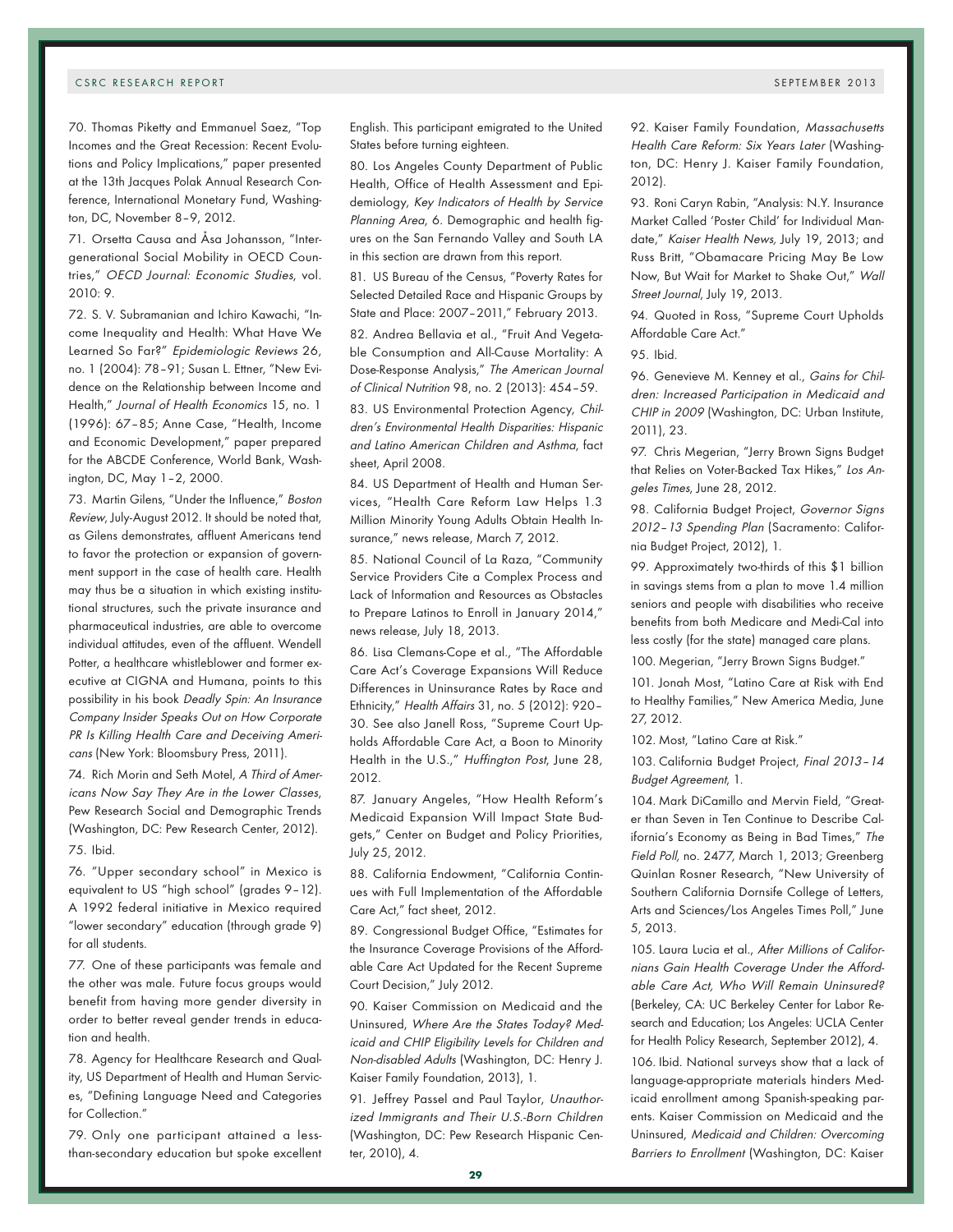70. Thomas Piketty and Emmanuel Saez, "Top Incomes and the Great Recession: Recent Evolutions and Policy Implications," paper presented at the 13th Jacques Polak Annual Research Conference, International Monetary Fund, Washington, DC, November 8–9, 2012.

71. Orsetta Causa and Åsa Johansson, "Intergenerational Social Mobility in OECD Countries," *OECD Journal: Economic Studies*, vol. 2010: 9.

72. S. V. Subramanian and Ichiro Kawachi, "Income Inequality and Health: What Have We Learned So Far?" *Epidemiologic Reviews* 26, no. 1 (2004): 78–91; Susan L. Ettner, "New Evidence on the Relationship between Income and Health," *Journal of Health Economics* 15, no. 1 (1996): 67–85; Anne Case, "Health, Income and Economic Development," paper prepared for the ABCDE Conference, World Bank, Washington, DC, May 1–2, 2000.

73. Martin Gilens, "Under the Influence," *Boston Review*, July-August 2012. It should be noted that, as Gilens demonstrates, affluent Americans tend to favor the protection or expansion of government support in the case of health care. Health may thus be a situation in which existing institutional structures, such the private insurance and pharmaceutical industries, are able to overcome individual attitudes, even of the affluent. Wendell Potter, a healthcare whistleblower and former executive at CIGNA and Humana, points to this possibility in his book *Deadly Spin: An Insurance Company Insider Speaks Out on How Corporate PR Is Killing Health Care and Deceiving Americans* (New York: Bloomsbury Press, 2011).

74. Rich Morin and Seth Motel, *A Third of Americans Now Say They Are in the Lower Classes*, Pew Research Social and Demographic Trends (Washington, DC: Pew Research Center, 2012).

75. Ibid.

76. "Upper secondary school" in Mexico is equivalent to US "high school" (grades 9–12). A 1992 federal initiative in Mexico required "lower secondary" education (through grade 9) for all students.

77. One of these participants was female and the other was male. Future focus groups would benefit from having more gender diversity in order to better reveal gender trends in education and health.

78. Agency for Healthcare Research and Quality, US Department of Health and Human Services, "Defining Language Need and Categories for Collection."

79. Only one participant attained a less-than-secondary education but spoke excellent English. This participant emigrated to the United States before turning eighteen.

80. Los Angeles County Department of Public Health, Office of Health Assessment and Epidemiology, *Key Indicators of Health by Service Planning Area*, 6. Demographic and health figures on the San Fernando Valley and South LA in this section are drawn from this report.

81. US Bureau of the Census, "Poverty Rates for Selected Detailed Race and Hispanic Groups by State and Place: 2007–2011," February 2013.

82. Andrea Bellavia et al., "Fruit And Vegetable Consumption and All-Cause Mortality: A Dose-Response Analysis," *The American Journal of Clinical Nutrition* 98, no. 2 (2013): 454–59.

83. US Environmental Protection Agency, *Children's Environmental Health Disparities: Hispanic and Latino American Children and Asthma*, fact sheet, April 2008.

84. US Department of Health and Human Services, "Health Care Reform Law Helps 1.3 Million Minority Young Adults Obtain Health Insurance," news release, March 7, 2012.

85. National Council of La Raza, "Community Service Providers Cite a Complex Process and Lack of Information and Resources as Obstacles to Prepare Latinos to Enroll in January 2014," news release, July 18, 2013.

86. Lisa Clemans-Cope et al., "The Affordable Care Act's Coverage Expansions Will Reduce Differences in Uninsurance Rates by Race and Ethnicity," *Health Affairs* 31, no. 5 (2012): 920–30. See also Janell Ross, "Supreme Court Upholds Affordable Care Act, a Boon to Minority Health in the U.S.," *Huffington Post*, June 28, 2012.

87. January Angeles, "How Health Reform's Medicaid Expansion Will Impact State Budgets," Center on Budget and Policy Priorities, July 25, 2012.

88. California Endowment, "California Continues with Full Implementation of the Affordable Care Act," fact sheet, 2012.

89. Congressional Budget Office, "Estimates for the Insurance Coverage Provisions of the Affordable Care Act Updated for the Recent Supreme Court Decision," July 2012.

90. Kaiser Commission on Medicaid and the Uninsured, *Where Are the States Today? Medicaid and CHIP Eligibility Levels for Children and Non-disabled Adults* (Washington, DC: Henry J. Kaiser Family Foundation, 2013), 1.

91. Jeffrey Passel and Paul Taylor, *Unauthorized Immigrants and Their U.S.-Born Children* (Washington, DC: Pew Research Hispanic Center, 2010), 4.

92. Kaiser Family Foundation, *Massachusetts Health Care Reform: Six Years Later* (Washington, DC: Henry J. Kaiser Family Foundation, 2012).

93. Roni Caryn Rabin, "Analysis: N.Y. Insurance Market Called 'Poster Child' for Individual Mandate," *Kaiser Health News*, July 19, 2013; and Russ Britt, "Obamacare Pricing May Be Low Now, But Wait for Market to Shake Out," *Wall Street Journal*, July 19, 2013.

94. Quoted in Ross, "Supreme Court Upholds Affordable Care Act."

95. Ibid.

96. Genevieve M. Kenney et al., *Gains for Children: Increased Participation in Medicaid and CHIP in 2009* (Washington, DC: Urban Institute, 2011), 23.

97. Chris Megerian, "Jerry Brown Signs Budget that Relies on Voter-Backed Tax Hikes," *Los Angeles Times*, June 28, 2012.

98. California Budget Project, *Governor Signs 2012–13 Spending Plan* (Sacramento: California Budget Project, 2012), 1.

99. Approximately two-thirds of this $1 billion in savings stems from a plan to move 1.4 million seniors and people with disabilities who receive benefits from both Medicare and Medi-Cal into less costly (for the state) managed care plans.

100. Megerian, "Jerry Brown Signs Budget."

101. Jonah Most, "Latino Care at Risk with End to Healthy Families," New America Media, June 27, 2012.

102. Most, "Latino Care at Risk."

103. California Budget Project, *Final 2013–14 Budget Agreement*, 1.

104. Mark DiCamillo and Mervin Field, "Greater than Seven in Ten Continue to Describe California's Economy as Being in Bad Times," *The Field Poll*, no. 2477, March 1, 2013; Greenberg Quinlan Rosner Research, "New University of Southern California Dornsife College of Letters, Arts and Sciences/Los Angeles Times Poll," June 5, 2013.

105. Laura Lucia et al., *After Millions of Californians Gain Health Coverage Under the Affordable Care Act, Who Will Remain Uninsured?* (Berkeley, CA: UC Berkeley Center for Labor Research and Education; Los Angeles: UCLA Center for Health Policy Research, September 2012), 4.

106. Ibid. National surveys show that a lack of language-appropriate materials hinders Medicaid enrollment among Spanish-speaking parents. Kaiser Commission on Medicaid and the Uninsured, *Medicaid and Children: Overcoming Barriers to Enrollment* (Washington, DC: Kaiser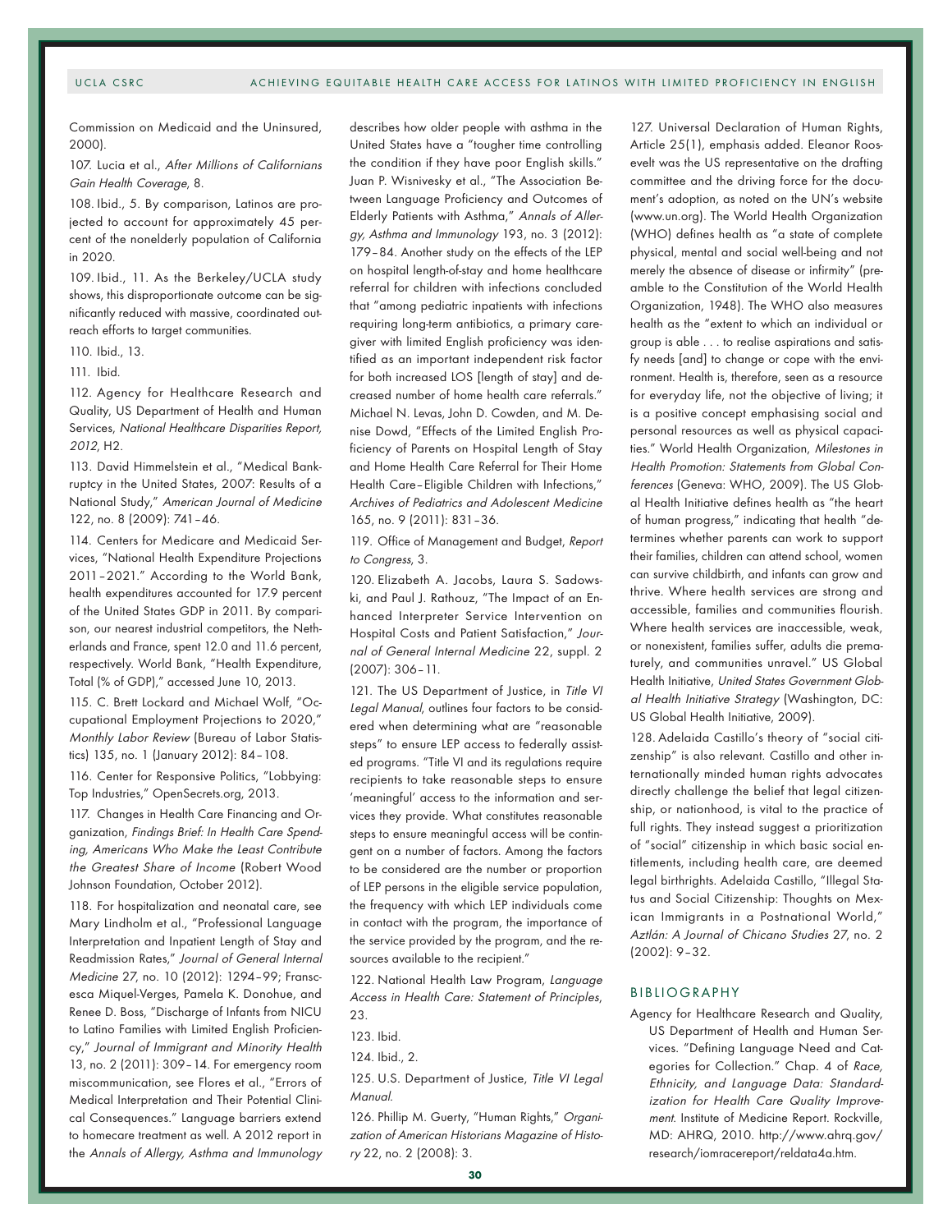Commission on Medicaid and the Uninsured, 2000).

107. Lucia et al., *After Millions of Californians Gain Health Coverage*, 8.

108. Ibid., 5. By comparison, Latinos are projected to account for approximately 45 percent of the nonelderly population of California in 2020.

109. Ibid., 11. As the Berkeley/UCLA study shows, this disproportionate outcome can be significantly reduced with massive, coordinated outreach efforts to target communities.

110. Ibid., 13.

111. Ibid.

112. Agency for Healthcare Research and Quality, US Department of Health and Human Services, *National Healthcare Disparities Report, 2012*, H2.

113. David Himmelstein et al., "Medical Bankruptcy in the United States, 2007: Results of a National Study," *American Journal of Medicine* 122, no. 8 (2009): 741–46.

114. Centers for Medicare and Medicaid Services, "National Health Expenditure Projections 2011–2021." According to the World Bank, health expenditures accounted for 17.9 percent of the United States GDP in 2011. By comparison, our nearest industrial competitors, the Netherlands and France, spent 12.0 and 11.6 percent, respectively. World Bank, "Health Expenditure, Total (% of GDP)," accessed June 10, 2013.

115. C. Brett Lockard and Michael Wolf, "Occupational Employment Projections to 2020," *Monthly Labor Review* (Bureau of Labor Statistics) 135, no. 1 (January 2012): 84–108.

116. Center for Responsive Politics, "Lobbying: Top Industries," OpenSecrets.org, 2013.

117. Changes in Health Care Financing and Organization, *Findings Brief: In Health Care Spending, Americans Who Make the Least Contribute the Greatest Share of Income* (Robert Wood Johnson Foundation, October 2012).

118. For hospitalization and neonatal care, see Mary Lindholm et al., "Professional Language Interpretation and Inpatient Length of Stay and Readmission Rates," *Journal of General Internal Medicine* 27, no. 10 (2012): 1294–99; Franscesca Miquel-Verges, Pamela K. Donohue, and Renee D. Boss, "Discharge of Infants from NICU to Latino Families with Limited English Proficiency," *Journal of Immigrant and Minority Health* 13, no. 2 (2011): 309–14. For emergency room miscommunication, see Flores et al., "Errors of Medical Interpretation and Their Potential Clinical Consequences." Language barriers extend to homecare treatment as well. A 2012 report in the *Annals of Allergy, Asthma and Immunology* describes how older people with asthma in the United States have a "tougher time controlling the condition if they have poor English skills." Juan P. Wisnivesky et al., "The Association Between Language Proficiency and Outcomes of Elderly Patients with Asthma," *Annals of Allergy, Asthma and Immunology* 193, no. 3 (2012): 179–84. Another study on the effects of the LEP on hospital length-of-stay and home healthcare referral for children with infections concluded that "among pediatric inpatients with infections requiring long-term antibiotics, a primary caregiver with limited English proficiency was identified as an important independent risk factor for both increased LOS [length of stay] and decreased number of home health care referrals." Michael N. Levas, John D. Cowden, and M. Denise Dowd, "Effects of the Limited English Proficiency of Parents on Hospital Length of Stay and Home Health Care Referral for Their Home Health Care–Eligible Children with Infections," *Archives of Pediatrics and Adolescent Medicine* 165, no. 9 (2011): 831–36.

119. Office of Management and Budget, *Report to Congress*, 3.

120. Elizabeth A. Jacobs, Laura S. Sadowski, and Paul J. Rathouz, "The Impact of an Enhanced Interpreter Service Intervention on Hospital Costs and Patient Satisfaction," *Journal of General Internal Medicine* 22, suppl. 2 (2007): 306–11.

121. The US Department of Justice, in *Title VI Legal Manual*, outlines four factors to be considered when determining what are "reasonable steps" to ensure LEP access to federally assisted programs. "Title VI and its regulations require recipients to take reasonable steps to ensure 'meaningful' access to the information and services they provide. What constitutes reasonable steps to ensure meaningful access will be contingent on a number of factors. Among the factors to be considered are the number or proportion of LEP persons in the eligible service population, the frequency with which LEP individuals come in contact with the program, the importance of the service provided by the program, and the resources available to the recipient."

122. National Health Law Program, *Language Access in Health Care: Statement of Principles*, 23.

123. Ibid.

124. Ibid., 2.

125. U.S. Department of Justice, *Title VI Legal Manual*.

126. Phillip M. Guerty, "Human Rights," *Organization of American Historians Magazine of History* 22, no. 2 (2008): 3.

127. Universal Declaration of Human Rights, Article 25(1), emphasis added. Eleanor Roosevelt was the US representative on the drafting committee and the driving force for the document's adoption, as noted on the UN's website (www.un.org). The World Health Organization (WHO) defines health as "a state of complete physical, mental and social well-being and not merely the absence of disease or infirmity" (preamble to the Constitution of the World Health Organization, 1948). The WHO also measures health as the "extent to which an individual or group is able . . . to realise aspirations and satisfy needs [and] to change or cope with the environment. Health is, therefore, seen as a resource for everyday life, not the objective of living; it is a positive concept emphasising social and personal resources as well as physical capacities." World Health Organization, *Milestones in Health Promotion: Statements from Global Conferences* (Geneva: WHO, 2009). The US Global Health Initiative defines health as "the heart of human progress," indicating that health "determines whether parents can work to support their families, children can attend school, women can survive childbirth, and infants can grow and thrive. Where health services are strong and accessible, families and communities flourish. Where health services are inaccessible, weak, or nonexistent, families suffer, adults die prematurely, and communities unravel." US Global Health Initiative, *United States Government Global Health Initiative Strategy* (Washington, DC: US Global Health Initiative, 2009).

128. Adelaida Castillo's theory of "social citizenship" is also relevant. Castillo and other internationally minded human rights advocates directly challenge the belief that legal citizenship, or nationhood, is vital to the practice of full rights. They instead suggest a prioritization of "social" citizenship in which basic social entitlements, including health care, are deemed legal birthrights. Adelaida Castillo, "Illegal Status and Social Citizenship: Thoughts on Mexican Immigrants in a Postnational World," *Aztlán: A Journal of Chicano Studies* 27, no. 2 (2002): 9–32.

## BIBLIOGRAPHY

Agency for Healthcare Research and Quality, US Department of Health and Human Services. "Defining Language Need and Categories for Collection." Chap. 4 of *Race, Ethnicity, and Language Data: Standardization for Health Care Quality Improvement.* Institute of Medicine Report. Rockville, MD: AHRQ, 2010. http://www.ahrq.gov/research/iomracereport/reldata4a.htm.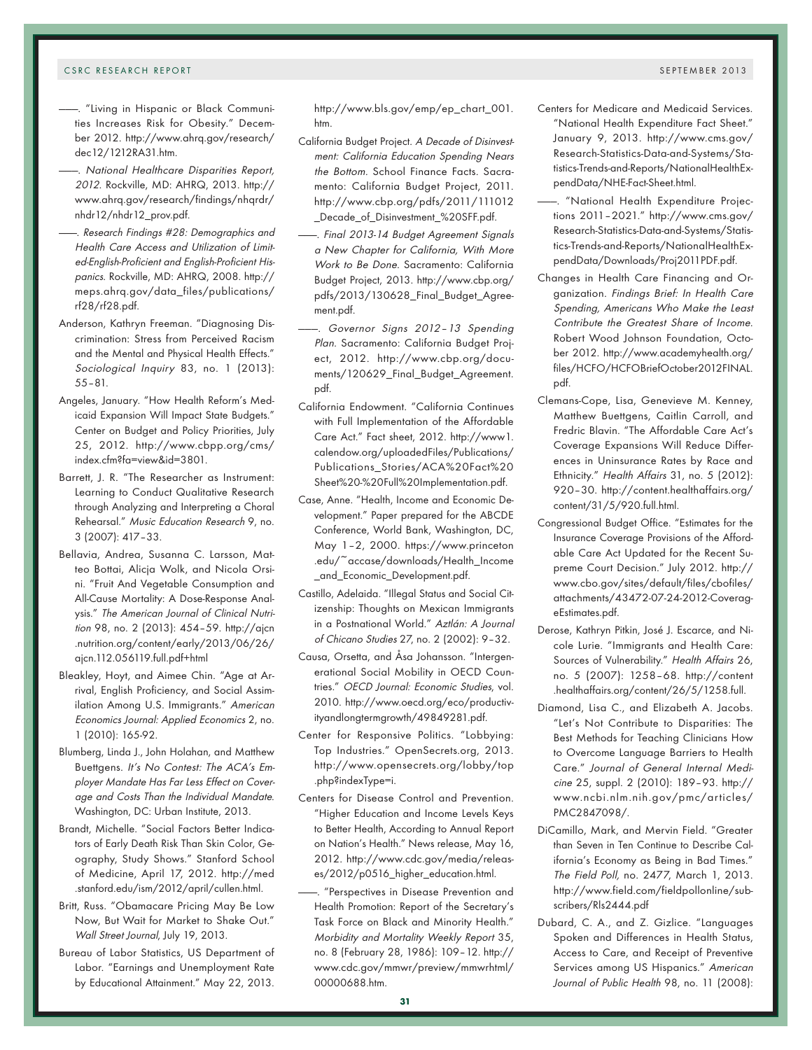——. "Living in Hispanic or Black Communities Increases Risk for Obesity." December 2012. http://www.ahrq.gov/research/dec12/1212RA31.htm.

——. *National Healthcare Disparities Report, 2012*. Rockville, MD: AHRQ, 2013. http://www.ahrq.gov/research/findings/nhqrdr/nhdr12/nhdr12_prov.pdf.

——. *Research Findings #28: Demographics and Health Care Access and Utilization of Limited-English-Proficient and English-Proficient Hispanics*. Rockville, MD: AHRQ, 2008. http://meps.ahrq.gov/data_files/publications/rf28/rf28.pdf.

Anderson, Kathryn Freeman. "Diagnosing Discrimination: Stress from Perceived Racism and the Mental and Physical Health Effects." *Sociological Inquiry* 83, no. 1 (2013): 55–81.

Angeles, January. "How Health Reform's Medicaid Expansion Will Impact State Budgets." Center on Budget and Policy Priorities, July 25, 2012. http://www.cbpp.org/cms/index.cfm?fa=view&id=3801.

Barrett, J. R. "The Researcher as Instrument: Learning to Conduct Qualitative Research through Analyzing and Interpreting a Choral Rehearsal." *Music Education Research* 9, no. 3 (2007): 417–33.

Bellavia, Andrea, Susanna C. Larsson, Matteo Bottai, Alicja Wolk, and Nicola Orsini. "Fruit And Vegetable Consumption and All-Cause Mortality: A Dose-Response Analysis." *The American Journal of Clinical Nutrition* 98, no. 2 (2013): 454–59. http://ajcn.nutrition.org/content/early/2013/06/26/ajcn.112.056119.full.pdf+html

Bleakley, Hoyt, and Aimee Chin. "Age at Arrival, English Proficiency, and Social Assimilation Among U.S. Immigrants." *American Economics Journal: Applied Economics* 2, no. 1 (2010): 165-92.

Blumberg, Linda J., John Holahan, and Matthew Buettgens. *It's No Contest: The ACA's Employer Mandate Has Far Less Effect on Coverage and Costs Than the Individual Mandate*. Washington, DC: Urban Institute, 2013.

Brandt, Michelle. "Social Factors Better Indicators of Early Death Risk Than Skin Color, Geography, Study Shows." Stanford School of Medicine, April 17, 2012. http://med.stanford.edu/ism/2012/april/cullen.html.

Britt, Russ. "Obamacare Pricing May Be Low Now, But Wait for Market to Shake Out." *Wall Street Journal*, July 19, 2013.

Bureau of Labor Statistics, US Department of Labor. "Earnings and Unemployment Rate by Educational Attainment." May 22, 2013. http://www.bls.gov/emp/ep_chart_001.htm.

California Budget Project. *A Decade of Disinvestment: California Education Spending Nears the Bottom*. School Finance Facts. Sacramento: California Budget Project, 2011. http://www.cbp.org/pdfs/2011/111012_Decade_of_Disinvestment_%20SFF.pdf.

——. *Final 2013-14 Budget Agreement Signals a New Chapter for California, With More Work to Be Done*. Sacramento: California Budget Project, 2013. http://www.cbp.org/pdfs/2013/130628_Final_Budget_Agreement.pdf.

——. *Governor Signs 2012–13 Spending Plan*. Sacramento: California Budget Project, 2012. http://www.cbp.org/documents/120629_Final_Budget_Agreement.pdf.

California Endowment. "California Continues with Full Implementation of the Affordable Care Act." Fact sheet, 2012. http://www1.calendow.org/uploadedFiles/Publications/Publications_Stories/ACA%20Fact%20Sheet%20-%20Full%20Implementation.pdf.

Case, Anne. "Health, Income and Economic Development." Paper prepared for the ABCDE Conference, World Bank, Washington, DC, May 1–2, 2000. https://www.princeton.edu/~accase/downloads/Health_Income_and_Economic_Development.pdf.

Castillo, Adelaida. "Illegal Status and Social Citizenship: Thoughts on Mexican Immigrants in a Postnational World." *Aztlán: A Journal of Chicano Studies* 27, no. 2 (2002): 9–32.

Causa, Orsetta, and Åsa Johansson. "Intergenerational Social Mobility in OECD Countries." *OECD Journal: Economic Studies*, vol. 2010. http://www.oecd.org/eco/productivityandlongtermgrowth/49849281.pdf.

Center for Responsive Politics. "Lobbying: Top Industries." OpenSecrets.org, 2013. http://www.opensecrets.org/lobby/top.php?indexType=i.

Centers for Disease Control and Prevention. "Higher Education and Income Levels Keys to Better Health, According to Annual Report on Nation's Health." News release, May 16, 2012. http://www.cdc.gov/media/releases/2012/p0516_higher_education.html.

——. "Perspectives in Disease Prevention and Health Promotion: Report of the Secretary's Task Force on Black and Minority Health." *Morbidity and Mortality Weekly Report* 35, no. 8 (February 28, 1986): 109–12. http://www.cdc.gov/mmwr/preview/mmwrhtml/00000688.htm.

Centers for Medicare and Medicaid Services. "National Health Expenditure Fact Sheet." January 9, 2013. http://www.cms.gov/Research-Statistics-Data-and-Systems/Statistics-Trends-and-Reports/NationalHealthExpendData/NHE-Fact-Sheet.html.

——. "National Health Expenditure Projections 2011–2021." http://www.cms.gov/Research-Statistics-Data-and-Systems/Statistics-Trends-and-Reports/NationalHealthExpendData/Downloads/Proj2011PDF.pdf.

Changes in Health Care Financing and Organization. *Findings Brief: In Health Care Spending, Americans Who Make the Least Contribute the Greatest Share of Income*. Robert Wood Johnson Foundation, October 2012. http://www.academyhealth.org/files/HCFO/HCFOBriefOctober2012FINAL.pdf.

Clemans-Cope, Lisa, Genevieve M. Kenney, Matthew Buettgens, Caitlin Carroll, and Fredric Blavin. "The Affordable Care Act's Coverage Expansions Will Reduce Differences in Uninsurance Rates by Race and Ethnicity." *Health Affairs* 31, no. 5 (2012): 920–30. http://content.healthaffairs.org/content/31/5/920.full.html.

Congressional Budget Office. "Estimates for the Insurance Coverage Provisions of the Affordable Care Act Updated for the Recent Supreme Court Decision." July 2012. http://www.cbo.gov/sites/default/files/cbofiles/attachments/43472-07-24-2012-CoverageEstimates.pdf.

Derose, Kathryn Pitkin, José J. Escarce, and Nicole Lurie. "Immigrants and Health Care: Sources of Vulnerability." *Health Affairs* 26, no. 5 (2007): 1258–68. http://content.healthaffairs.org/content/26/5/1258.full.

Diamond, Lisa C., and Elizabeth A. Jacobs. "Let's Not Contribute to Disparities: The Best Methods for Teaching Clinicians How to Overcome Language Barriers to Health Care." *Journal of General Internal Medicine* 25, suppl. 2 (2010): 189–93. http://www.ncbi.nlm.nih.gov/pmc/articles/PMC2847098/.

DiCamillo, Mark, and Mervin Field. "Greater than Seven in Ten Continue to Describe California's Economy as Being in Bad Times." *The Field Poll*, no. 2477, March 1, 2013. http://www.field.com/fieldpollonline/subscribers/Rls2444.pdf

Dubard, C. A., and Z. Gizlice. "Languages Spoken and Differences in Health Status, Access to Care, and Receipt of Preventive Services among US Hispanics." *American Journal of Public Health* 98, no. 11 (2008):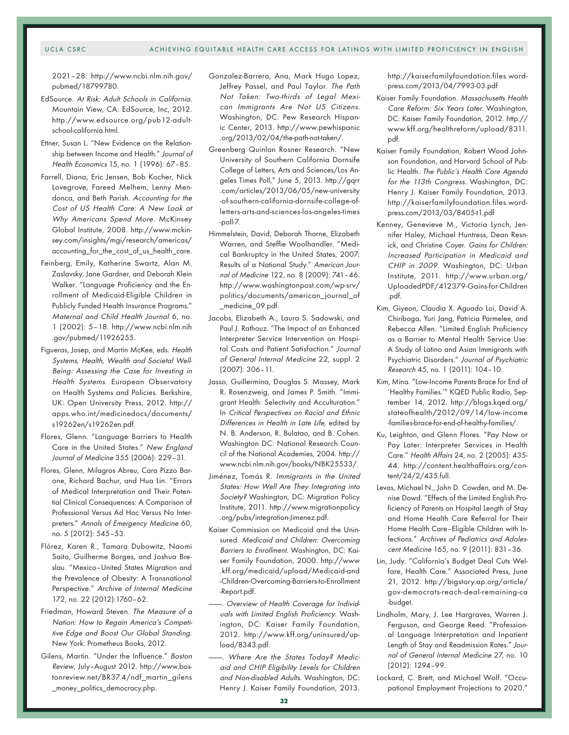2021–28. http://www.ncbi.nlm.nih.gov/pubmed/18799780.

EdSource. *At Risk: Adult Schools in California.* Mountain View, CA: EdSource, Inc, 2012. http://www.edsource.org/pub12-adult-school-california.html.

Ettner, Susan L. "New Evidence on the Relationship between Income and Health." *Journal of Health Economics* 15, no. 1 (1996): 67–85.

Farrell, Diana, Eric Jensen, Bob Kocher, Nick Lovegrove, Fareed Melhem, Lenny Mendonca, and Beth Parish. *Accounting for the Cost of US Health Care: A New Look at Why Americans Spend More.* McKinsey Global Institute, 2008. http://www.mckinsey.com/insights/mgi/research/americas/accounting_for_the_cost_of_us_health_care.

Feinberg, Emily, Katherine Swartz, Alan M. Zaslavsky, Jane Gardner, and Deborah Klein Walker. "Language Proficiency and the Enrollment of Medicaid-Eligible Children in Publicly Funded Health Insurance Programs." *Maternal and Child Health Journal* 6, no. 1 (2002): 5–18. http://www.ncbi.nlm.nih.gov/pubmed/11926255.

Figueras, Josep, and Martin McKee, eds. *Health Systems, Health, Wealth and Societal Well-Being: Assessing the Case for Investing in Health Systems.* European Observatory on Health Systems and Policies. Berkshire, UK: Open University Press, 2012. http://apps.who.int/medicinedocs/documents/s19262en/s19262en.pdf.

Flores, Glenn. "Language Barriers to Health Care in the United States." *New England Journal of Medicine* 355 (2006): 229–31.

Flores, Glenn, Milagros Abreu, Cara Pizzo Barone, Richard Bachur, and Hua Lin. "Errors of Medical Interpretation and Their Potential Clinical Consequences: A Comparison of Professional Versus Ad Hoc Versus No Interpreters." *Annals of Emergency Medicine* 60, no. 5 (2012): 545–53.

Flórez, Karen R., Tamara Dubowitz, Naomi Saito, Guilherme Borges, and Joshua Breslau. "Mexico–United States Migration and the Prevalence of Obesity: A Transnational Perspective." *Archive of Internal Medicine* 172, no. 22 (2012):1760–62.

Friedman, Howard Steven. *The Measure of a Nation: How to Regain America's Competitive Edge and Boost Our Global Standing.* New York: Prometheus Books, 2012.

Gilens, Martin. "Under the Influence." *Boston Review*, July–August 2012. http://www.bostonreview.net/BR37.4/ndf_martin_gilens_money_politics_democracy.php.

Gonzalez-Barrera, Ana, Mark Hugo Lopez, Jeffrey Passel, and Paul Taylor. *The Path Not Taken: Two-thirds of Legal Mexican Immigrants Are Not US Citizens.* Washington, DC: Pew Research Hispanic Center, 2013. http://www.pewhispanic.org/2013/02/04/the-path-not-taken/.

Greenberg Quinlan Rosner Research. "New University of Southern California Dornsife College of Letters, Arts and Sciences/Los Angeles Times Poll," June 5, 2013. http://gqrr.com/articles/2013/06/05/new-university-of-southern-california-dornsife-college-of-letters-arts-and-sciences-los-angeles-times-poll-7.

Himmelstein, David, Deborah Thorne, Elizabeth Warren, and Steffie Woolhandler. "Medical Bankruptcy in the United States, 2007: Results of a National Study." *American Journal of Medicine* 122, no. 8 (2009): 741–46. http://www.washingtonpost.com/wp-srv/politics/documents/american_journal_of_medicine_09.pdf.

Jacobs, Elizabeth A., Laura S. Sadowski, and Paul J. Rathouz. "The Impact of an Enhanced Interpreter Service Intervention on Hospital Costs and Patient Satisfaction." *Journal of General Internal Medicine* 22, suppl. 2 (2007): 306–11.

Jasso, Guillermina, Douglas S. Massey, Mark R. Rosenzweig, and James P. Smith. "Immigrant Health: Selectivity and Acculturation." In *Critical Perspectives on Racial and Ethnic Differences in Health in Late Life*, edited by N. B. Anderson, R. Bulatao, and B. Cohen. Washington DC: National Research Council of the National Academies, 2004. http://www.ncbi.nlm.nih.gov/books/NBK25533/.

Jiménez, Tomás R. *Immigrants in the United States: How Well Are They Integrating into Society?* Washington, DC: Migration Policy Institute, 2011. http://www.migrationpolicy.org/pubs/integration-Jimenez.pdf.

Kaiser Commission on Medicaid and the Uninsured. *Medicaid and Children: Overcoming Barriers to Enrollment.* Washington, DC: Kaiser Family Foundation, 2000. http://www.kff.org/medicaid/upload/Medicaid-and-Children-Overcoming-Barriers-to-Enrollment-Report.pdf.

———. *Overview of Health Coverage for Individuals with Limited English Proficiency.* Washington, DC: Kaiser Family Foundation, 2012. http://www.kff.org/uninsured/upload/8343.pdf.

———. *Where Are the States Today? Medicaid and CHIP Eligibility Levels for Children and Non-disabled Adults.* Washington, DC: Henry J. Kaiser Family Foundation, 2013. http://kaiserfamilyfoundation.files.wordpress.com/2013/04/7993-03.pdf

Kaiser Family Foundation. *Massachusetts Health Care Reform: Six Years Later.* Washington, DC: Kaiser Family Foundation, 2012. http://www.kff.org/healthreform/upload/8311.pdf.

Kaiser Family Foundation, Robert Wood Johnson Foundation, and Harvard School of Public Health. *The Public's Health Care Agenda for the 113th Congress.* Washington, DC: Henry J. Kaiser Family Foundation, 2013. http://kaiserfamilyfoundation.files.wordpress.com/2013/03/8405-t1.pdf

Kenney, Genevieve M., Victoria Lynch, Jennifer Haley, Michael Huntress, Dean Resnick, and Christine Coyer. *Gains for Children: Increased Participation in Medicaid and CHIP in 2009.* Washington, DC: Urban Institute, 2011. http://www.urban.org/UploadedPDF/412379-Gains-for-Children.pdf.

Kim, Giyeon, Claudia X. Aguado Loi, David A. Chiriboga, Yuri Jang, Patricia Parmelee, and Rebecca Allen. "Limited English Proficiency as a Barrier to Mental Health Service Use: A Study of Latino and Asian Immigrants with Psychiatric Disorders." *Journal of Psychiatric Research* 45, no. 1 (2011): 104–10.

Kim, Mina. "Low-Income Parents Brace for End of 'Healthy Families.'" KQED Public Radio, September 14, 2012. http://blogs.kqed.org/stateofhealth/2012/09/14/low-income-families-brace-for-end-of-healthy-families/.

Ku, Leighton, and Glenn Flores. "Pay Now or Pay Later: Interpreter Services in Health Care." *Health Affairs* 24, no. 2 (2005): 435-44. http://content.healthaffairs.org/content/24/2/435.full.

Levas, Michael N., John D. Cowden, and M. Denise Dowd. "Effects of the Limited English Proficiency of Parents on Hospital Length of Stay and Home Health Care Referral for Their Home Health Care–Eligible Children with Infections." *Archives of Pediatrics and Adolescent Medicine* 165, no. 9 (2011): 831–36.

Lin, Judy. "California's Budget Deal Cuts Welfare, Health Care." Associated Press, June 21, 2012. http://bigstory.ap.org/article/gov-democrats-reach-deal-remaining-ca-budget.

Lindholm, Mary, J. Lee Hargraves, Warren J. Ferguson, and George Reed. "Professional Language Interpretation and Inpatient Length of Stay and Readmission Rates." *Journal of General Internal Medicine* 27, no. 10 (2012): 1294–99.

Lockard, C. Brett, and Michael Wolf. "Occupational Employment Projections to 2020."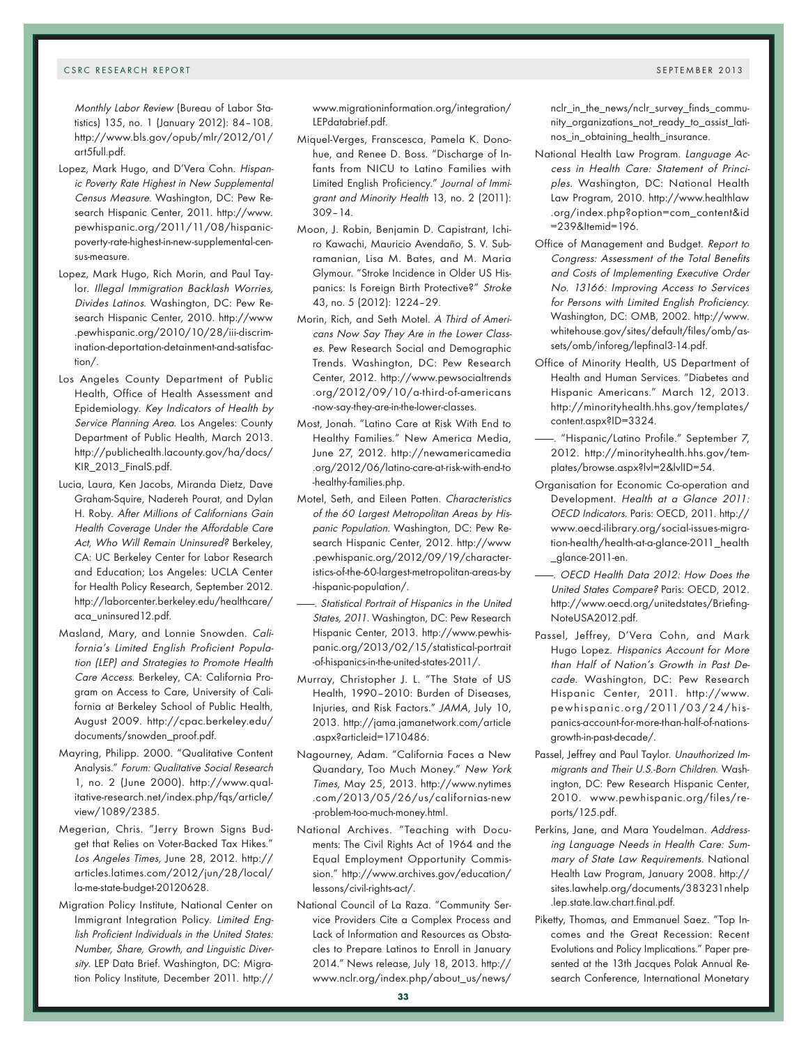*Monthly Labor Review* (Bureau of Labor Statistics) 135, no. 1 (January 2012): 84–108. http://www.bls.gov/opub/mlr/2012/01/art5full.pdf.

Lopez, Mark Hugo, and D'Vera Cohn. *Hispanic Poverty Rate Highest in New Supplemental Census Measure*. Washington, DC: Pew Research Hispanic Center, 2011. http://www.pewhispanic.org/2011/11/08/hispanic-poverty-rate-highest-in-new-supplemental-census-measure.

Lopez, Mark Hugo, Rich Morin, and Paul Taylor. *Illegal Immigration Backlash Worries, Divides Latinos*. Washington, DC: Pew Research Hispanic Center, 2010. http://www.pewhispanic.org/2010/10/28/iii-discrimination-deportation-detainment-and-satisfaction/.

Los Angeles County Department of Public Health, Office of Health Assessment and Epidemiology. *Key Indicators of Health by Service Planning Area*. Los Angeles: County Department of Public Health, March 2013. http://publichealth.lacounty.gov/ha/docs/KIR_2013_FinalS.pdf.

Lucia, Laura, Ken Jacobs, Miranda Dietz, Dave Graham-Squire, Nadereh Pourat, and Dylan H. Roby. *After Millions of Californians Gain Health Coverage Under the Affordable Care Act, Who Will Remain Uninsured?* Berkeley, CA: UC Berkeley Center for Labor Research and Education; Los Angeles: UCLA Center for Health Policy Research, September 2012. http://laborcenter.berkeley.edu/healthcare/aca_uninsured12.pdf.

Masland, Mary, and Lonnie Snowden. *California's Limited English Proficient Population (LEP) and Strategies to Promote Health Care Access*. Berkeley, CA: California Program on Access to Care, University of California at Berkeley School of Public Health, August 2009. http://cpac.berkeley.edu/documents/snowden_proof.pdf.

Mayring, Philipp. 2000. "Qualitative Content Analysis." *Forum: Qualitative Social Research* 1, no. 2 (June 2000). http://www.qualitative-research.net/index.php/fqs/article/view/1089/2385.

Megerian, Chris. "Jerry Brown Signs Budget that Relies on Voter-Backed Tax Hikes." *Los Angeles Times*, June 28, 2012. http://articles.latimes.com/2012/jun/28/local/la-me-state-budget-20120628.

Migration Policy Institute, National Center on Immigrant Integration Policy. *Limited English Proficient Individuals in the United States: Number, Share, Growth, and Linguistic Diversity*. LEP Data Brief. Washington, DC: Migration Policy Institute, December 2011. http://www.migrationinformation.org/integration/LEPdatabrief.pdf.

Miquel-Verges, Franscesca, Pamela K. Donohue, and Renee D. Boss. "Discharge of Infants from NICU to Latino Families with Limited English Proficiency." *Journal of Immigrant and Minority Health* 13, no. 2 (2011): 309–14.

Moon, J. Robin, Benjamin D. Capistrant, Ichiro Kawachi, Mauricio Avendaño, S. V. Subramanian, Lisa M. Bates, and M. Maria Glymour. "Stroke Incidence in Older US Hispanics: Is Foreign Birth Protective?" *Stroke* 43, no. 5 (2012): 1224–29.

Morin, Rich, and Seth Motel. *A Third of Americans Now Say They Are in the Lower Classes*. Pew Research Social and Demographic Trends. Washington, DC: Pew Research Center, 2012. http://www.pewsocialtrends.org/2012/09/10/a-third-of-americans-now-say-they-are-in-the-lower-classes.

Most, Jonah. "Latino Care at Risk With End to Healthy Families." New America Media, June 27, 2012. http://newamericamedia.org/2012/06/latino-care-at-risk-with-end-to-healthy-families.php.

Motel, Seth, and Eileen Patten. *Characteristics of the 60 Largest Metropolitan Areas by Hispanic Population*. Washington, DC: Pew Research Hispanic Center, 2012. http://www.pewhispanic.org/2012/09/19/characteristics-of-the-60-largest-metropolitan-areas-by-hispanic-population/.

———. *Statistical Portrait of Hispanics in the United States, 2011*. Washington, DC: Pew Research Hispanic Center, 2013. http://www.pewhispanic.org/2013/02/15/statistical-portrait-of-hispanics-in-the-united-states-2011/.

Murray, Christopher J. L. "The State of US Health, 1990–2010: Burden of Diseases, Injuries, and Risk Factors." *JAMA*, July 10, 2013. http://jama.jamanetwork.com/article.aspx?articleid=1710486.

Nagourney, Adam. "California Faces a New Quandary, Too Much Money." *New York Times*, May 25, 2013. http://www.nytimes.com/2013/05/26/us/californias-new-problem-too-much-money.html.

National Archives. "Teaching with Documents: The Civil Rights Act of 1964 and the Equal Employment Opportunity Commission." http://www.archives.gov/education/lessons/civil-rights-act/.

National Council of La Raza. "Community Service Providers Cite a Complex Process and Lack of Information and Resources as Obstacles to Prepare Latinos to Enroll in January 2014." News release, July 18, 2013. http://www.nclr.org/index.php/about_us/news/nclr_in_the_news/nclr_survey_finds_community_organizations_not_ready_to_assist_latinos_in_obtaining_health_insurance.

National Health Law Program. *Language Access in Health Care: Statement of Principles*. Washington, DC: National Health Law Program, 2010. http://www.healthlaw.org/index.php?option=com_content&id=239&Itemid=196.

Office of Management and Budget. *Report to Congress: Assessment of the Total Benefits and Costs of Implementing Executive Order No. 13166: Improving Access to Services for Persons with Limited English Proficiency*. Washington, DC: OMB, 2002. http://www.whitehouse.gov/sites/default/files/omb/assets/omb/inforeg/lepfinal3-14.pdf.

Office of Minority Health, US Department of Health and Human Services. "Diabetes and Hispanic Americans." March 12, 2013. http://minorityhealth.hhs.gov/templates/content.aspx?ID=3324.

———. "Hispanic/Latino Profile." September 7, 2012. http://minorityhealth.hhs.gov/templates/browse.aspx?lvl=2&lvlID=54.

Organisation for Economic Co-operation and Development. *Health at a Glance 2011: OECD Indicators*. Paris: OECD, 2011. http://www.oecd-ilibrary.org/social-issues-migration-health/health-at-a-glance-2011_health_glance-2011-en.

———. *OECD Health Data 2012: How Does the United States Compare?* Paris: OECD, 2012. http://www.oecd.org/unitedstates/BriefingNoteUSA2012.pdf.

Passel, Jeffrey, D'Vera Cohn, and Mark Hugo Lopez. *Hispanics Account for More than Half of Nation's Growth in Past Decade*. Washington, DC: Pew Research Hispanic Center, 2011. http://www.pewhispanic.org/2011/03/24/hispanics-account-for-more-than-half-of-nations-growth-in-past-decade/.

Passel, Jeffrey and Paul Taylor. *Unauthorized Immigrants and Their U.S.-Born Children*. Washington, DC: Pew Research Hispanic Center, 2010. www.pewhispanic.org/files/reports/125.pdf.

Perkins, Jane, and Mara Youdelman. *Addressing Language Needs in Health Care: Summary of State Law Requirements*. National Health Law Program, January 2008. http://sites.lawhelp.org/documents/383231nhelp.lep.state.law.chart.final.pdf.

Piketty, Thomas, and Emmanuel Saez. "Top Incomes and the Great Recession: Recent Evolutions and Policy Implications." Paper presented at the 13th Jacques Polak Annual Research Conference, International Monetary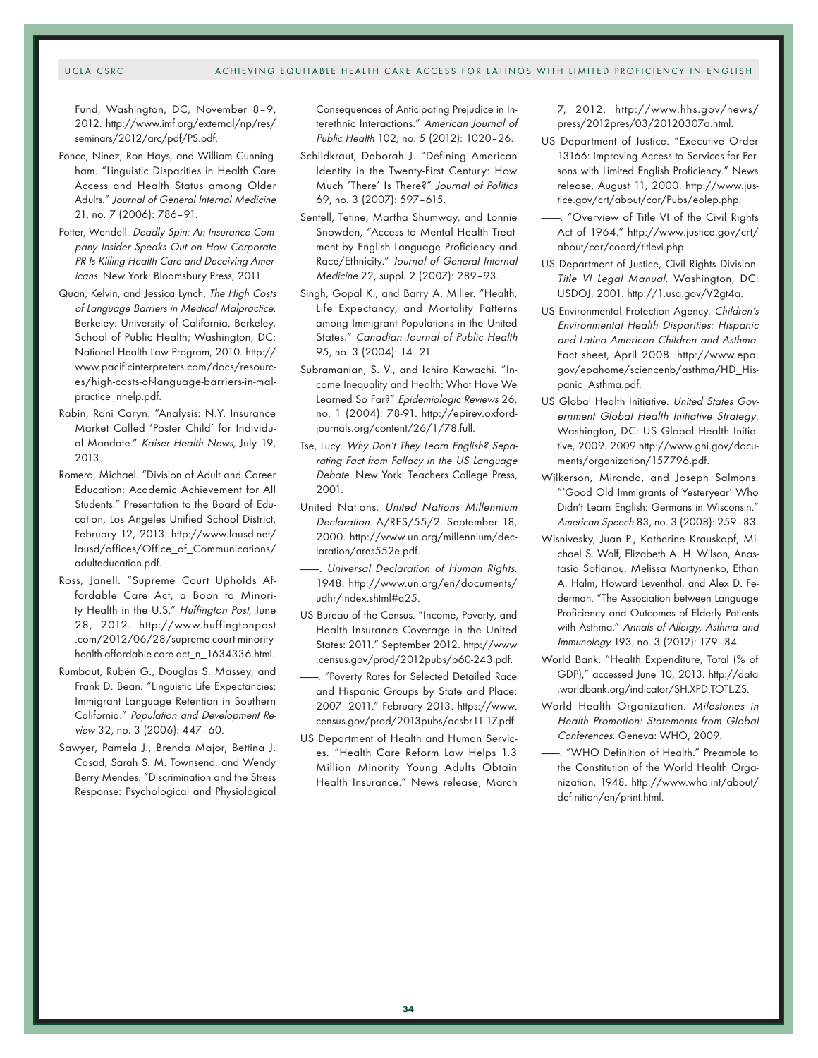Fund, Washington, DC, November 8–9, 2012. http://www.imf.org/external/np/res/seminars/2012/arc/pdf/PS.pdf.

Ponce, Ninez, Ron Hays, and William Cunningham. "Linguistic Disparities in Health Care Access and Health Status among Older Adults." *Journal of General Internal Medicine* 21, no. 7 (2006): 786–91.

Potter, Wendell. *Deadly Spin: An Insurance Company Insider Speaks Out on How Corporate PR Is Killing Health Care and Deceiving Americans.* New York: Bloomsbury Press, 2011.

Quan, Kelvin, and Jessica Lynch. *The High Costs of Language Barriers in Medical Malpractice*. Berkeley: University of California, Berkeley, School of Public Health; Washington, DC: National Health Law Program, 2010. http://www.pacificinterpreters.com/docs/resources/high-costs-of-language-barriers-in-malpractice_nhelp.pdf.

Rabin, Roni Caryn. "Analysis: N.Y. Insurance Market Called 'Poster Child' for Individual Mandate." *Kaiser Health News,* July 19, 2013.

Romero, Michael. "Division of Adult and Career Education: Academic Achievement for All Students." Presentation to the Board of Education, Los Angeles Unified School District, February 12, 2013. http://www.lausd.net/lausd/offices/Office_of_Communications/adulteducation.pdf.

Ross, Janell. "Supreme Court Upholds Affordable Care Act, a Boon to Minority Health in the U.S." *Huffington Post*, June 28, 2012. http://www.huffingtonpost.com/2012/06/28/supreme-court-minority-health-affordable-care-act_n_1634336.html.

Rumbaut, Rubén G., Douglas S. Massey, and Frank D. Bean. "Linguistic Life Expectancies: Immigrant Language Retention in Southern California." *Population and Development Review* 32, no. 3 (2006): 447–60.

Sawyer, Pamela J., Brenda Major, Bettina J. Casad, Sarah S. M. Townsend, and Wendy Berry Mendes. "Discrimination and the Stress Response: Psychological and Physiological Consequences of Anticipating Prejudice in Interethnic Interactions." *American Journal of Public Health* 102, no. 5 (2012): 1020–26.

Schildkraut, Deborah J. "Defining American Identity in the Twenty-First Century: How Much 'There' Is There?" *Journal of Politics* 69, no. 3 (2007): 597–615.

Sentell, Tetine, Martha Shumway, and Lonnie Snowden, "Access to Mental Health Treatment by English Language Proficiency and Race/Ethnicity." *Journal of General Internal Medicine* 22, suppl. 2 (2007): 289–93.

Singh, Gopal K., and Barry A. Miller. "Health, Life Expectancy, and Mortality Patterns among Immigrant Populations in the United States." *Canadian Journal of Public Health* 95, no. 3 (2004): 14–21.

Subramanian, S. V., and Ichiro Kawachi. "Income Inequality and Health: What Have We Learned So Far?" *Epidemiologic Reviews* 26, no. 1 (2004): 78-91. http://epirev.oxfordjournals.org/content/26/1/78.full.

Tse, Lucy. *Why Don't They Learn English? Separating Fact from Fallacy in the US Language Debate*. New York: Teachers College Press, 2001.

United Nations. *United Nations Millennium Declaration*. A/RES/55/2. September 18, 2000. http://www.un.org/millennium/declaration/ares552e.pdf.

——. *Universal Declaration of Human Rights*. 1948. http://www.un.org/en/documents/udhr/index.shtml#a25.

US Bureau of the Census. "Income, Poverty, and Health Insurance Coverage in the United States: 2011." September 2012. http://www.census.gov/prod/2012pubs/p60-243.pdf.

——. "Poverty Rates for Selected Detailed Race and Hispanic Groups by State and Place: 2007–2011." February 2013. https://www.census.gov/prod/2013pubs/acsbr11-17.pdf.

US Department of Health and Human Services. "Health Care Reform Law Helps 1.3 Million Minority Young Adults Obtain Health Insurance." News release, March 7, 2012. http://www.hhs.gov/news/press/2012pres/03/20120307a.html.

US Department of Justice. "Executive Order 13166: Improving Access to Services for Persons with Limited English Proficiency." News release, August 11, 2000. http://www.justice.gov/crt/about/cor/Pubs/eolep.php.

——. "Overview of Title VI of the Civil Rights Act of 1964." http://www.justice.gov/crt/about/cor/coord/titlevi.php.

US Department of Justice, Civil Rights Division. *Title VI Legal Manual.* Washington, DC: USDOJ, 2001. http://1.usa.gov/V2gt4a.

US Environmental Protection Agency. *Children's Environmental Health Disparities: Hispanic and Latino American Children and Asthma.* Fact sheet, April 2008. http://www.epa.gov/epahome/sciencenb/asthma/HD_Hispanic_Asthma.pdf.

US Global Health Initiative. *United States Government Global Health Initiative Strategy*. Washington, DC: US Global Health Initiative, 2009. 2009.http://www.ghi.gov/documents/organization/157796.pdf.

Wilkerson, Miranda, and Joseph Salmons. "'Good Old Immigrants of Yesteryear' Who Didn't Learn English: Germans in Wisconsin." *American Speech* 83, no. 3 (2008): 259–83.

Wisnivesky, Juan P., Katherine Krauskopf, Michael S. Wolf, Elizabeth A. H. Wilson, Anastasia Sofianou, Melissa Martynenko, Ethan A. Halm, Howard Leventhal, and Alex D. Federman. "The Association between Language Proficiency and Outcomes of Elderly Patients with Asthma." *Annals of Allergy, Asthma and Immunology* 193, no. 3 (2012): 179–84.

World Bank. "Health Expenditure, Total (% of GDP)," accessed June 10, 2013. http://data.worldbank.org/indicator/SH.XPD.TOTL.ZS.

World Health Organization. *Milestones in Health Promotion: Statements from Global Conferences*. Geneva: WHO, 2009.

——. "WHO Definition of Health." Preamble to the Constitution of the World Health Organization, 1948. http://www.who.int/about/definition/en/print.html.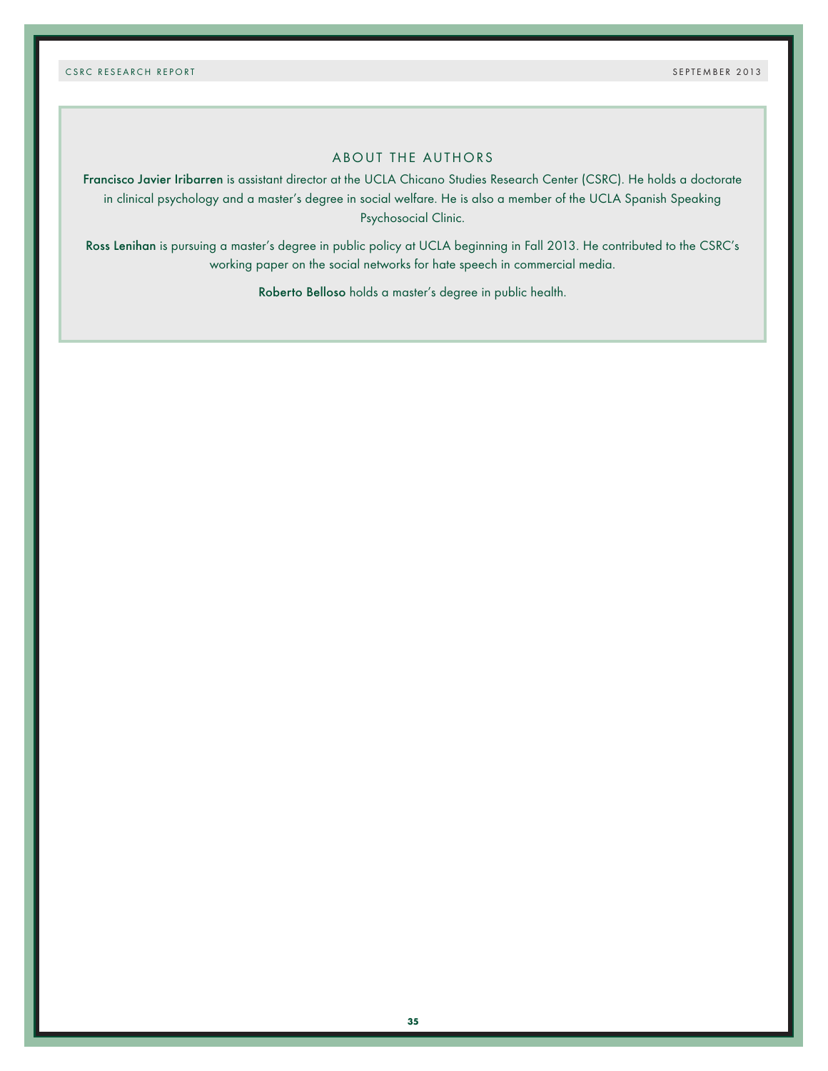## ABOUT THE AUTHORS

**Francisco Javier Iribarren** is assistant director at the UCLA Chicano Studies Research Center (CSRC). He holds a doctorate in clinical psychology and a master's degree in social welfare. He is also a member of the UCLA Spanish Speaking Psychosocial Clinic.

**Ross Lenihan** is pursuing a master's degree in public policy at UCLA beginning in Fall 2013. He contributed to the CSRC's working paper on the social networks for hate speech in commercial media.

**Roberto Belloso** holds a master's degree in public health.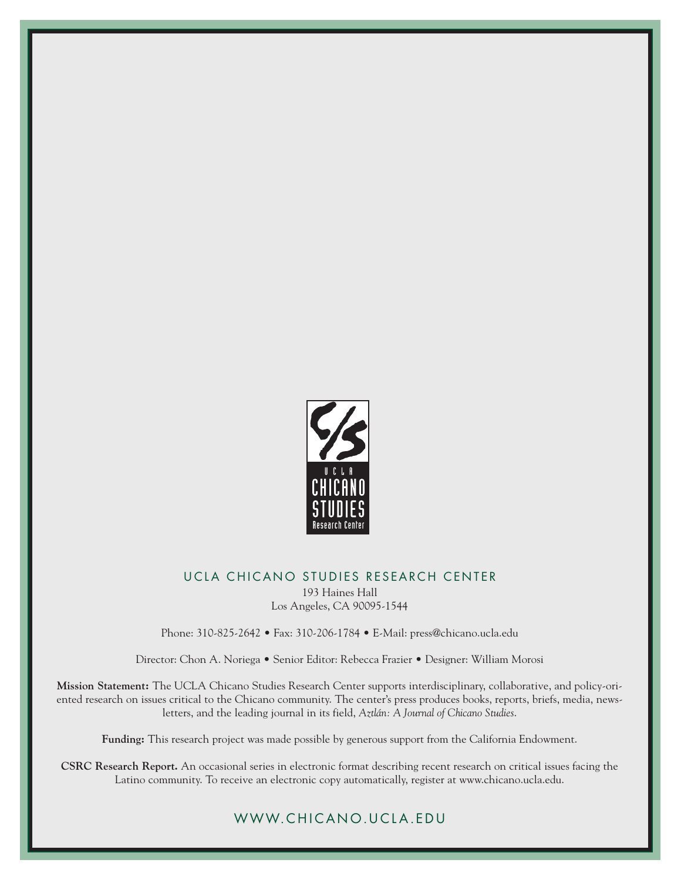UCLA CHICANO STUDIES RESEARCH CENTER

193 Haines Hall
Los Angeles, CA 90095-1544

Phone: 310-825-2642 • Fax: 310-206-1784 • E-Mail: press@chicano.ucla.edu

Director: Chon A. Noriega • Senior Editor: Rebecca Frazier • Designer: William Morosi

**Mission Statement:** The UCLA Chicano Studies Research Center supports interdisciplinary, collaborative, and policy-oriented research on issues critical to the Chicano community. The center's press produces books, reports, briefs, media, newsletters, and the leading journal in its field, *Aztlán: A Journal of Chicano Studies*.

**Funding:** This research project was made possible by generous support from the California Endowment.

**CSRC Research Report.** An occasional series in electronic format describing recent research on critical issues facing the Latino community. To receive an electronic copy automatically, register at www.chicano.ucla.edu.

WWW.CHICANO.UCLA.EDU